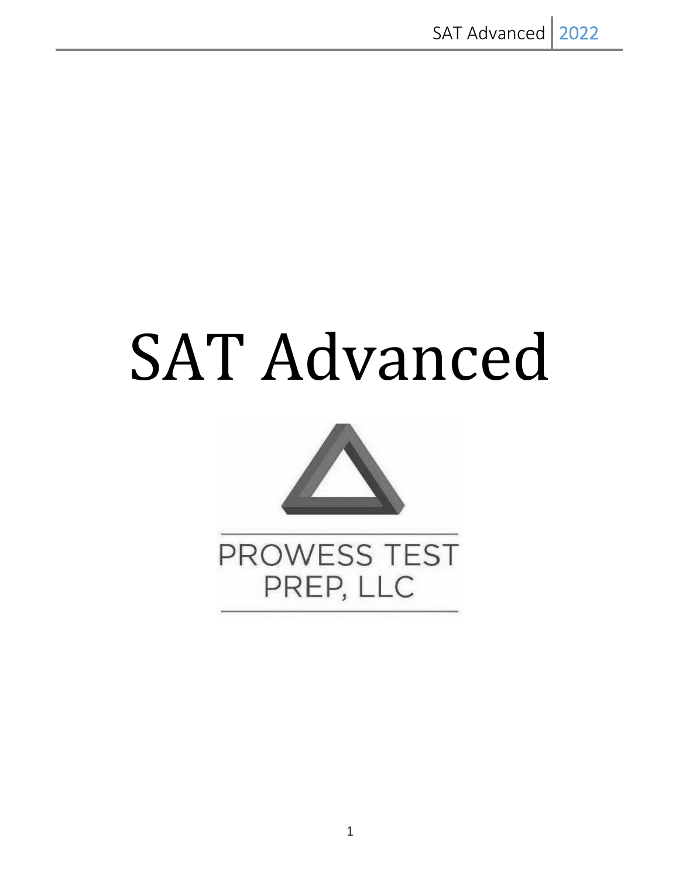# SAT Advanced

PROWESS TEST PREP, LLC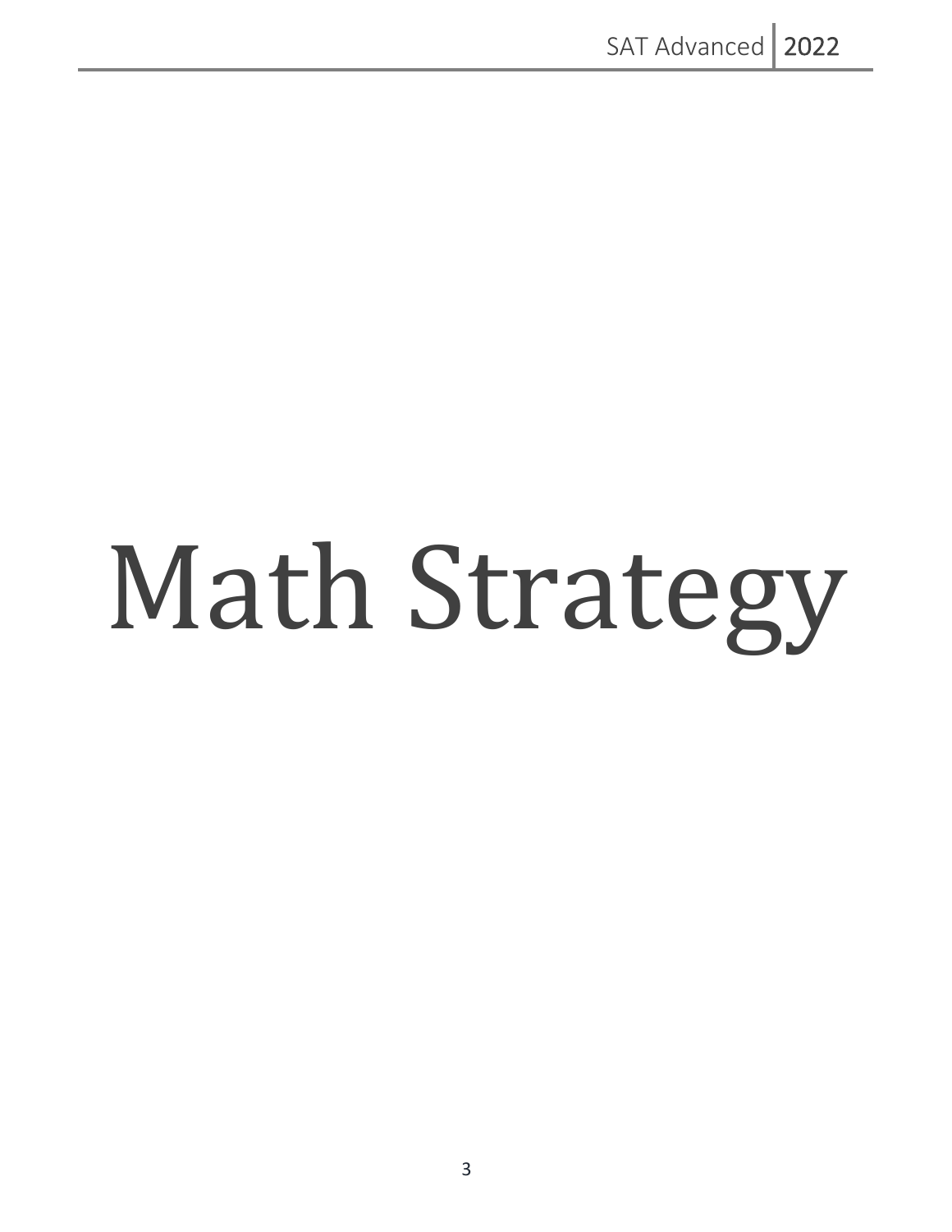# Math Strategy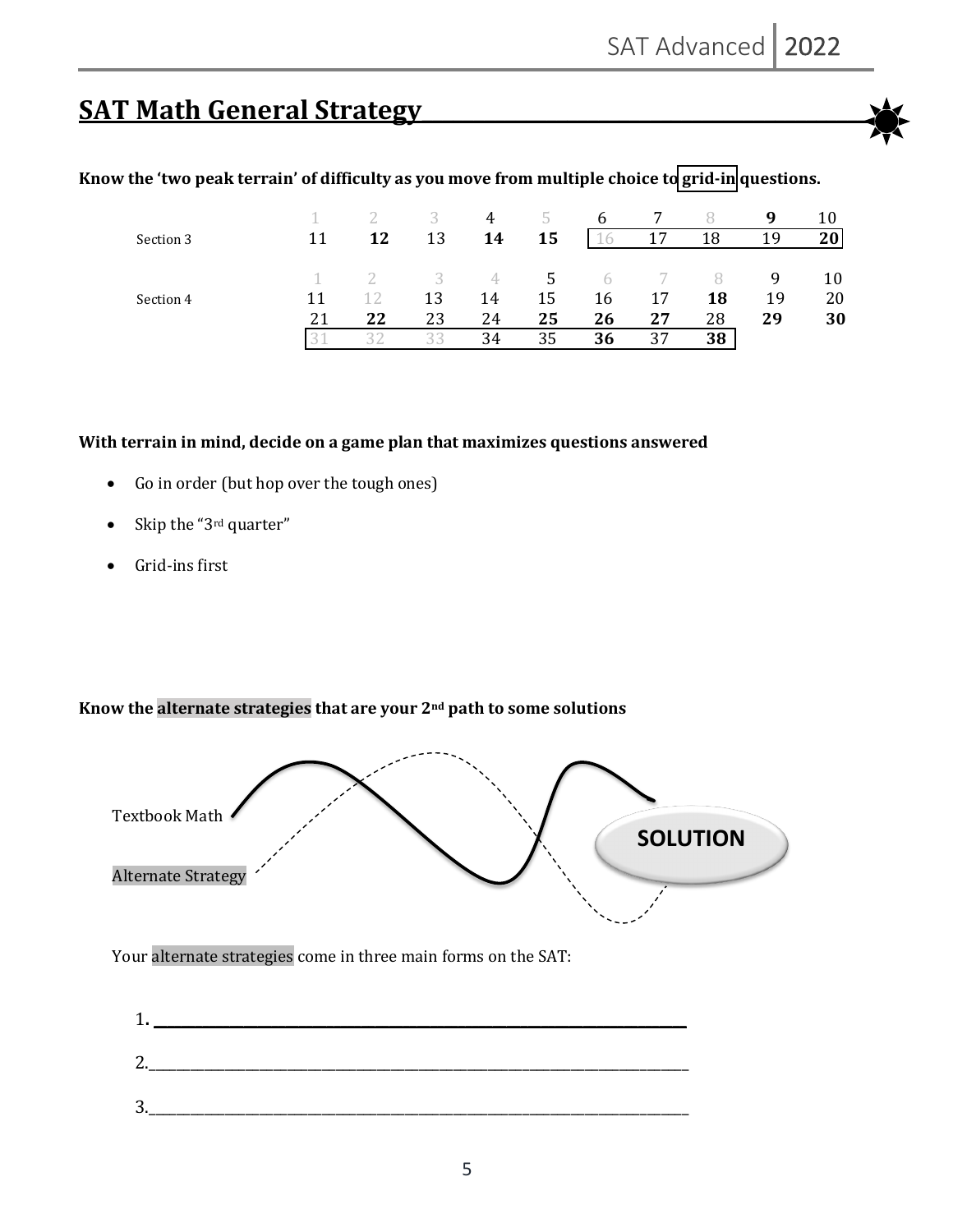## SAT Math General Strategy

**Know the 'two peak terrain' of difficulty as you move from multiple choice to grid-in questions.**

| | | | | | | | | | | |
|---|---|---|---|---|---|---|---|---|---|---|
| | 1 | 2 | 3 | 4 | 5 | 6 | 7 | 8 | **9** | 10 |
| Section 3 | 11 | **12** | 13 | **14** | **15** | 16 | 17 | 18 | 19 | **20** |
| | | | | | | | | | | |
| | 1 | 2 | 3 | 4 | **5** | 6 | 7 | 8 | 9 | 10 |
| Section 4 | 11 | 12 | 13 | 14 | 15 | 16 | 17 | **18** | 19 | 20 |
| | 21 | **22** | 23 | 24 | **25** | **26** | **27** | 28 | **29** | **30** |
| | 31 | 32 | 33 | 34 | 35 | **36** | 37 | **38** | | |

**With terrain in mind, decide on a game plan that maximizes questions answered**

- Go in order (but hop over the tough ones)
- Skip the "3rd quarter"
- Grid-ins first

**Know the alternate strategies that are your 2nd path to some solutions**

Textbook Math

Alternate Strategy

SOLUTION

Your alternate strategies come in three main forms on the SAT:

1. \_\_\_\_\_\_\_\_\_\_\_\_\_\_\_\_\_\_\_\_\_\_\_\_\_\_\_\_\_\_\_\_\_\_\_\_\_\_\_\_

2. \_\_\_\_\_\_\_\_\_\_\_\_\_\_\_\_\_\_\_\_\_\_\_\_\_\_\_\_\_\_\_\_\_\_\_\_\_\_\_\_

3. \_\_\_\_\_\_\_\_\_\_\_\_\_\_\_\_\_\_\_\_\_\_\_\_\_\_\_\_\_\_\_\_\_\_\_\_\_\_\_\_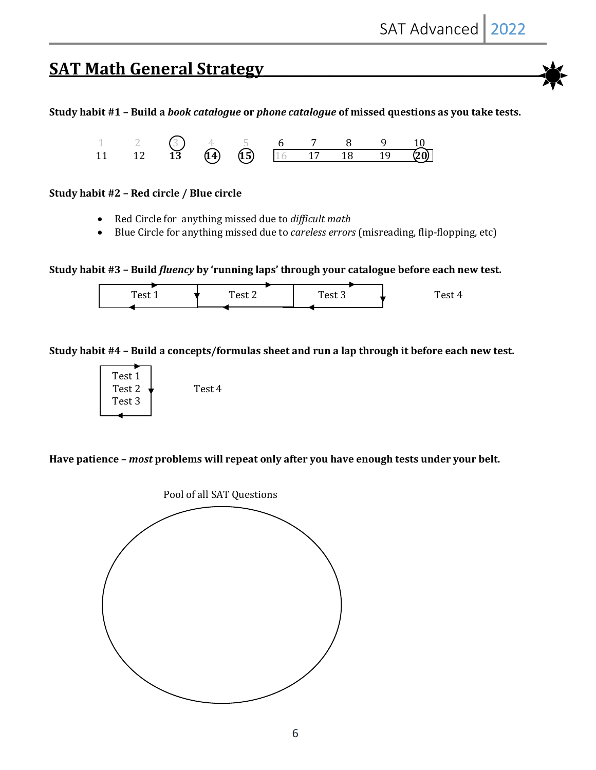## SAT Math General Strategy

**Study habit #1 – Build a *book catalogue* or *phone catalogue* of missed questions as you take tests.**

| | | | | | | | | | |
|---|---|---|---|---|---|---|---|---|---|
| 1 | 2 | (3) | 4 | 5 | 6 | 7 | 8 | 9 | 10 |
| 11 | 12 | **13** | **(14)** | **(15)** | 16 | 17 | 18 | 19 | **(20)** |

**Study habit #2 – Red circle / Blue circle**

- Red Circle for anything missed due to *difficult math*
- Blue Circle for anything missed due to *careless errors* (misreading, flip-flopping, etc)

**Study habit #3 – Build *fluency* by 'running laps' through your catalogue before each new test.**

Test 1 → Test 2 → Test 3 → Test 4

**Study habit #4 – Build a concepts/formulas sheet and run a lap through it before each new test.**

Test 1
Test 2
Test 3

Test 4

**Have patience – *most* problems will repeat only after you have enough tests under your belt.**

Pool of all SAT Questions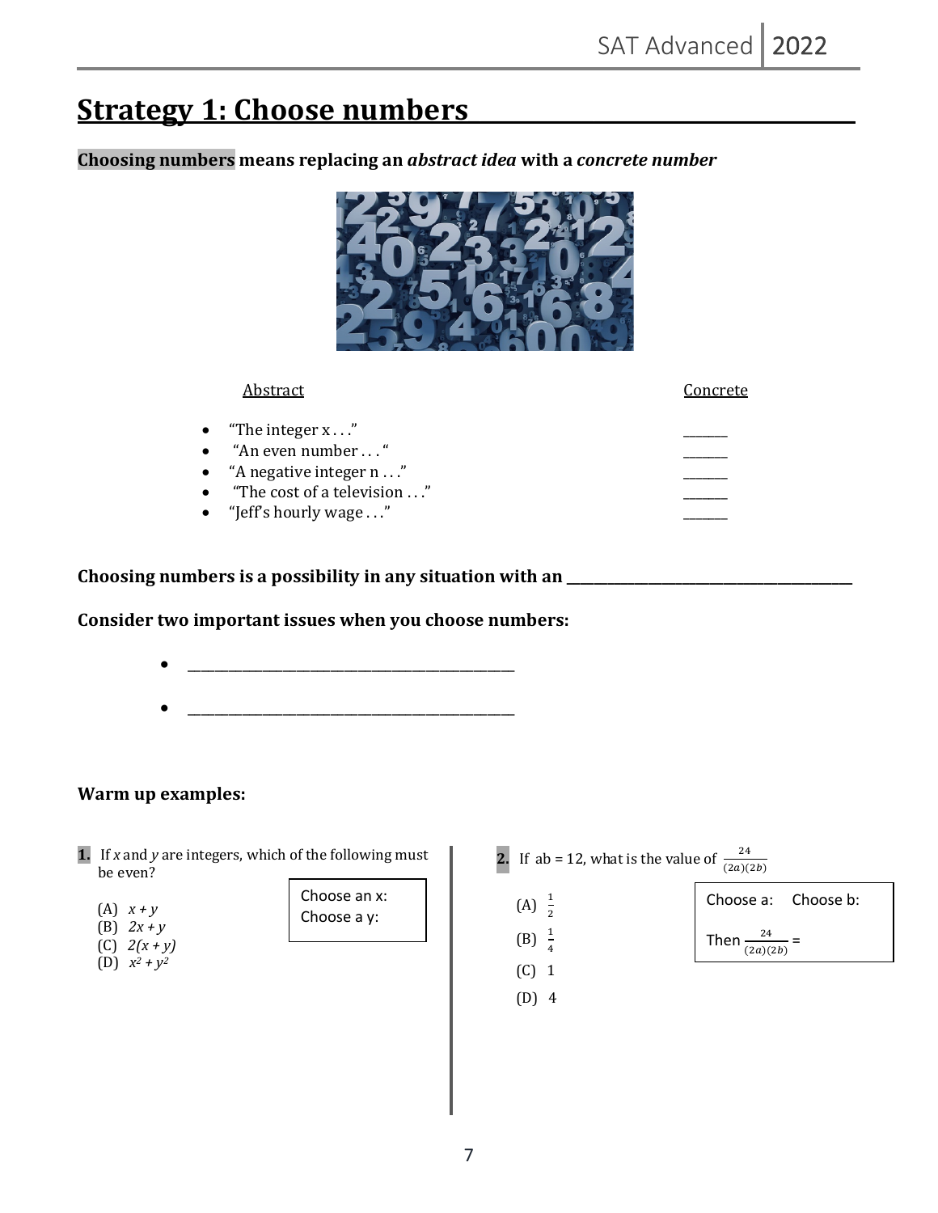# Strategy 1: Choose numbers

**Choosing numbers means replacing an *abstract idea* with a *concrete number***

| Abstract | Concrete |
| --- | --- |
| “The integer x . . .” | _______ |
| “An even number . . . “ | _______ |
| “A negative integer n . . .” | _______ |
| “The cost of a television . . .” | _______ |
| “Jeff’s hourly wage . . .” | _______ |

**Choosing numbers is a possibility in any situation with an ________________________________________**

**Consider two important issues when you choose numbers:**

- ________________________________________________
- ________________________________________________

**Warm up examples:**

**1.** If $x$ and $y$ are integers, which of the following must be even?

(A) $x + y$
(B) $2x + y$
(C) $2(x + y)$
(D) $x^2 + y^2$

> Choose an x:
> Choose a y:

**2.** If ab = 12, what is the value of $\frac{24}{(2a)(2b)}$

(A) $\frac{1}{2}$

(B) $\frac{1}{4}$

(C) 1

(D) 4

> Choose a: Choose b:
>
> Then $\frac{24}{(2a)(2b)}$ =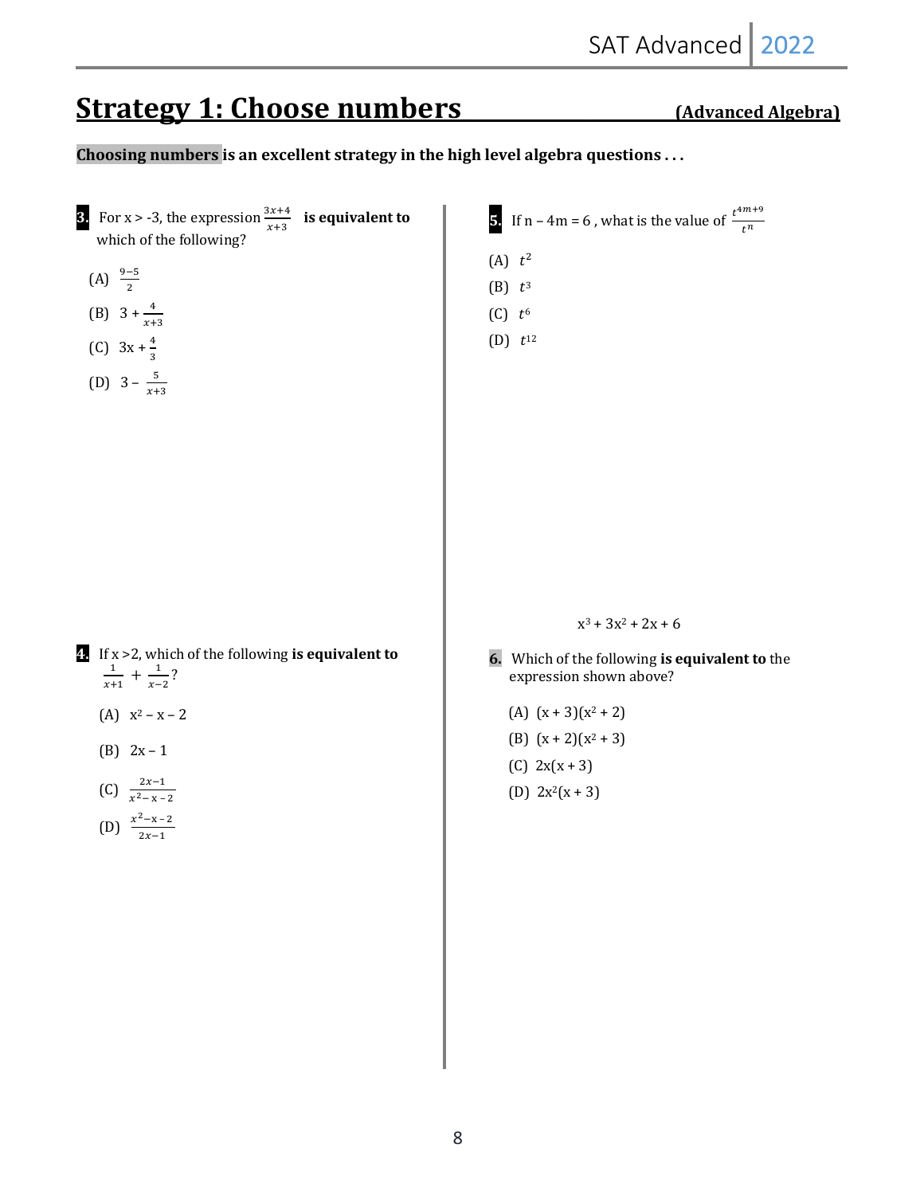## Strategy 1: Choose numbers **(Advanced Algebra)**

**Choosing numbers is an excellent strategy in the high level algebra questions . . .**

**3.** For $x > -3$, the expression $\frac{3x+4}{x+3}$ **is equivalent to** which of the following?

(A) $\frac{9-5}{2}$

(B) $3 + \frac{4}{x+3}$

(C) $3x + \frac{4}{3}$

(D) $3 - \frac{5}{x+3}$

**4.** If $x > 2$, which of the following **is equivalent to** $\frac{1}{x+1} + \frac{1}{x-2}$?

(A) $x^2 - x - 2$

(B) $2x - 1$

(C) $\frac{2x-1}{x^2 - x - 2}$

(D) $\frac{x^2 - x - 2}{2x-1}$

**5.** If $n - 4m = 6$, what is the value of $\frac{t^{4m+9}}{t^n}$

(A) $t^2$

(B) $t^3$

(C) $t^6$

(D) $t^{12}$

$$x^3 + 3x^2 + 2x + 6$$

**6.** Which of the following **is equivalent to** the expression shown above?

(A) $(x + 3)(x^2 + 2)$

(B) $(x + 2)(x^2 + 3)$

(C) $2x(x + 3)$

(D) $2x^2(x + 3)$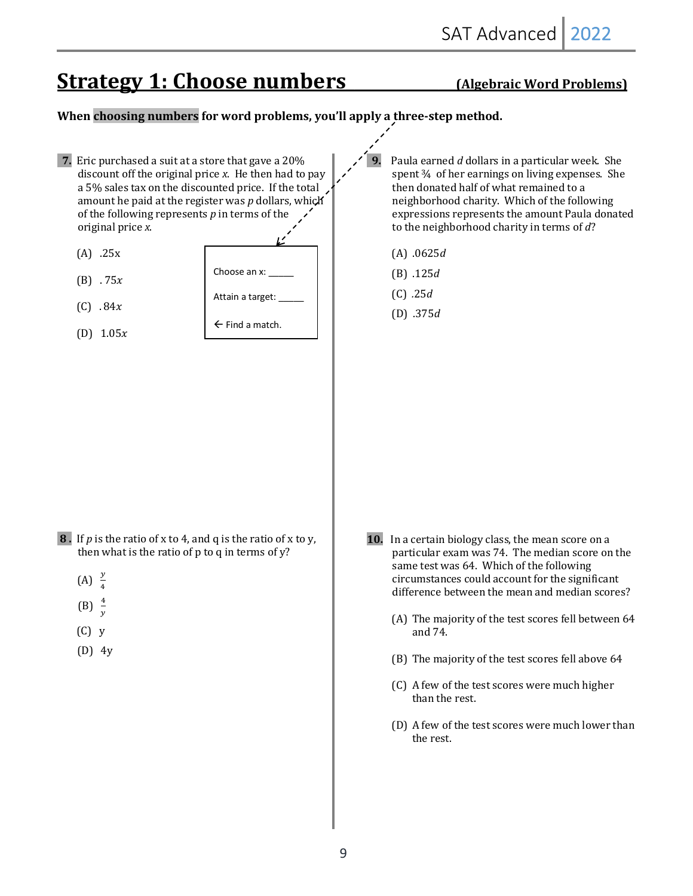## Strategy 1: Choose numbers (Algebraic Word Problems)

**When choosing numbers for word problems, you'll apply a three-step method.**

**7.** Eric purchased a suit at a store that gave a 20% discount off the original price *x*. He then had to pay a 5% sales tax on the discounted price. If the total amount he paid at the register was *p* dollars, which of the following represents *p* in terms of the original price *x*.

(A) .25x

(B) $.75x$

(C) $.84x$

(D) $1.05x$

Choose an x: _____

Attain a target: _____

← Find a match.

**8.** If *p* is the ratio of x to 4, and q is the ratio of x to y, then what is the ratio of p to q in terms of y?

(A) $\frac{y}{4}$

(B) $\frac{4}{y}$

(C) y

(D) 4y

**9.** Paula earned *d* dollars in a particular week. She spent ¾ of her earnings on living expenses. She then donated half of what remained to a neighborhood charity. Which of the following expressions represents the amount Paula donated to the neighborhood charity in terms of *d*?

(A) $.0625d$

(B) $.125d$

(C) $.25d$

(D) $.375d$

**10.** In a certain biology class, the mean score on a particular exam was 74. The median score on the same test was 64. Which of the following circumstances could account for the significant difference between the mean and median scores?

(A) The majority of the test scores fell between 64 and 74.

(B) The majority of the test scores fell above 64

(C) A few of the test scores were much higher than the rest.

(D) A few of the test scores were much lower than the rest.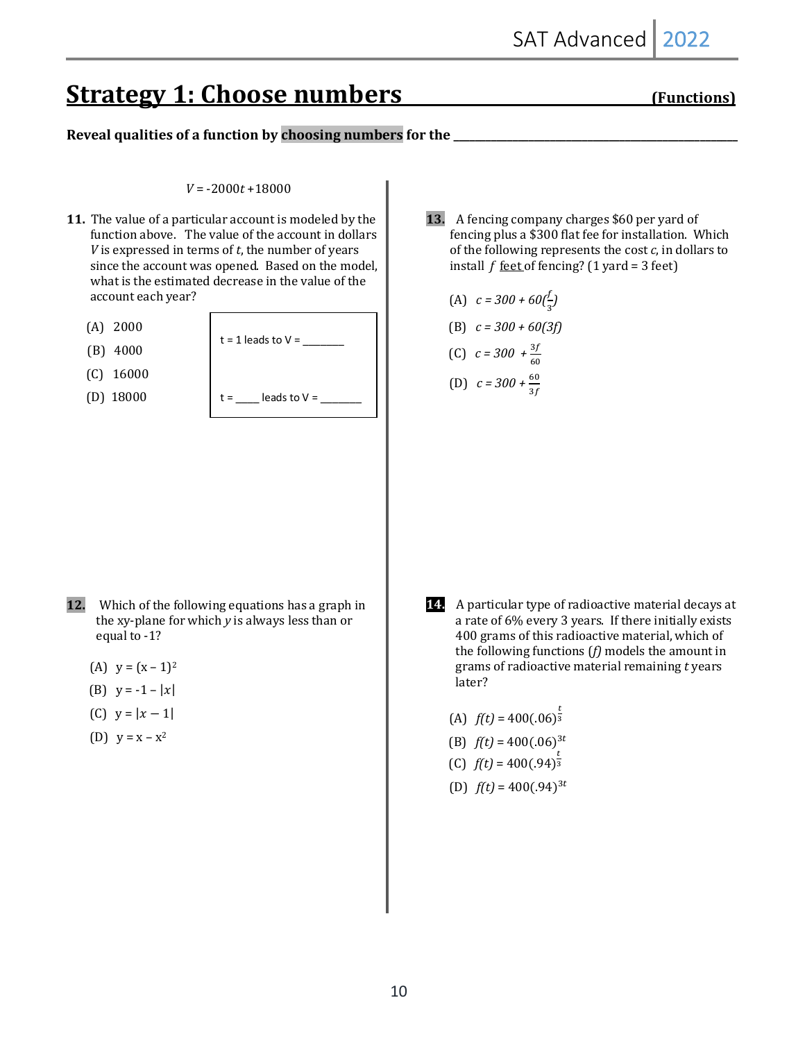# Strategy 1: Choose numbers (Functions)

**Reveal qualities of a function by choosing numbers for the \_\_\_\_\_\_\_\_\_\_\_\_\_\_\_\_\_\_\_\_\_\_\_\_\_\_\_\_**

$$V = -2000t + 18000$$

**11.** The value of a particular account is modeled by the function above. The value of the account in dollars $V$ is expressed in terms of $t$, the number of years since the account was opened. Based on the model, what is the estimated decrease in the value of the account each year?

(A) 2000

(B) 4000

(C) 16000

(D) 18000

t = 1 leads to V = \_\_\_\_\_\_\_\_

t = \_\_\_\_ leads to V = \_\_\_\_\_\_\_\_

**12.** Which of the following equations has a graph in the xy-plane for which $y$ is always less than or equal to -1?

(A) $y = (x - 1)^2$

(B) $y = -1 - |x|$

(C) $y = |x - 1|$

(D) $y = x - x^2$

**13.** A fencing company charges \$60 per yard of fencing plus a \$300 flat fee for installation. Which of the following represents the cost $c$, in dollars to install $f$ feet of fencing? (1 yard = 3 feet)

(A) $c = 300 + 60(\frac{f}{3})$

(B) $c = 300 + 60(3f)$

(C) $c = 300 + \frac{3f}{60}$

(D) $c = 300 + \frac{60}{3f}$

**14.** A particular type of radioactive material decays at a rate of 6% every 3 years. If there initially exists 400 grams of this radioactive material, which of the following functions $(f)$ models the amount in grams of radioactive material remaining $t$ years later?

(A) $f(t) = 400(.06)^{\frac{t}{3}}$

(B) $f(t) = 400(.06)^{3t}$

(C) $f(t) = 400(.94)^{\frac{t}{3}}$

(D) $f(t) = 400(.94)^{3t}$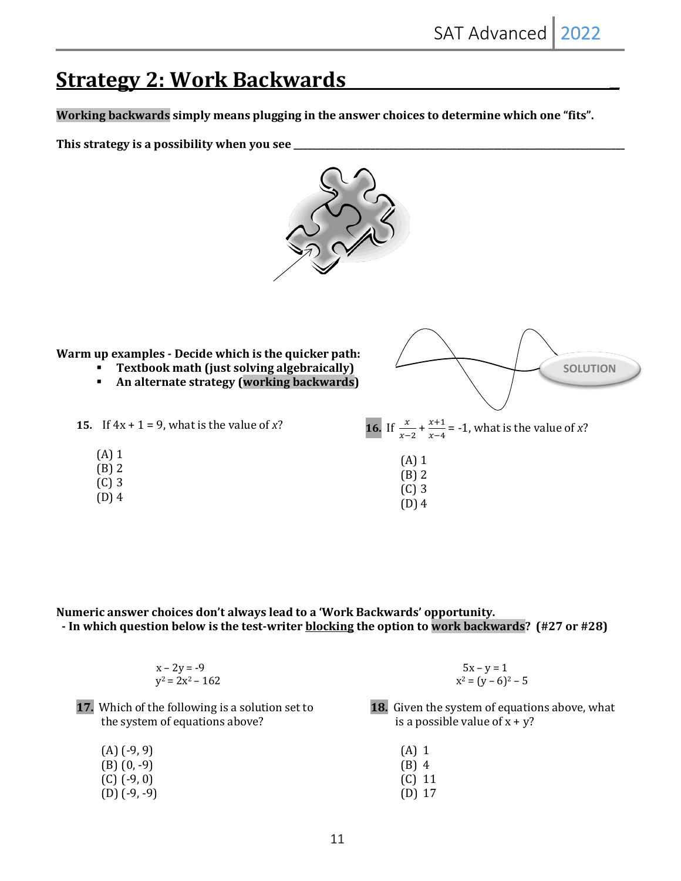# Strategy 2: Work Backwards

**Working backwards simply means plugging in the answer choices to determine which one "fits".**

**This strategy is a possibility when you see ______________________________**

**Warm up examples - Decide which is the quicker path:**

- **Textbook math (just solving algebraically)**
- **An alternate strategy (working backwards)**

SOLUTION

**15.** If $4x + 1 = 9$, what is the value of $x$?

(A) 1
(B) 2
(C) 3
(D) 4

**16.** If $\frac{x}{x-2} + \frac{x+1}{x-4} = -1$, what is the value of $x$?

(A) 1
(B) 2
(C) 3
(D) 4

**Numeric answer choices don't always lead to a 'Work Backwards' opportunity.**
**- In which question below is the test-writer blocking the option to work backwards? (#27 or #28)**

$$x - 2y = -9$$
$$y^2 = 2x^2 - 162$$

**17.** Which of the following is a solution set to the system of equations above?

(A) (-9, 9)
(B) (0, -9)
(C) (-9, 0)
(D) (-9, -9)

$$5x - y = 1$$
$$x^2 = (y - 6)^2 - 5$$

**18.** Given the system of equations above, what is a possible value of $x + y$?

(A) 1
(B) 4
(C) 11
(D) 17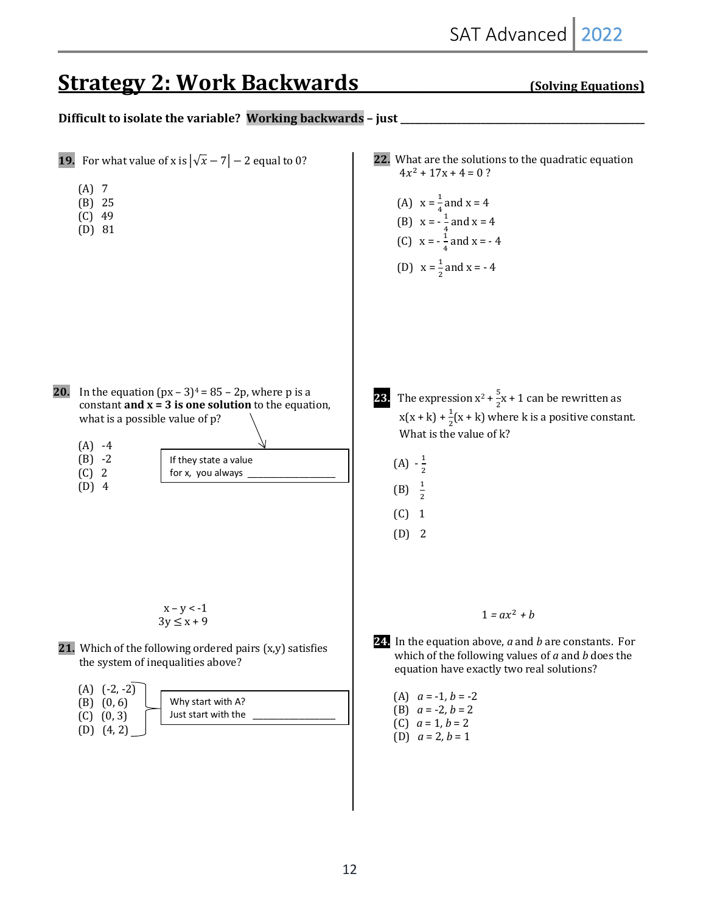# Strategy 2: Work Backwards

**(Solving Equations)**

**Difficult to isolate the variable? Working backwards – just ______________________________**

**19.** For what value of x is $|\sqrt{x} - 7| - 2$ equal to 0?

(A) 7
(B) 25
(C) 49
(D) 81

**20.** In the equation $(px - 3)^4 = 85 - 2p$, where p is a constant **and x = 3 is one solution** to the equation, what is a possible value of p?

(A) -4
(B) -2
(C) 2
(D) 4

If they state a value for x, you always ________________

$$x - y < -1$$
$$3y \leq x + 9$$

**21.** Which of the following ordered pairs (x,y) satisfies the system of inequalities above?

(A) (-2, -2)
(B) (0, 6)
(C) (0, 3)
(D) (4, 2)

Why start with A?
Just start with the ________________

**22.** What are the solutions to the quadratic equation $4x^2 + 17x + 4 = 0$ ?

(A) $x = \frac{1}{4}$ and $x = 4$
(B) $x = -\frac{1}{4}$ and $x = 4$
(C) $x = -\frac{1}{4}$ and $x = -4$
(D) $x = \frac{1}{2}$ and $x = -4$

**23.** The expression $x^2 + \frac{5}{2}x + 1$ can be rewritten as $x(x + k) + \frac{1}{2}(x + k)$ where k is a positive constant. What is the value of k?

(A) $-\frac{1}{2}$
(B) $\frac{1}{2}$
(C) 1
(D) 2

$$1 = ax^2 + b$$

**24.** In the equation above, $a$ and $b$ are constants. For which of the following values of $a$ and $b$ does the equation have exactly two real solutions?

(A) $a = -1, b = -2$
(B) $a = -2, b = 2$
(C) $a = 1, b = 2$
(D) $a = 2, b = 1$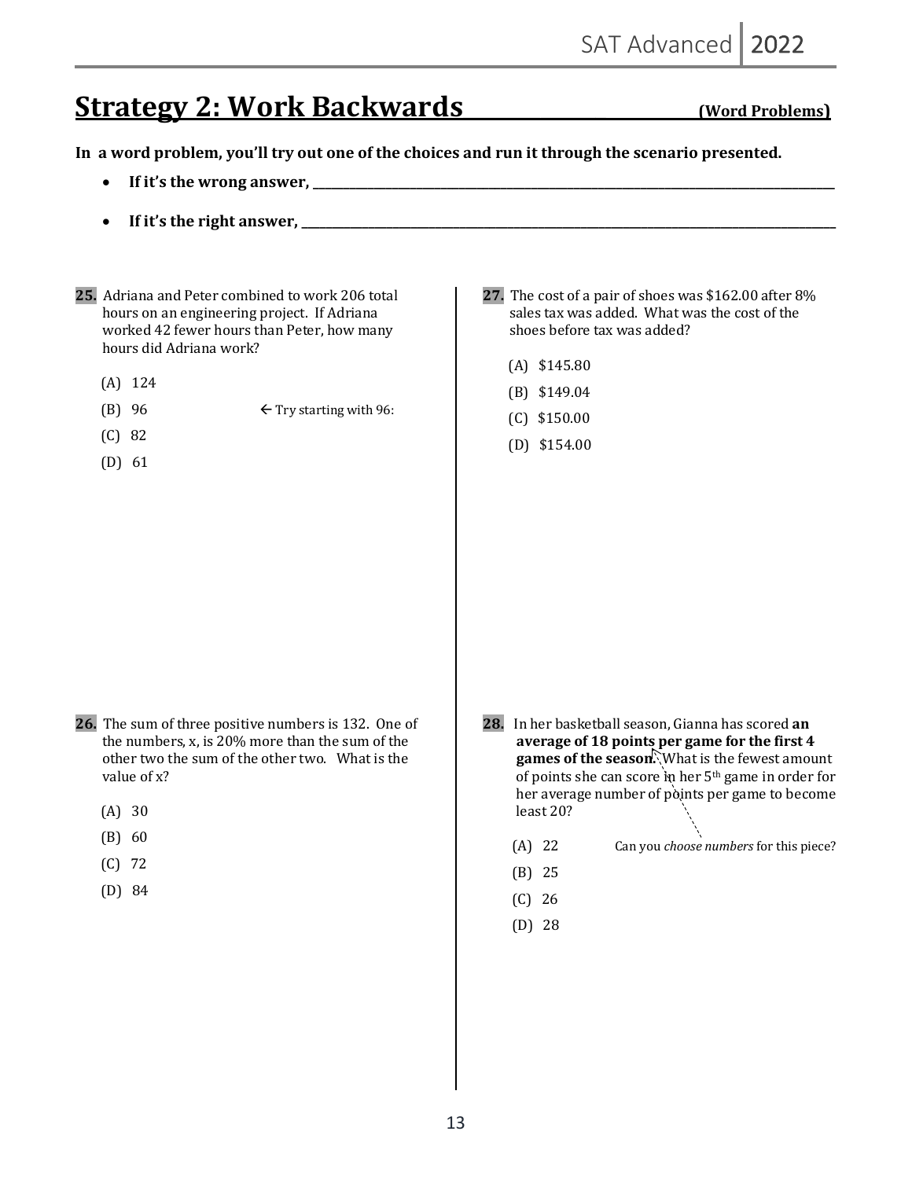# Strategy 2: Work Backwards (Word Problems)

**In a word problem, you'll try out one of the choices and run it through the scenario presented.**

- **If it's the wrong answer, ______________________________**
- **If it's the right answer, ______________________________**

**25.** Adriana and Peter combined to work 206 total hours on an engineering project. If Adriana worked 42 fewer hours than Peter, how many hours did Adriana work?

(A) 124

(B) 96 ← Try starting with 96:

(C) 82

(D) 61

**26.** The sum of three positive numbers is 132. One of the numbers, x, is 20% more than the sum of the other two the sum of the other two. What is the value of x?

(A) 30

(B) 60

(C) 72

(D) 84

**27.** The cost of a pair of shoes was $162.00 after 8% sales tax was added. What was the cost of the shoes before tax was added?

(A) $145.80

(B) $149.04

(C) $150.00

(D) $154.00

**28.** In her basketball season, Gianna has scored **an average of 18 points per game for the first 4 games of the season.** What is the fewest amount of points she can score in her 5th game in order for her average number of points per game to become least 20?

(A) 22 Can you *choose numbers* for this piece?

(B) 25

(C) 26

(D) 28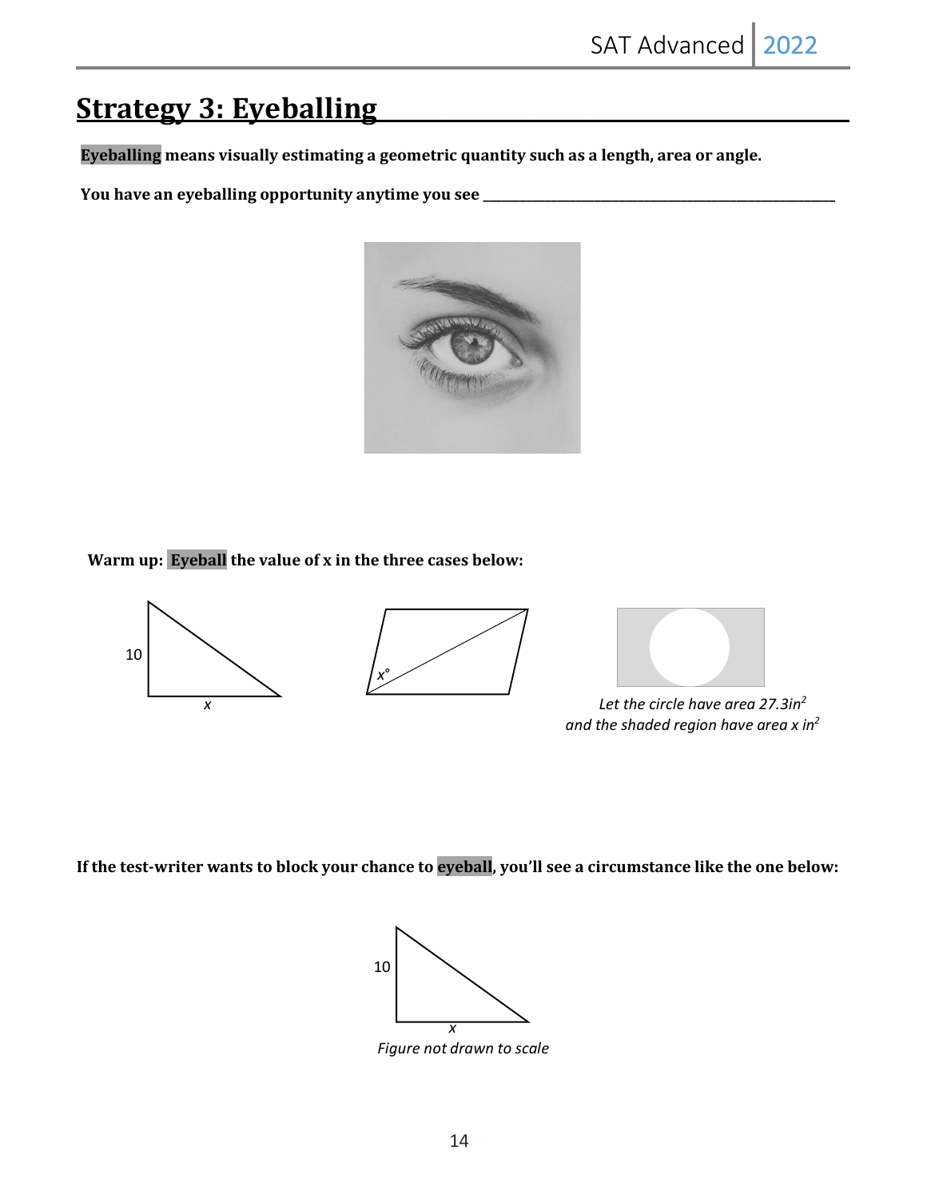# Strategy 3: Eyeballing

**Eyeballing means visually estimating a geometric quantity such as a length, area or angle.**

**You have an eyeballing opportunity anytime you see \_\_\_\_\_\_\_\_\_\_\_\_\_\_\_\_\_\_\_\_\_\_\_\_\_\_\_\_\_\_\_\_\_\_\_\_\_\_\_\_\_\_\_\_**

**Warm up: Eyeball the value of x in the three cases below:**

10

$x$

$x°$

*Let the circle have area 27.3in$^2$ and the shaded region have area x in$^2$*

**If the test-writer wants to block your chance to eyeball, you'll see a circumstance like the one below:**

10

$x$

*Figure not drawn to scale*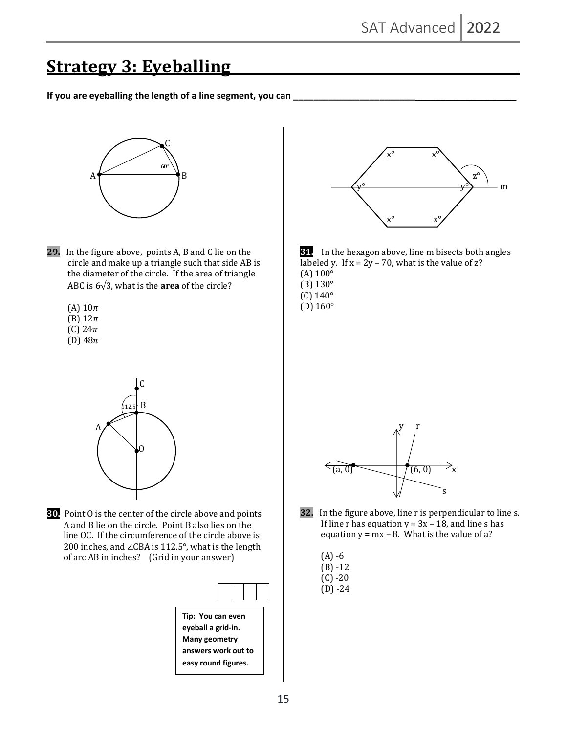# Strategy 3: Eyeballing

**If you are eyeballing the length of a line segment, you can \_\_\_\_\_\_\_\_\_\_\_\_\_\_\_\_\_\_\_\_\_\_\_\_\_\_\_\_\_\_\_\_\_\_\_\_\_\_\_\_\_\_\_\_\_**

**29.** In the figure above, points A, B and C lie on the circle and make up a triangle such that side AB is the diameter of the circle. If the area of triangle ABC is $6\sqrt{3}$, what is the **area** of the circle?

(A) $10\pi$
(B) $12\pi$
(C) $24\pi$
(D) $48\pi$

**30.** Point O is the center of the circle above and points A and B lie on the circle. Point B also lies on the line OC. If the circumference of the circle above is 200 inches, and ∠CBA is 112.5°, what is the length of arc AB in inches? (Grid in your answer)

**Tip: You can even eyeball a grid-in. Many geometry answers work out to easy round figures.**

**31.** In the hexagon above, line m bisects both angles labeled y. If $x = 2y - 70$, what is the value of z?
(A) 100°
(B) 130°
(C) 140°
(D) 160°

**32.** In the figure above, line r is perpendicular to line s. If line r has equation $y = 3x - 18$, and line s has equation $y = mx - 8$. What is the value of a?

(A) -6
(B) -12
(C) -20
(D) -24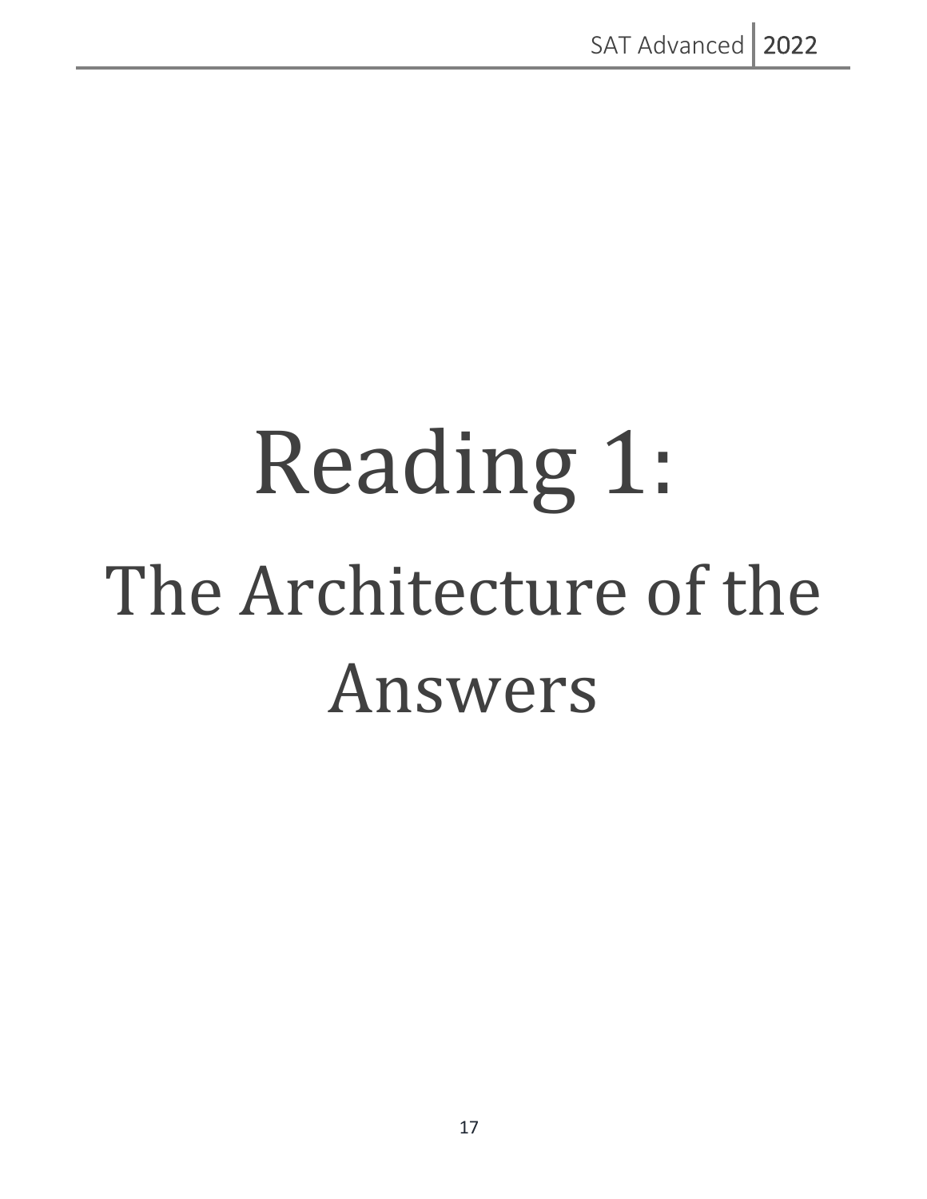# Reading 1:

# The Architecture of the Answers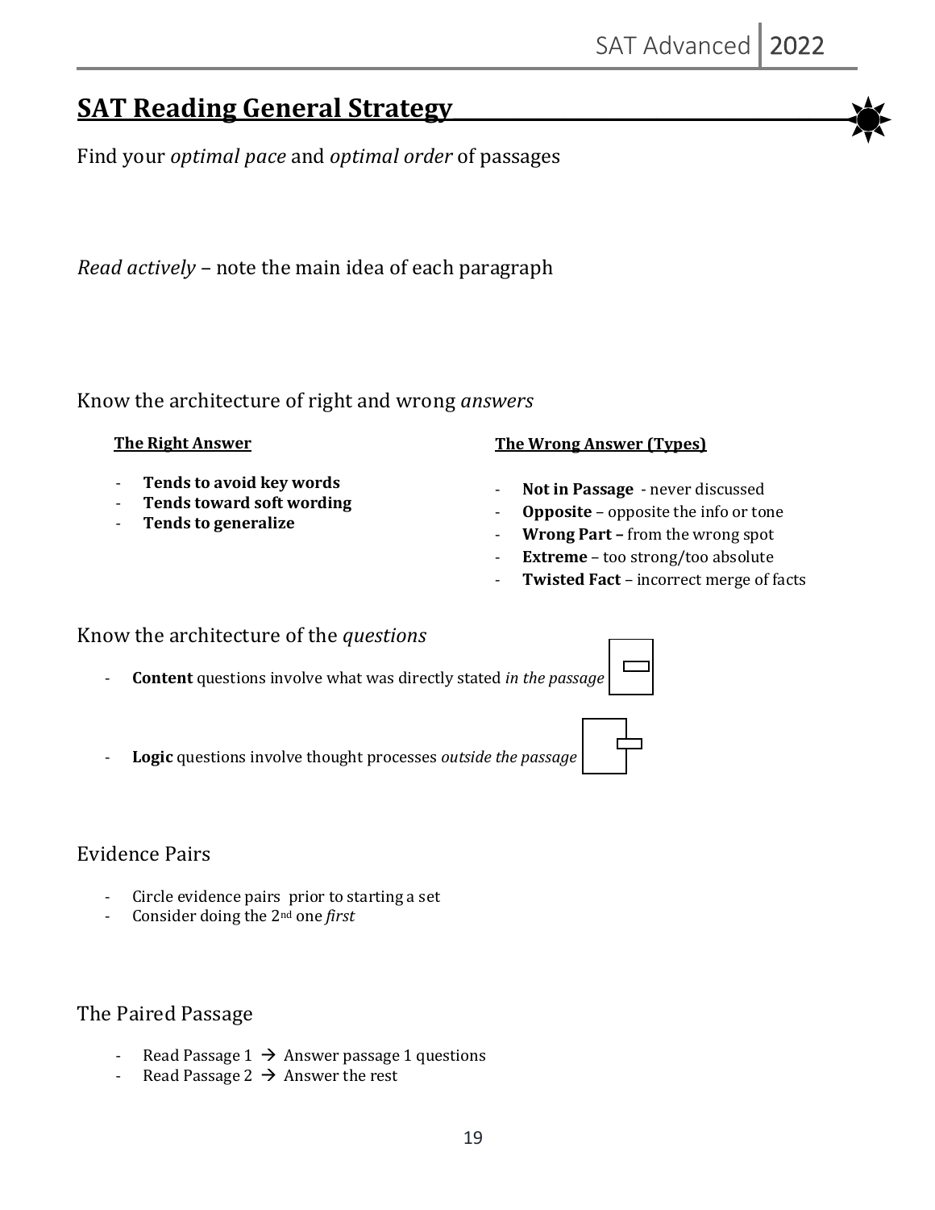## SAT Reading General Strategy

Find your *optimal pace* and *optimal order* of passages

*Read actively* – note the main idea of each paragraph

Know the architecture of right and wrong *answers*

**The Right Answer**

- **Tends to avoid key words**
- **Tends toward soft wording**
- **Tends to generalize**

**The Wrong Answer (Types)**

- **Not in Passage** - never discussed
- **Opposite** – opposite the info or tone
- **Wrong Part –** from the wrong spot
- **Extreme** – too strong/too absolute
- **Twisted Fact** – incorrect merge of facts

Know the architecture of the *questions*

- **Content** questions involve what was directly stated *in the passage*
- **Logic** questions involve thought processes *outside the passage*

Evidence Pairs

- Circle evidence pairs prior to starting a set
- Consider doing the 2nd one *first*

The Paired Passage

- Read Passage 1 → Answer passage 1 questions
- Read Passage 2 → Answer the rest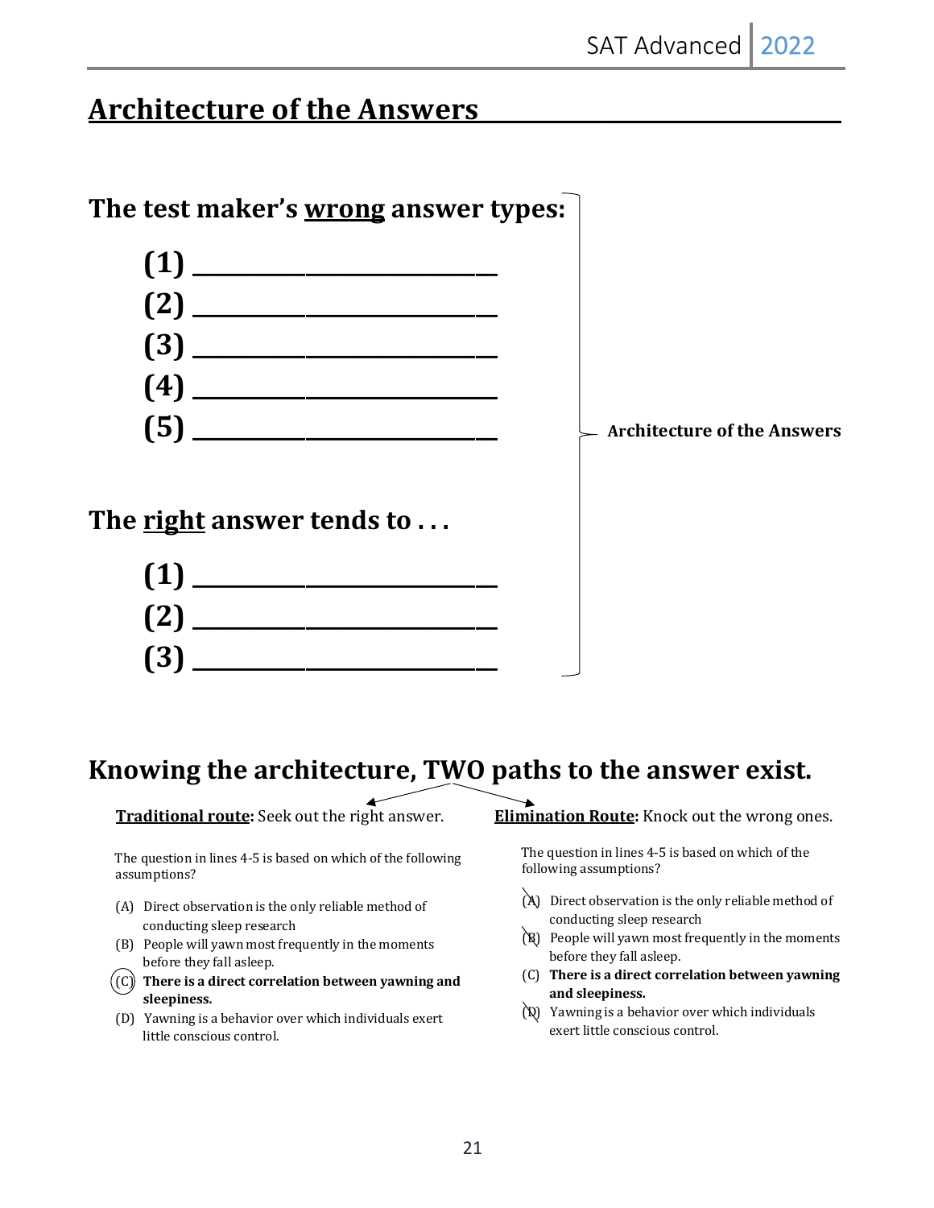# Architecture of the Answers

## The test maker's <u>wrong</u> answer types:

**(1)** ______________________

**(2)** ______________________

**(3)** ______________________

**(4)** ______________________

**(5)** ______________________

## The <u>right</u> answer tends to . . .

**(1)** ______________________

**(2)** ______________________

**(3)** ______________________

**Architecture of the Answers**

## Knowing the architecture, TWO paths to the answer exist.

**<u>Traditional route</u>:** Seek out the right answer.

The question in lines 4-5 is based on which of the following assumptions?

(A) Direct observation is the only reliable method of conducting sleep research

(B) People will yawn most frequently in the moments before they fall asleep.

(C) **There is a direct correlation between yawning and sleepiness.**

(D) Yawning is a behavior over which individuals exert little conscious control.

**<u>Elimination Route</u>:** Knock out the wrong ones.

The question in lines 4-5 is based on which of the following assumptions?

~~(A)~~ Direct observation is the only reliable method of conducting sleep research

~~(B)~~ People will yawn most frequently in the moments before they fall asleep.

(C) **There is a direct correlation between yawning and sleepiness.**

~~(D)~~ Yawning is a behavior over which individuals exert little conscious control.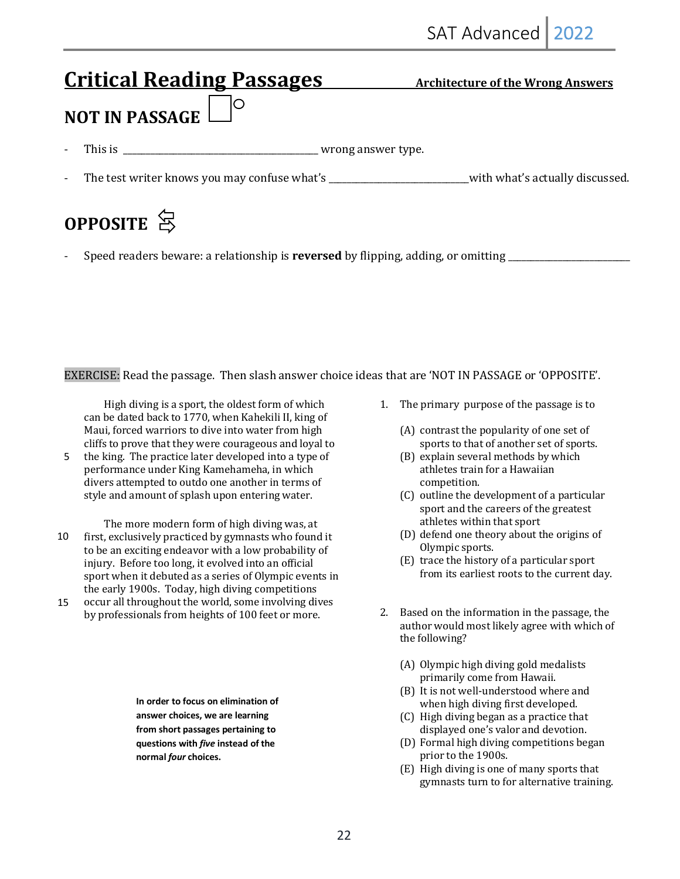# Critical Reading Passages

**Architecture of the Wrong Answers**

## NOT IN PASSAGE

- This is _______________________________ wrong answer type.
- The test writer knows you may confuse what's _______________________ with what's actually discussed.

## OPPOSITE

- Speed readers beware: a relationship is **reversed** by flipping, adding, or omitting ____________________

EXERCISE: Read the passage. Then slash answer choice ideas that are 'NOT IN PASSAGE or 'OPPOSITE'.

High diving is a sport, the oldest form of which can be dated back to 1770, when Kahekili II, king of Maui, forced warriors to dive into water from high cliffs to prove that they were courageous and loyal to the king. The practice later developed into a type of performance under King Kamehameha, in which divers attempted to outdo one another in terms of style and amount of splash upon entering water.

The more modern form of high diving was, at first, exclusively practiced by gymnasts who found it to be an exciting endeavor with a low probability of injury. Before too long, it evolved into an official sport when it debuted as a series of Olympic events in the early 1900s. Today, high diving competitions occur all throughout the world, some involving dives by professionals from heights of 100 feet or more.

**In order to focus on elimination of answer choices, we are learning from short passages pertaining to questions with *five* instead of the normal *four* choices.**

1. The primary purpose of the passage is to

   (A) contrast the popularity of one set of sports to that of another set of sports.
   (B) explain several methods by which athletes train for a Hawaiian competition.
   (C) outline the development of a particular sport and the careers of the greatest athletes within that sport
   (D) defend one theory about the origins of Olympic sports.
   (E) trace the history of a particular sport from its earliest roots to the current day.

2. Based on the information in the passage, the author would most likely agree with which of the following?

   (A) Olympic high diving gold medalists primarily come from Hawaii.
   (B) It is not well-understood where and when high diving first developed.
   (C) High diving began as a practice that displayed one's valor and devotion.
   (D) Formal high diving competitions began prior to the 1900s.
   (E) High diving is one of many sports that gymnasts turn to for alternative training.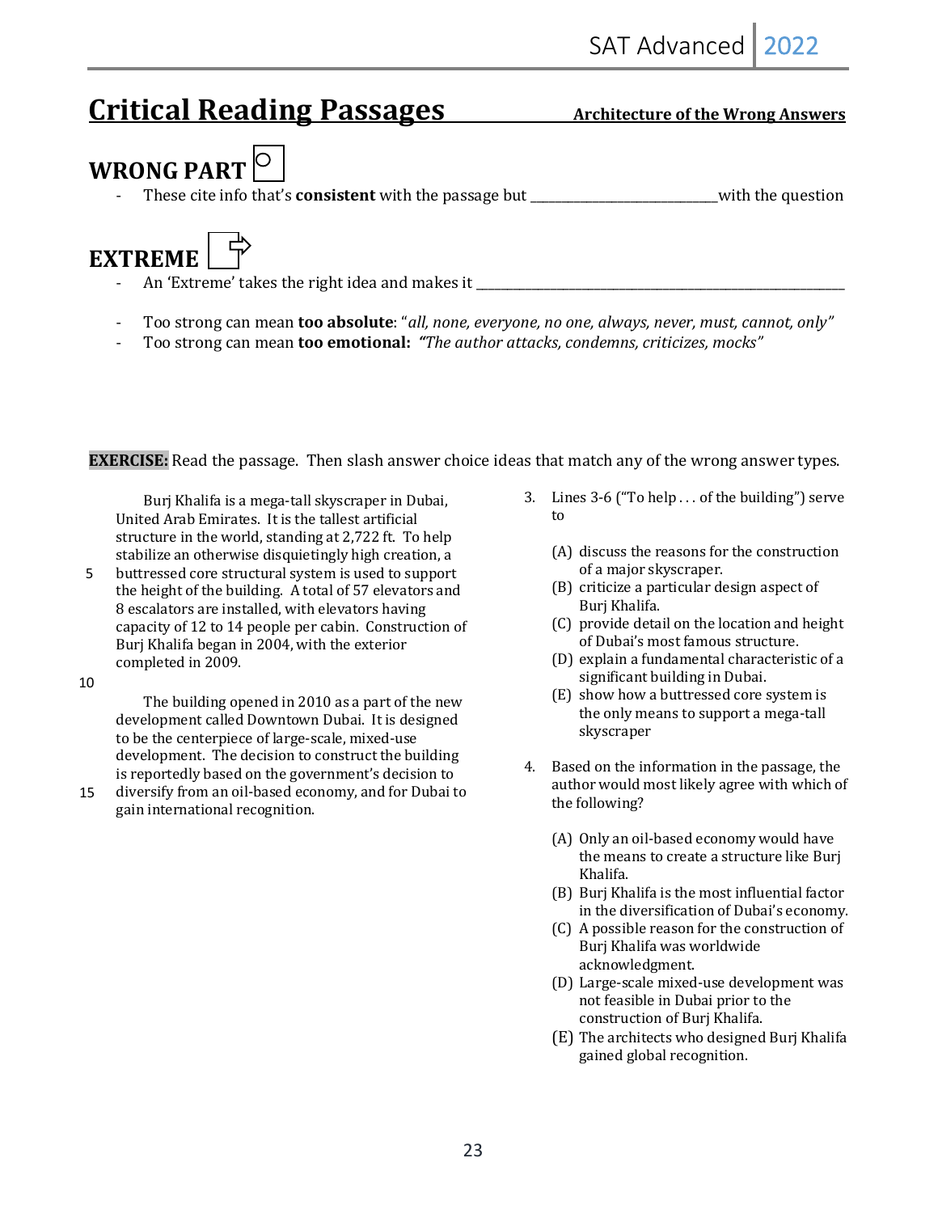# Critical Reading Passages

**Architecture of the Wrong Answers**

## WRONG PART

- These cite info that's **consistent** with the passage but ___________________________ with the question

## EXTREME

- An 'Extreme' takes the right idea and makes it ___________________________________________________________

- Too strong can mean **too absolute**: "*all, none, everyone, no one, always, never, must, cannot, only*"
- Too strong can mean **too emotional:** ***"****The author attacks, condemns, criticizes, mocks"*

**EXERCISE:** Read the passage. Then slash answer choice ideas that match any of the wrong answer types.

Burj Khalifa is a mega-tall skyscraper in Dubai, United Arab Emirates. It is the tallest artificial structure in the world, standing at 2,722 ft. To help stabilize an otherwise disquietingly high creation, a buttressed core structural system is used to support the height of the building. A total of 57 elevators and 8 escalators are installed, with elevators having capacity of 12 to 14 people per cabin. Construction of Burj Khalifa began in 2004, with the exterior completed in 2009.

The building opened in 2010 as a part of the new development called Downtown Dubai. It is designed to be the centerpiece of large-scale, mixed-use development. The decision to construct the building is reportedly based on the government's decision to diversify from an oil-based economy, and for Dubai to gain international recognition.

3. Lines 3-6 ("To help . . . of the building") serve to

   (A) discuss the reasons for the construction of a major skyscraper.
   (B) criticize a particular design aspect of Burj Khalifa.
   (C) provide detail on the location and height of Dubai's most famous structure.
   (D) explain a fundamental characteristic of a significant building in Dubai.
   (E) show how a buttressed core system is the only means to support a mega-tall skyscraper

4. Based on the information in the passage, the author would most likely agree with which of the following?

   (A) Only an oil-based economy would have the means to create a structure like Burj Khalifa.
   (B) Burj Khalifa is the most influential factor in the diversification of Dubai's economy.
   (C) A possible reason for the construction of Burj Khalifa was worldwide acknowledgment.
   (D) Large-scale mixed-use development was not feasible in Dubai prior to the construction of Burj Khalifa.
   (E) The architects who designed Burj Khalifa gained global recognition.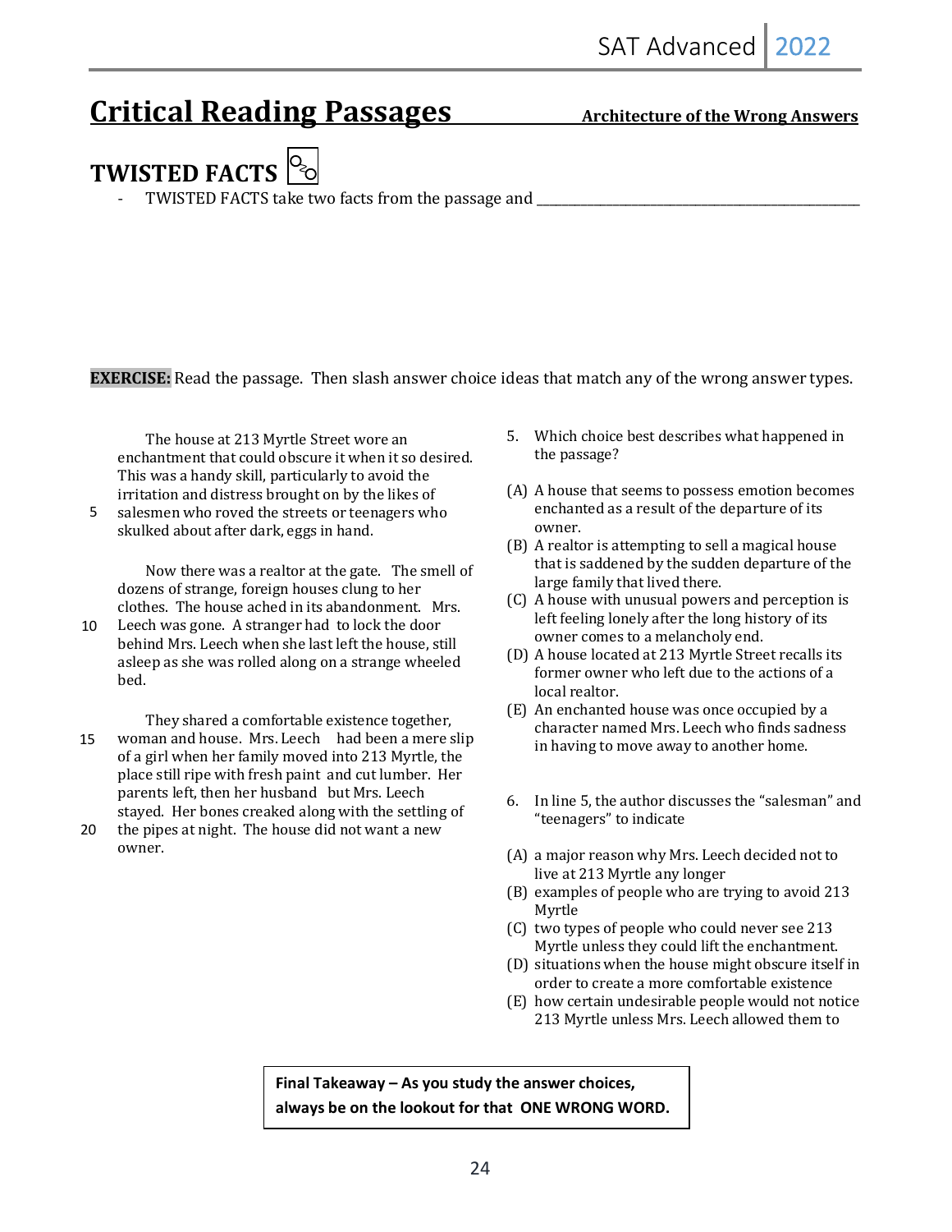# Critical Reading Passages

**Architecture of the Wrong Answers**

## TWISTED FACTS

- TWISTED FACTS take two facts from the passage and ______________________________________

**EXERCISE:** Read the passage. Then slash answer choice ideas that match any of the wrong answer types.

The house at 213 Myrtle Street wore an enchantment that could obscure it when it so desired. This was a handy skill, particularly to avoid the irritation and distress brought on by the likes of salesmen who roved the streets or teenagers who skulked about after dark, eggs in hand. (5)

Now there was a realtor at the gate. The smell of dozens of strange, foreign houses clung to her clothes. The house ached in its abandonment. Mrs. Leech was gone. A stranger had to lock the door behind Mrs. Leech when she last left the house, still asleep as she was rolled along on a strange wheeled bed. (10)

They shared a comfortable existence together, woman and house. Mrs. Leech had been a mere slip of a girl when her family moved into 213 Myrtle, the place still ripe with fresh paint and cut lumber. Her parents left, then her husband but Mrs. Leech stayed. Her bones creaked along with the settling of the pipes at night. The house did not want a new owner. (15, 20)

5. Which choice best describes what happened in the passage?

(A) A house that seems to possess emotion becomes enchanted as a result of the departure of its owner.
(B) A realtor is attempting to sell a magical house that is saddened by the sudden departure of the large family that lived there.
(C) A house with unusual powers and perception is left feeling lonely after the long history of its owner comes to a melancholy end.
(D) A house located at 213 Myrtle Street recalls its former owner who left due to the actions of a local realtor.
(E) An enchanted house was once occupied by a character named Mrs. Leech who finds sadness in having to move away to another home.

6. In line 5, the author discusses the "salesman" and "teenagers" to indicate

(A) a major reason why Mrs. Leech decided not to live at 213 Myrtle any longer
(B) examples of people who are trying to avoid 213 Myrtle
(C) two types of people who could never see 213 Myrtle unless they could lift the enchantment.
(D) situations when the house might obscure itself in order to create a more comfortable existence
(E) how certain undesirable people would not notice 213 Myrtle unless Mrs. Leech allowed them to

**Final Takeaway – As you study the answer choices, always be on the lookout for that ONE WRONG WORD.**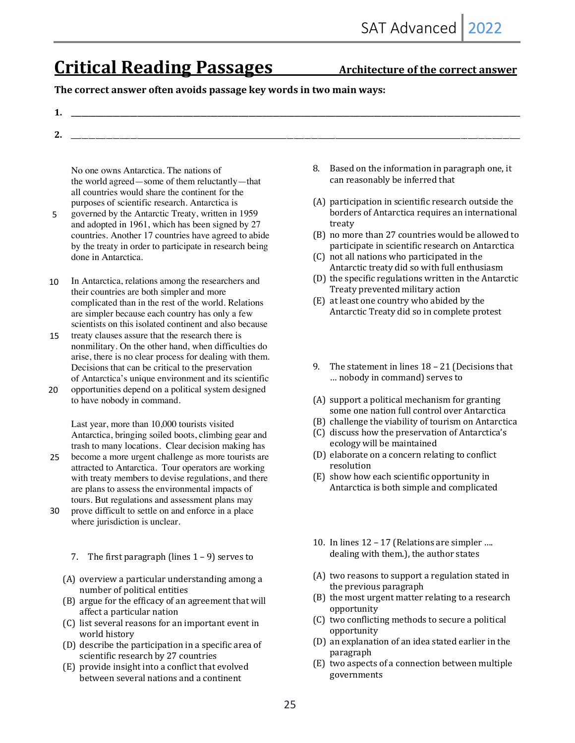# Critical Reading Passages

**Architecture of the correct answer**

**The correct answer often avoids passage key words in two main ways:**

**1.** ______________________________________________

**2.** ______________________________________________

No one owns Antarctica. The nations of the world agreed—some of them reluctantly—that all countries would share the continent for the purposes of scientific research. Antarctica is governed by the Antarctic Treaty, written in 1959 and adopted in 1961, which has been signed by 27 countries. Another 17 countries have agreed to abide by the treaty in order to participate in research being done in Antarctica.

In Antarctica, relations among the researchers and their countries are both simpler and more complicated than in the rest of the world. Relations are simpler because each country has only a few scientists on this isolated continent and also because treaty clauses assure that the research there is nonmilitary. On the other hand, when difficulties do arise, there is no clear process for dealing with them. Decisions that can be critical to the preservation of Antarctica's unique environment and its scientific opportunities depend on a political system designed to have nobody in command.

Last year, more than 10,000 tourists visited Antarctica, bringing soiled boots, climbing gear and trash to many locations. Clear decision making has become a more urgent challenge as more tourists are attracted to Antarctica. Tour operators are working with treaty members to devise regulations, and there are plans to assess the environmental impacts of tours. But regulations and assessment plans may prove difficult to settle on and enforce in a place where jurisdiction is unclear.

7. The first paragraph (lines 1 – 9) serves to

(A) overview a particular understanding among a number of political entities
(B) argue for the efficacy of an agreement that will affect a particular nation
(C) list several reasons for an important event in world history
(D) describe the participation in a specific area of scientific research by 27 countries
(E) provide insight into a conflict that evolved between several nations and a continent

8. Based on the information in paragraph one, it can reasonably be inferred that

(A) participation in scientific research outside the borders of Antarctica requires an international treaty
(B) no more than 27 countries would be allowed to participate in scientific research on Antarctica
(C) not all nations who participated in the Antarctic treaty did so with full enthusiasm
(D) the specific regulations written in the Antarctic Treaty prevented military action
(E) at least one country who abided by the Antarctic Treaty did so in complete protest

9. The statement in lines 18 – 21 (Decisions that … nobody in command) serves to

(A) support a political mechanism for granting some one nation full control over Antarctica
(B) challenge the viability of tourism on Antarctica
(C) discuss how the preservation of Antarctica's ecology will be maintained
(D) elaborate on a concern relating to conflict resolution
(E) show how each scientific opportunity in Antarctica is both simple and complicated

10. In lines 12 – 17 (Relations are simpler …. dealing with them.), the author states

(A) two reasons to support a regulation stated in the previous paragraph
(B) the most urgent matter relating to a research opportunity
(C) two conflicting methods to secure a political opportunity
(D) an explanation of an idea stated earlier in the paragraph
(E) two aspects of a connection between multiple governments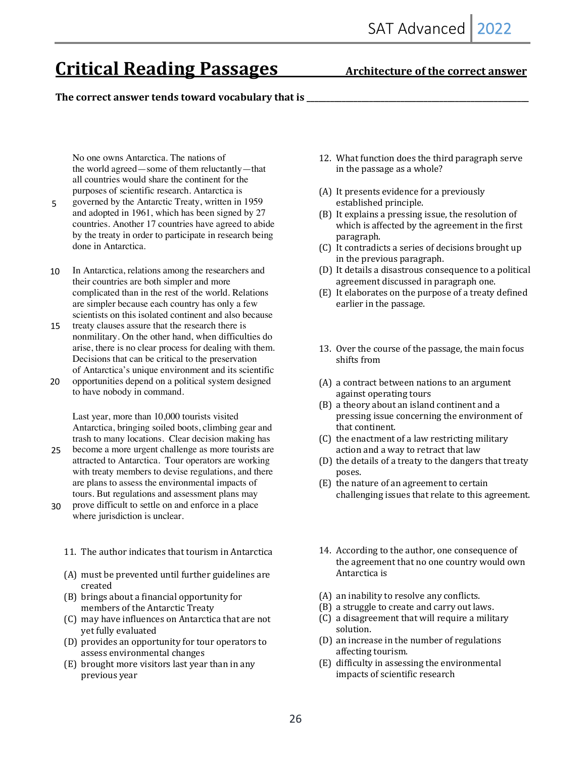# Critical Reading Passages

**Architecture of the correct answer**

**The correct answer tends toward vocabulary that is \_\_\_\_\_\_\_\_\_\_\_\_\_\_\_\_\_\_\_\_\_\_\_\_\_\_\_\_\_\_\_\_\_\_\_\_\_\_\_\_\_\_\_\_\_\_\_\_**

No one owns Antarctica. The nations of the world agreed—some of them reluctantly—that all countries would share the continent for the purposes of scientific research. Antarctica is governed by the Antarctic Treaty, written in 1959 and adopted in 1961, which has been signed by 27 countries. Another 17 countries have agreed to abide by the treaty in order to participate in research being done in Antarctica.

In Antarctica, relations among the researchers and their countries are both simpler and more complicated than in the rest of the world. Relations are simpler because each country has only a few scientists on this isolated continent and also because treaty clauses assure that the research there is nonmilitary. On the other hand, when difficulties do arise, there is no clear process for dealing with them. Decisions that can be critical to the preservation of Antarctica's unique environment and its scientific opportunities depend on a political system designed to have nobody in command.

Last year, more than 10,000 tourists visited Antarctica, bringing soiled boots, climbing gear and trash to many locations. Clear decision making has become a more urgent challenge as more tourists are attracted to Antarctica. Tour operators are working with treaty members to devise regulations, and there are plans to assess the environmental impacts of tours. But regulations and assessment plans may prove difficult to settle on and enforce in a place where jurisdiction is unclear.

11. The author indicates that tourism in Antarctica

(A) must be prevented until further guidelines are created
(B) brings about a financial opportunity for members of the Antarctic Treaty
(C) may have influences on Antarctica that are not yet fully evaluated
(D) provides an opportunity for tour operators to assess environmental changes
(E) brought more visitors last year than in any previous year

12. What function does the third paragraph serve in the passage as a whole?

(A) It presents evidence for a previously established principle.
(B) It explains a pressing issue, the resolution of which is affected by the agreement in the first paragraph.
(C) It contradicts a series of decisions brought up in the previous paragraph.
(D) It details a disastrous consequence to a political agreement discussed in paragraph one.
(E) It elaborates on the purpose of a treaty defined earlier in the passage.

13. Over the course of the passage, the main focus shifts from

(A) a contract between nations to an argument against operating tours
(B) a theory about an island continent and a pressing issue concerning the environment of that continent.
(C) the enactment of a law restricting military action and a way to retract that law
(D) the details of a treaty to the dangers that treaty poses.
(E) the nature of an agreement to certain challenging issues that relate to this agreement.

14. According to the author, one consequence of the agreement that no one country would own Antarctica is

(A) an inability to resolve any conflicts.
(B) a struggle to create and carry out laws.
(C) a disagreement that will require a military solution.
(D) an increase in the number of regulations affecting tourism.
(E) difficulty in assessing the environmental impacts of scientific research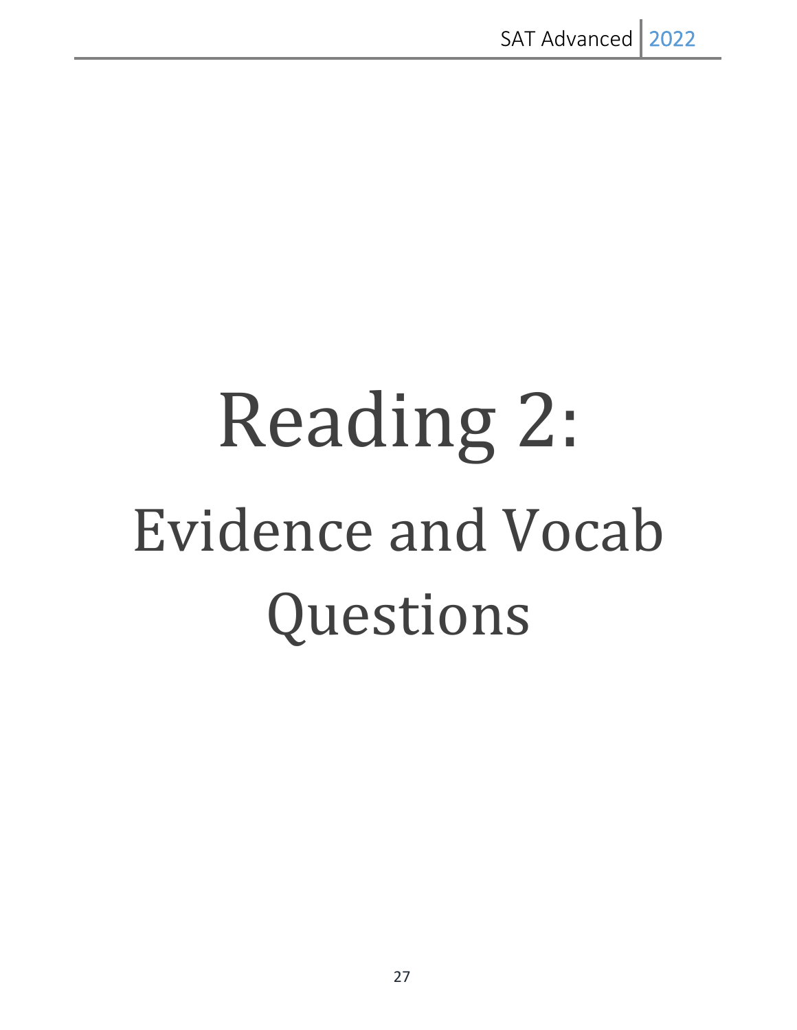# Reading 2: Evidence and Vocab Questions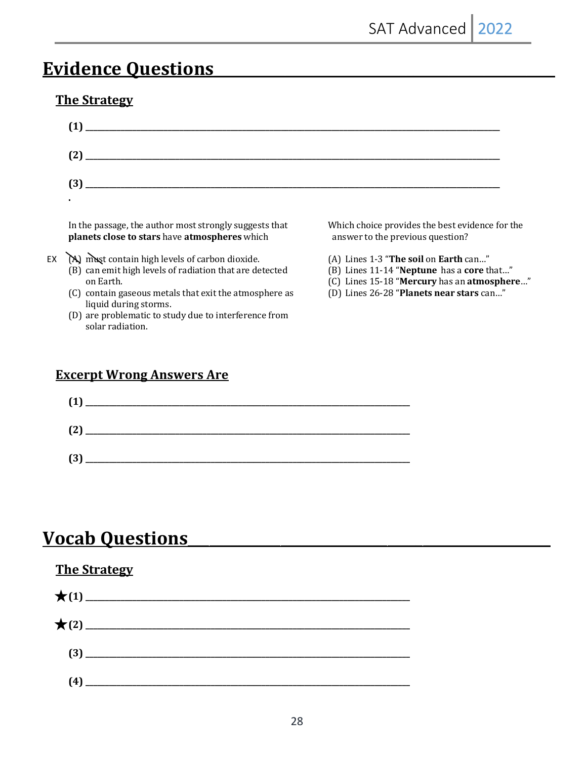# Evidence Questions

## The Strategy

**(1)** ______________________________________________

**(2)** ______________________________________________

**(3)** ______________________________________________

.

In the passage, the author most strongly suggests that **planets close to stars** have **atmospheres** which

EX (A) must contain high levels of carbon dioxide.
(B) can emit high levels of radiation that are detected on Earth.
(C) contain gaseous metals that exit the atmosphere as liquid during storms.
(D) are problematic to study due to interference from solar radiation.

Which choice provides the best evidence for the answer to the previous question?

(A) Lines 1-3 "**The soil** on **Earth** can…"
(B) Lines 11-14 "**Neptune** has a **core** that…"
(C) Lines 15-18 "**Mercury** has an **atmosphere**…"
(D) Lines 26-28 "**Planets near stars** can…"

## Excerpt Wrong Answers Are

**(1)** ______________________________________________

**(2)** ______________________________________________

**(3)** ______________________________________________

# Vocab Questions

## The Strategy

★**(1)** ______________________________________________

★**(2)** ______________________________________________

**(3)** ______________________________________________

**(4)** ______________________________________________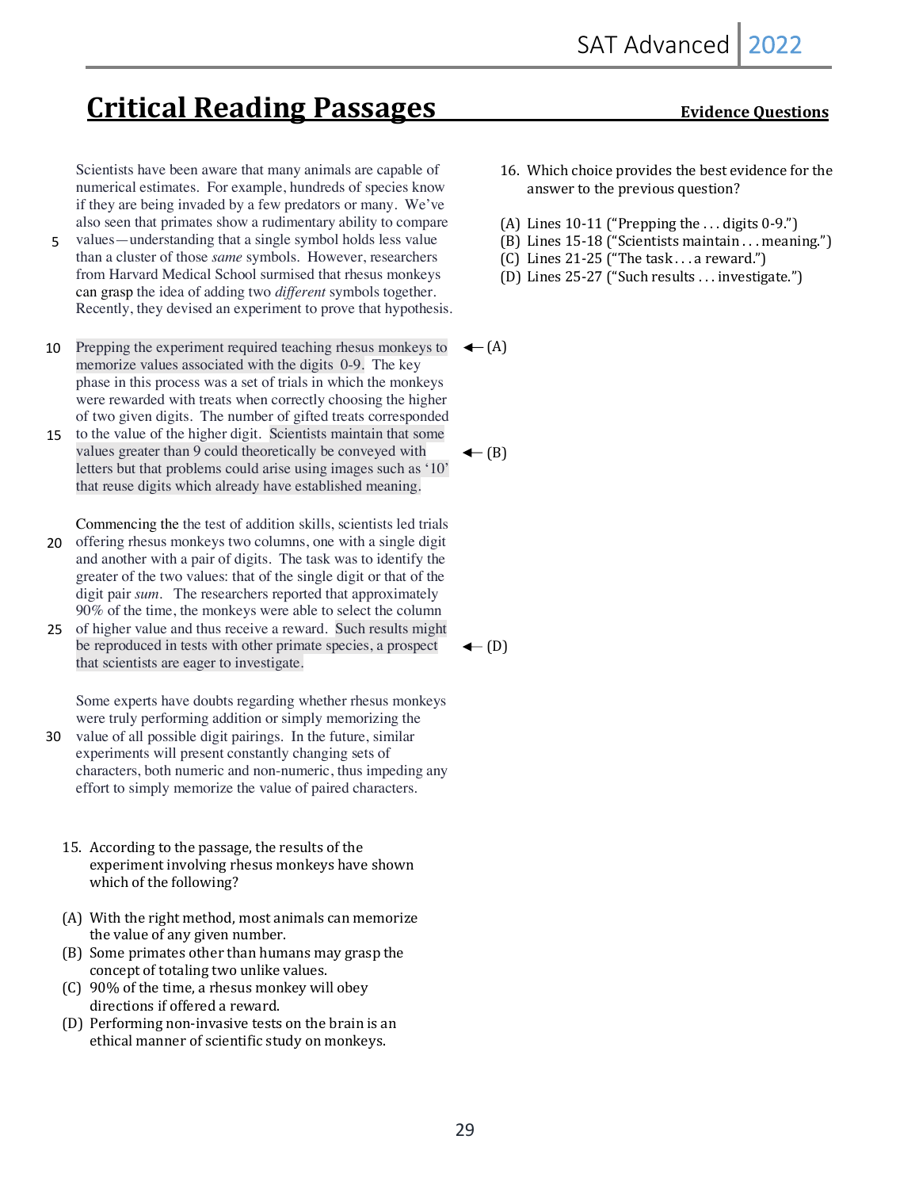# Critical Reading Passages

**Evidence Questions**

Scientists have been aware that many animals are capable of numerical estimates. For example, hundreds of species know if they are being invaded by a few predators or many. We've also seen that primates show a rudimentary ability to compare values—understanding that a single symbol holds less value than a cluster of those *same* symbols. However, researchers from Harvard Medical School surmised that rhesus monkeys can grasp the idea of adding two *different* symbols together. Recently, they devised an experiment to prove that hypothesis.

Prepping the experiment required teaching rhesus monkeys to memorize values associated with the digits 0-9. The key phase in this process was a set of trials in which the monkeys were rewarded with treats when correctly choosing the higher of two given digits. The number of gifted treats corresponded to the value of the higher digit. Scientists maintain that some values greater than 9 could theoretically be conveyed with letters but that problems could arise using images such as '10' that reuse digits which already have established meaning. ← (A) [lines 10-11], ← (B) [lines 15-18]

Commencing the the test of addition skills, scientists led trials offering rhesus monkeys two columns, one with a single digit and another with a pair of digits. The task was to identify the greater of the two values: that of the single digit or that of the digit pair *sum*. The researchers reported that approximately 90% of the time, the monkeys were able to select the column of higher value and thus receive a reward. Such results might be reproduced in tests with other primate species, a prospect that scientists are eager to investigate. ← (D) [lines 25-27]

Some experts have doubts regarding whether rhesus monkeys were truly performing addition or simply memorizing the value of all possible digit pairings. In the future, similar experiments will present constantly changing sets of characters, both numeric and non-numeric, thus impeding any effort to simply memorize the value of paired characters.

15. According to the passage, the results of the experiment involving rhesus monkeys have shown which of the following?

(A) With the right method, most animals can memorize the value of any given number.
(B) Some primates other than humans may grasp the concept of totaling two unlike values.
(C) 90% of the time, a rhesus monkey will obey directions if offered a reward.
(D) Performing non-invasive tests on the brain is an ethical manner of scientific study on monkeys.

16. Which choice provides the best evidence for the answer to the previous question?

(A) Lines 10-11 ("Prepping the . . . digits 0-9.")
(B) Lines 15-18 ("Scientists maintain . . . meaning.")
(C) Lines 21-25 ("The task . . . a reward.")
(D) Lines 25-27 ("Such results . . . investigate.")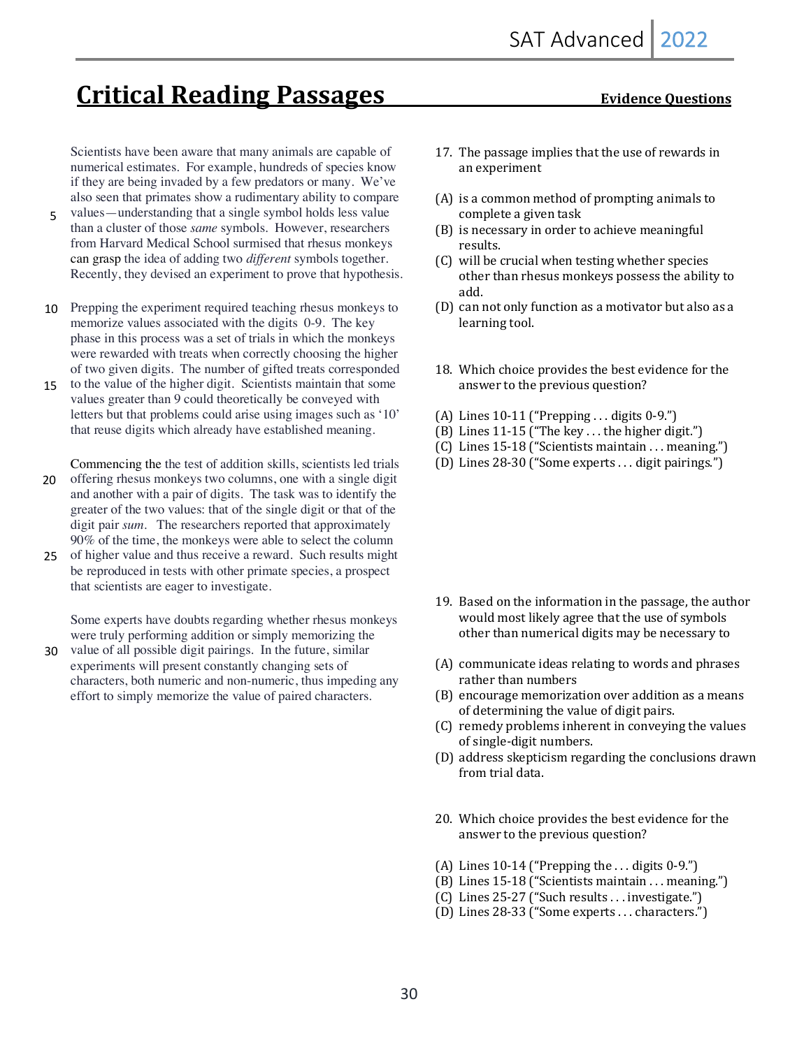# Critical Reading Passages

**Evidence Questions**

Scientists have been aware that many animals are capable of numerical estimates. For example, hundreds of species know if they are being invaded by a few predators or many. We've also seen that primates show a rudimentary ability to compare values—understanding that a single symbol holds less value than a cluster of those *same* symbols. However, researchers from Harvard Medical School surmised that rhesus monkeys can grasp the idea of adding two *different* symbols together. Recently, they devised an experiment to prove that hypothesis.

Prepping the experiment required teaching rhesus monkeys to memorize values associated with the digits 0-9. The key phase in this process was a set of trials in which the monkeys were rewarded with treats when correctly choosing the higher of two given digits. The number of gifted treats corresponded to the value of the higher digit. Scientists maintain that some values greater than 9 could theoretically be conveyed with letters but that problems could arise using images such as '10' that reuse digits which already have established meaning.

Commencing the the test of addition skills, scientists led trials offering rhesus monkeys two columns, one with a single digit and another with a pair of digits. The task was to identify the greater of the two values: that of the single digit or that of the digit pair *sum*. The researchers reported that approximately 90% of the time, the monkeys were able to select the column of higher value and thus receive a reward. Such results might be reproduced in tests with other primate species, a prospect that scientists are eager to investigate.

Some experts have doubts regarding whether rhesus monkeys were truly performing addition or simply memorizing the value of all possible digit pairings. In the future, similar experiments will present constantly changing sets of characters, both numeric and non-numeric, thus impeding any effort to simply memorize the value of paired characters.

17. The passage implies that the use of rewards in an experiment

(A) is a common method of prompting animals to complete a given task
(B) is necessary in order to achieve meaningful results.
(C) will be crucial when testing whether species other than rhesus monkeys possess the ability to add.
(D) can not only function as a motivator but also as a learning tool.

18. Which choice provides the best evidence for the answer to the previous question?

(A) Lines 10-11 ("Prepping . . . digits 0-9.")
(B) Lines 11-15 ("The key . . . the higher digit.")
(C) Lines 15-18 ("Scientists maintain . . . meaning.")
(D) Lines 28-30 ("Some experts . . . digit pairings.")

19. Based on the information in the passage, the author would most likely agree that the use of symbols other than numerical digits may be necessary to

(A) communicate ideas relating to words and phrases rather than numbers
(B) encourage memorization over addition as a means of determining the value of digit pairs.
(C) remedy problems inherent in conveying the values of single-digit numbers.
(D) address skepticism regarding the conclusions drawn from trial data.

20. Which choice provides the best evidence for the answer to the previous question?

(A) Lines 10-14 ("Prepping the . . . digits 0-9.")
(B) Lines 15-18 ("Scientists maintain . . . meaning.")
(C) Lines 25-27 ("Such results . . . investigate.")
(D) Lines 28-33 ("Some experts . . . characters.")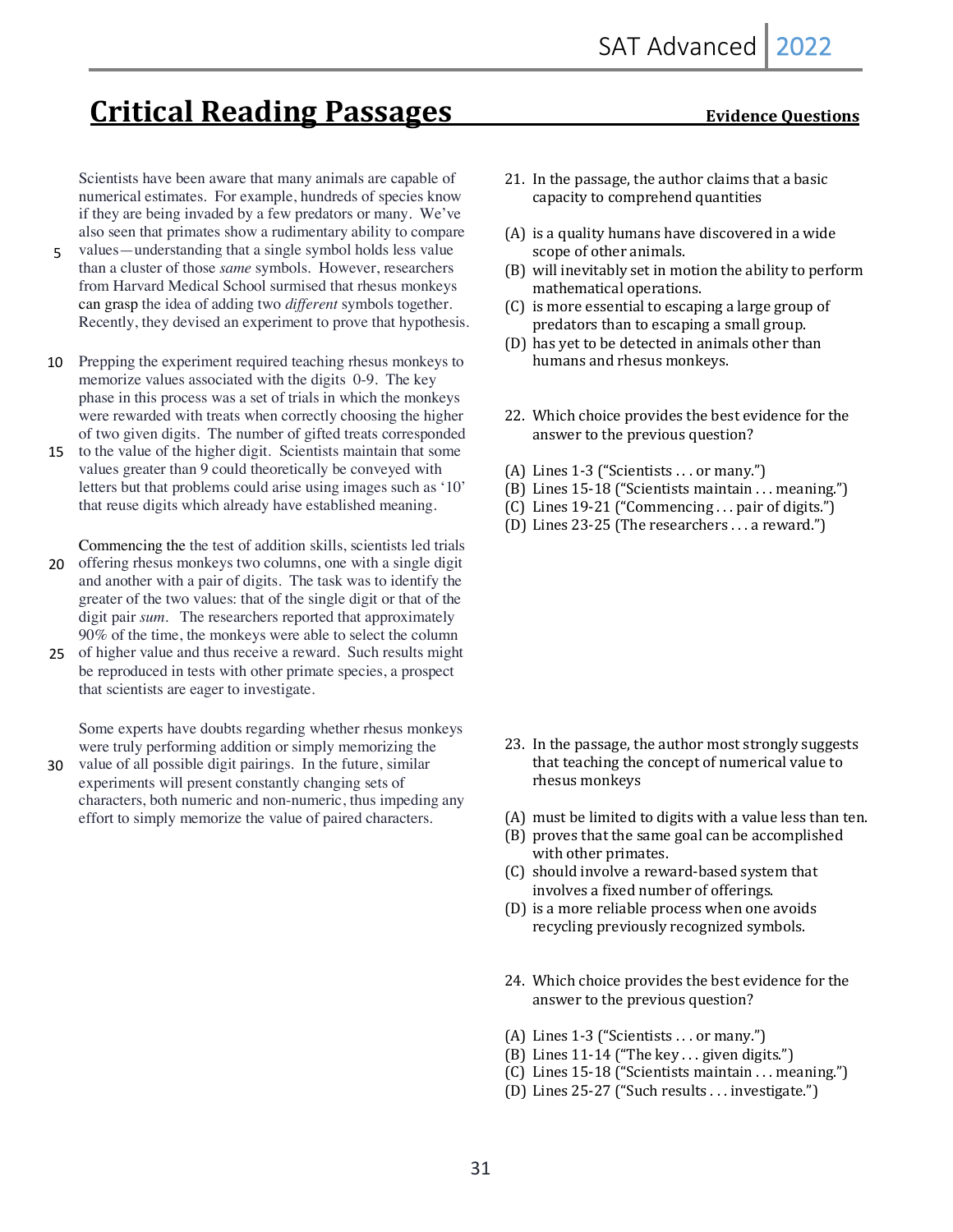# Critical Reading Passages

**Evidence Questions**

Scientists have been aware that many animals are capable of numerical estimates. For example, hundreds of species know if they are being invaded by a few predators or many. We've also seen that primates show a rudimentary ability to compare values—understanding that a single symbol holds less value than a cluster of those *same* symbols. However, researchers from Harvard Medical School surmised that rhesus monkeys can grasp the idea of adding two *different* symbols together. Recently, they devised an experiment to prove that hypothesis.

Prepping the experiment required teaching rhesus monkeys to memorize values associated with the digits 0-9. The key phase in this process was a set of trials in which the monkeys were rewarded with treats when correctly choosing the higher of two given digits. The number of gifted treats corresponded to the value of the higher digit. Scientists maintain that some values greater than 9 could theoretically be conveyed with letters but that problems could arise using images such as '10' that reuse digits which already have established meaning.

Commencing the the test of addition skills, scientists led trials offering rhesus monkeys two columns, one with a single digit and another with a pair of digits. The task was to identify the greater of the two values: that of the single digit or that of the digit pair *sum*. The researchers reported that approximately 90% of the time, the monkeys were able to select the column of higher value and thus receive a reward. Such results might be reproduced in tests with other primate species, a prospect that scientists are eager to investigate.

Some experts have doubts regarding whether rhesus monkeys were truly performing addition or simply memorizing the value of all possible digit pairings. In the future, similar experiments will present constantly changing sets of characters, both numeric and non-numeric, thus impeding any effort to simply memorize the value of paired characters.

21. In the passage, the author claims that a basic capacity to comprehend quantities

(A) is a quality humans have discovered in a wide scope of other animals.
(B) will inevitably set in motion the ability to perform mathematical operations.
(C) is more essential to escaping a large group of predators than to escaping a small group.
(D) has yet to be detected in animals other than humans and rhesus monkeys.

22. Which choice provides the best evidence for the answer to the previous question?

(A) Lines 1-3 ("Scientists . . . or many.")
(B) Lines 15-18 ("Scientists maintain . . . meaning.")
(C) Lines 19-21 ("Commencing . . . pair of digits.")
(D) Lines 23-25 (The researchers . . . a reward.")

23. In the passage, the author most strongly suggests that teaching the concept of numerical value to rhesus monkeys

(A) must be limited to digits with a value less than ten.
(B) proves that the same goal can be accomplished with other primates.
(C) should involve a reward-based system that involves a fixed number of offerings.
(D) is a more reliable process when one avoids recycling previously recognized symbols.

24. Which choice provides the best evidence for the answer to the previous question?

(A) Lines 1-3 ("Scientists . . . or many.")
(B) Lines 11-14 ("The key . . . given digits.")
(C) Lines 15-18 ("Scientists maintain . . . meaning.")
(D) Lines 25-27 ("Such results . . . investigate.")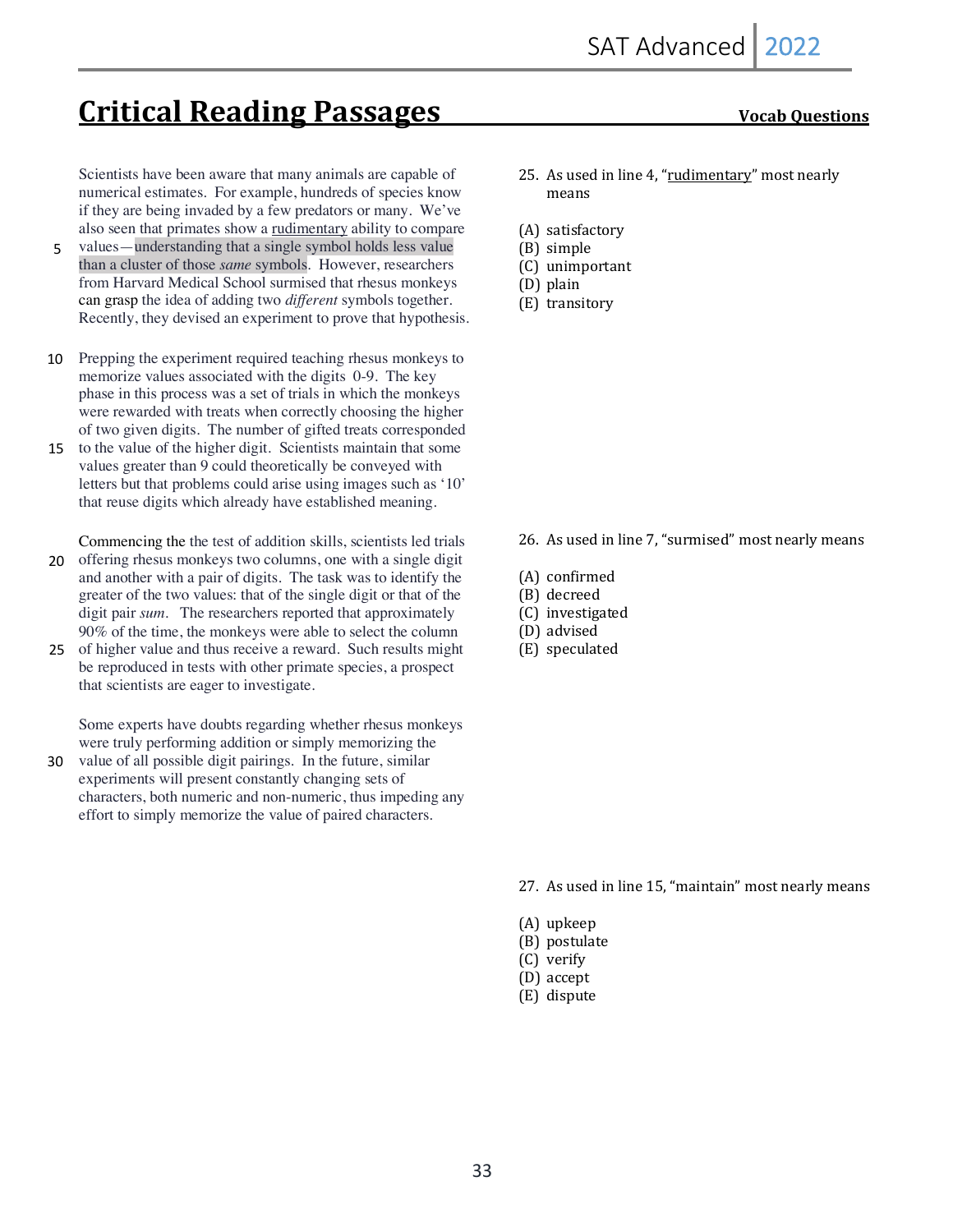# Critical Reading Passages

**Vocab Questions**

Scientists have been aware that many animals are capable of numerical estimates. For example, hundreds of species know if they are being invaded by a few predators or many. We've also seen that primates show a rudimentary ability to compare values—understanding that a single symbol holds less value than a cluster of those *same* symbols. However, researchers from Harvard Medical School surmised that rhesus monkeys can grasp the idea of adding two *different* symbols together. Recently, they devised an experiment to prove that hypothesis.

Prepping the experiment required teaching rhesus monkeys to memorize values associated with the digits 0-9. The key phase in this process was a set of trials in which the monkeys were rewarded with treats when correctly choosing the higher of two given digits. The number of gifted treats corresponded to the value of the higher digit. Scientists maintain that some values greater than 9 could theoretically be conveyed with letters but that problems could arise using images such as '10' that reuse digits which already have established meaning.

Commencing the the test of addition skills, scientists led trials offering rhesus monkeys two columns, one with a single digit and another with a pair of digits. The task was to identify the greater of the two values: that of the single digit or that of the digit pair *sum*. The researchers reported that approximately 90% of the time, the monkeys were able to select the column of higher value and thus receive a reward. Such results might be reproduced in tests with other primate species, a prospect that scientists are eager to investigate.

Some experts have doubts regarding whether rhesus monkeys were truly performing addition or simply memorizing the value of all possible digit pairings. In the future, similar experiments will present constantly changing sets of characters, both numeric and non-numeric, thus impeding any effort to simply memorize the value of paired characters.

25. As used in line 4, "rudimentary" most nearly means

(A) satisfactory
(B) simple
(C) unimportant
(D) plain
(E) transitory

26. As used in line 7, "surmised" most nearly means

(A) confirmed
(B) decreed
(C) investigated
(D) advised
(E) speculated

27. As used in line 15, "maintain" most nearly means

(A) upkeep
(B) postulate
(C) verify
(D) accept
(E) dispute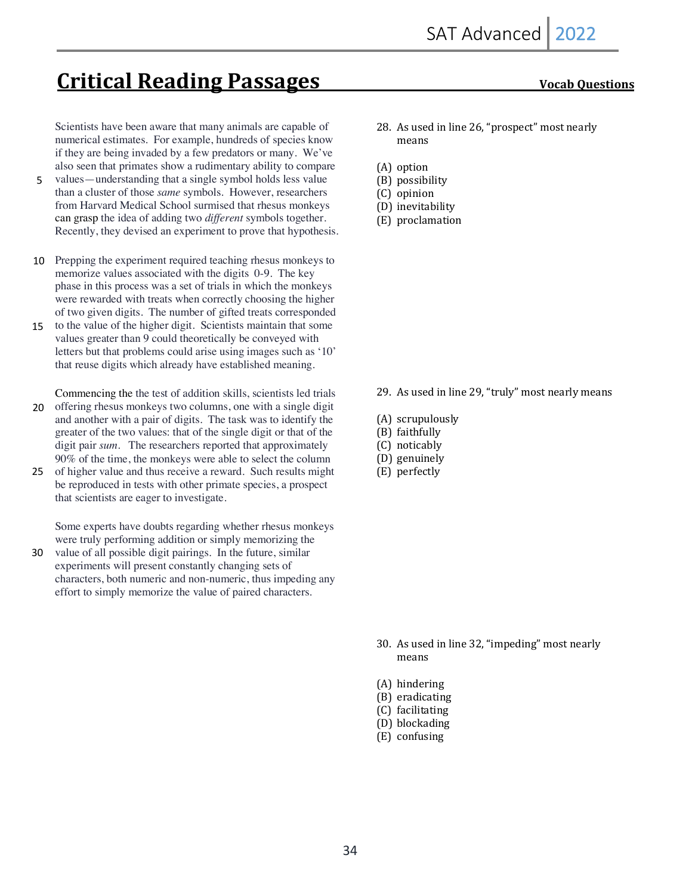# Critical Reading Passages

**Vocab Questions**

Scientists have been aware that many animals are capable of numerical estimates. For example, hundreds of species know if they are being invaded by a few predators or many. We've also seen that primates show a rudimentary ability to compare values—understanding that a single symbol holds less value than a cluster of those *same* symbols. However, researchers from Harvard Medical School surmised that rhesus monkeys can grasp the idea of adding two *different* symbols together. Recently, they devised an experiment to prove that hypothesis.

Prepping the experiment required teaching rhesus monkeys to memorize values associated with the digits 0-9. The key phase in this process was a set of trials in which the monkeys were rewarded with treats when correctly choosing the higher of two given digits. The number of gifted treats corresponded to the value of the higher digit. Scientists maintain that some values greater than 9 could theoretically be conveyed with letters but that problems could arise using images such as '10' that reuse digits which already have established meaning.

Commencing the the test of addition skills, scientists led trials offering rhesus monkeys two columns, one with a single digit and another with a pair of digits. The task was to identify the greater of the two values: that of the single digit or that of the digit pair *sum*. The researchers reported that approximately 90% of the time, the monkeys were able to select the column of higher value and thus receive a reward. Such results might be reproduced in tests with other primate species, a prospect that scientists are eager to investigate.

Some experts have doubts regarding whether rhesus monkeys were truly performing addition or simply memorizing the value of all possible digit pairings. In the future, similar experiments will present constantly changing sets of characters, both numeric and non-numeric, thus impeding any effort to simply memorize the value of paired characters.

28. As used in line 26, "prospect" most nearly means

(A) option
(B) possibility
(C) opinion
(D) inevitability
(E) proclamation

29. As used in line 29, "truly" most nearly means

(A) scrupulously
(B) faithfully
(C) noticably
(D) genuinely
(E) perfectly

30. As used in line 32, "impeding" most nearly means

(A) hindering
(B) eradicating
(C) facilitating
(D) blockading
(E) confusing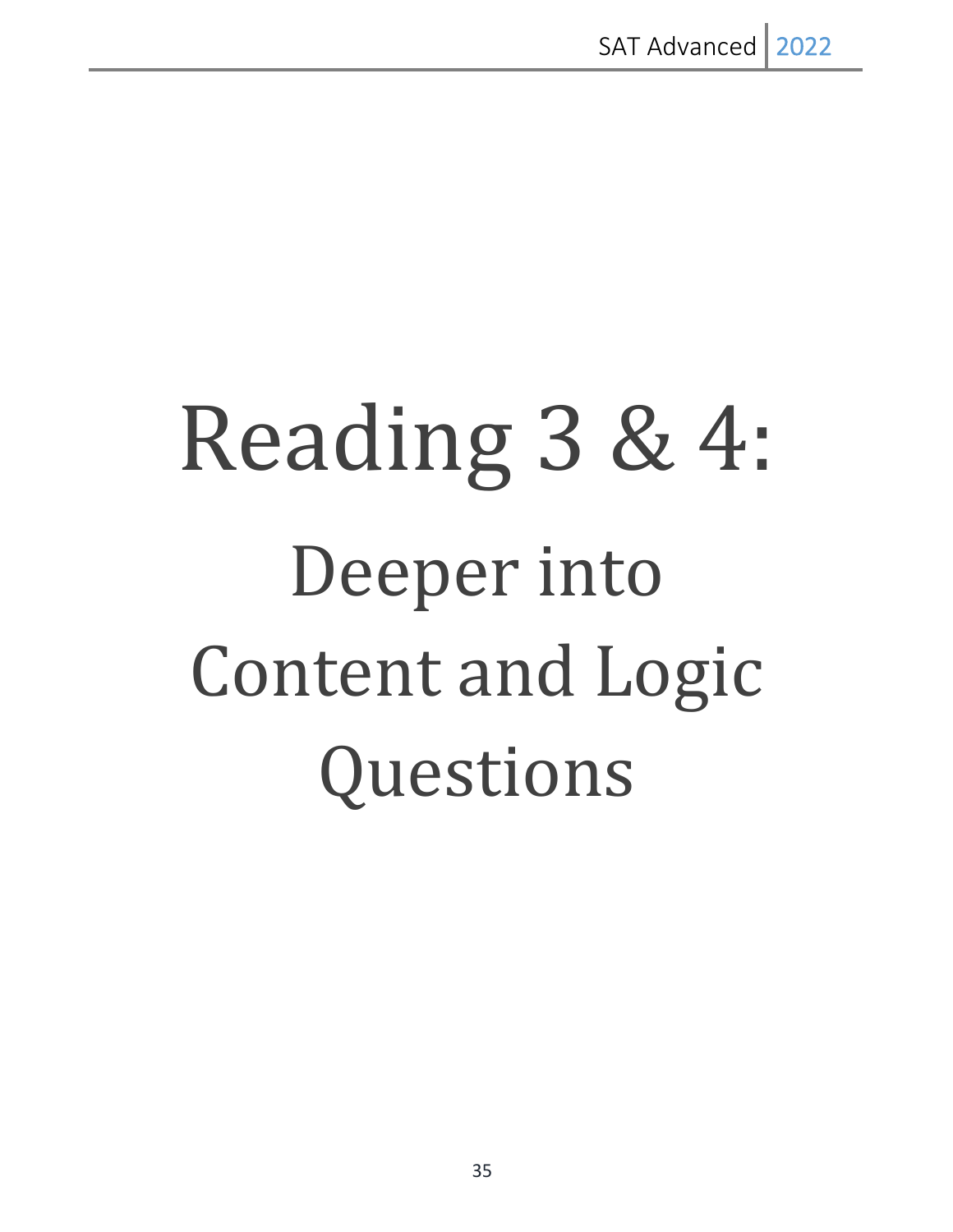# Reading 3 & 4:

## Deeper into Content and Logic Questions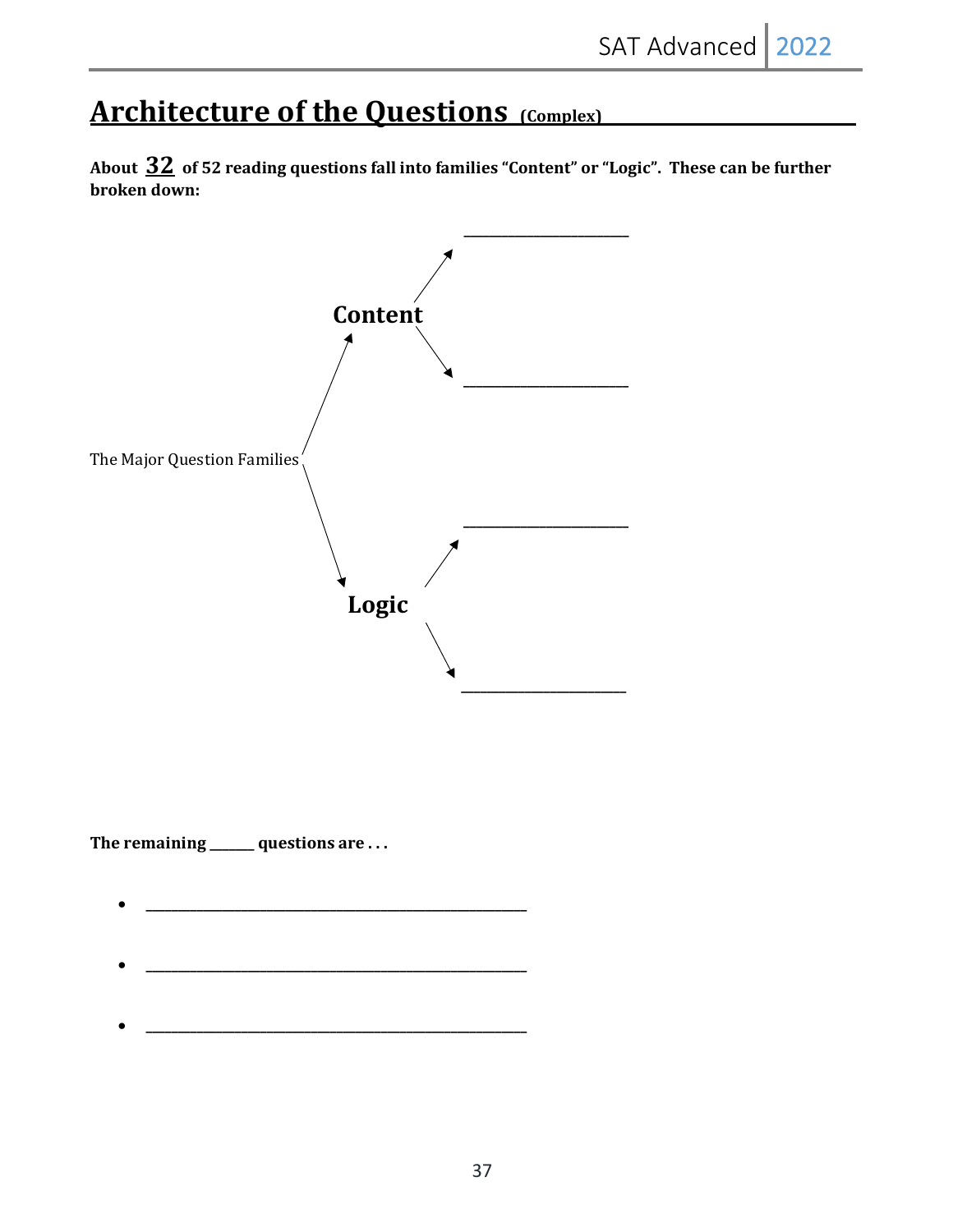# Architecture of the Questions (Complex)

**About 32 of 52 reading questions fall into families "Content" or "Logic". These can be further broken down:**

The Major Question Families

- **Content**
  - ____________________
  - ____________________
- **Logic**
  - ____________________
  - ____________________

**The remaining ______ questions are . . .**

- ______________________________________________
- ______________________________________________
- ______________________________________________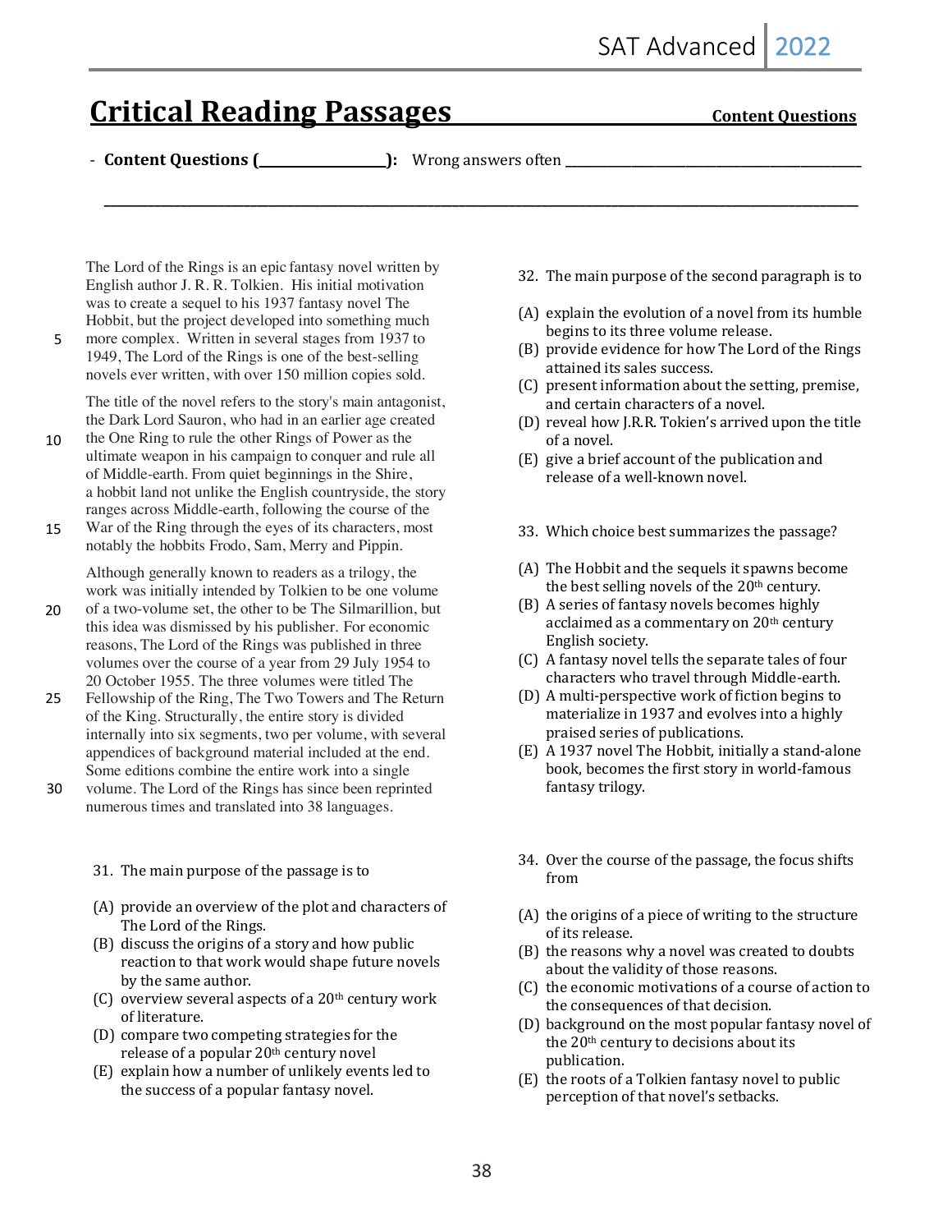# Critical Reading Passages

**Content Questions**

- **Content Questions (\_\_\_\_\_\_\_\_\_\_\_\_\_\_\_\_\_):** Wrong answers often \_\_\_\_\_\_\_\_\_\_\_\_\_\_\_\_\_\_\_\_\_\_\_\_\_\_\_\_\_\_\_\_\_\_\_\_\_\_\_\_\_\_

\_\_\_\_\_\_\_\_\_\_\_\_\_\_\_\_\_\_\_\_\_\_\_\_\_\_\_\_\_\_\_\_\_\_\_\_\_\_\_\_\_\_\_\_\_\_\_\_\_\_\_\_\_\_\_\_\_\_\_\_\_\_\_\_\_\_\_\_\_\_\_\_\_\_\_\_\_\_\_\_\_\_\_\_\_\_\_\_\_\_\_\_

The Lord of the Rings is an epic fantasy novel written by English author J. R. R. Tolkien. His initial motivation was to create a sequel to his 1937 fantasy novel The Hobbit, but the project developed into something much (5) more complex. Written in several stages from 1937 to 1949, The Lord of the Rings is one of the best-selling novels ever written, with over 150 million copies sold.

The title of the novel refers to the story's main antagonist, the Dark Lord Sauron, who had in an earlier age created (10) the One Ring to rule the other Rings of Power as the ultimate weapon in his campaign to conquer and rule all of Middle-earth. From quiet beginnings in the Shire, a hobbit land not unlike the English countryside, the story ranges across Middle-earth, following the course of the (15) War of the Ring through the eyes of its characters, most notably the hobbits Frodo, Sam, Merry and Pippin.

Although generally known to readers as a trilogy, the work was initially intended by Tolkien to be one volume (20) of a two-volume set, the other to be The Silmarillion, but this idea was dismissed by his publisher. For economic reasons, The Lord of the Rings was published in three volumes over the course of a year from 29 July 1954 to 20 October 1955. The three volumes were titled The (25) Fellowship of the Ring, The Two Towers and The Return of the King. Structurally, the entire story is divided internally into six segments, two per volume, with several appendices of background material included at the end. Some editions combine the entire work into a single (30) volume. The Lord of the Rings has since been reprinted numerous times and translated into 38 languages.

31. The main purpose of the passage is to

(A) provide an overview of the plot and characters of The Lord of the Rings.
(B) discuss the origins of a story and how public reaction to that work would shape future novels by the same author.
(C) overview several aspects of a 20th century work of literature.
(D) compare two competing strategies for the release of a popular 20th century novel
(E) explain how a number of unlikely events led to the success of a popular fantasy novel.

32. The main purpose of the second paragraph is to

(A) explain the evolution of a novel from its humble begins to its three volume release.
(B) provide evidence for how The Lord of the Rings attained its sales success.
(C) present information about the setting, premise, and certain characters of a novel.
(D) reveal how J.R.R. Tokien's arrived upon the title of a novel.
(E) give a brief account of the publication and release of a well-known novel.

33. Which choice best summarizes the passage?

(A) The Hobbit and the sequels it spawns become the best selling novels of the 20th century.
(B) A series of fantasy novels becomes highly acclaimed as a commentary on 20th century English society.
(C) A fantasy novel tells the separate tales of four characters who travel through Middle-earth.
(D) A multi-perspective work of fiction begins to materialize in 1937 and evolves into a highly praised series of publications.
(E) A 1937 novel The Hobbit, initially a stand-alone book, becomes the first story in world-famous fantasy trilogy.

34. Over the course of the passage, the focus shifts from

(A) the origins of a piece of writing to the structure of its release.
(B) the reasons why a novel was created to doubts about the validity of those reasons.
(C) the economic motivations of a course of action to the consequences of that decision.
(D) background on the most popular fantasy novel of the 20th century to decisions about its publication.
(E) the roots of a Tolkien fantasy novel to public perception of that novel's setbacks.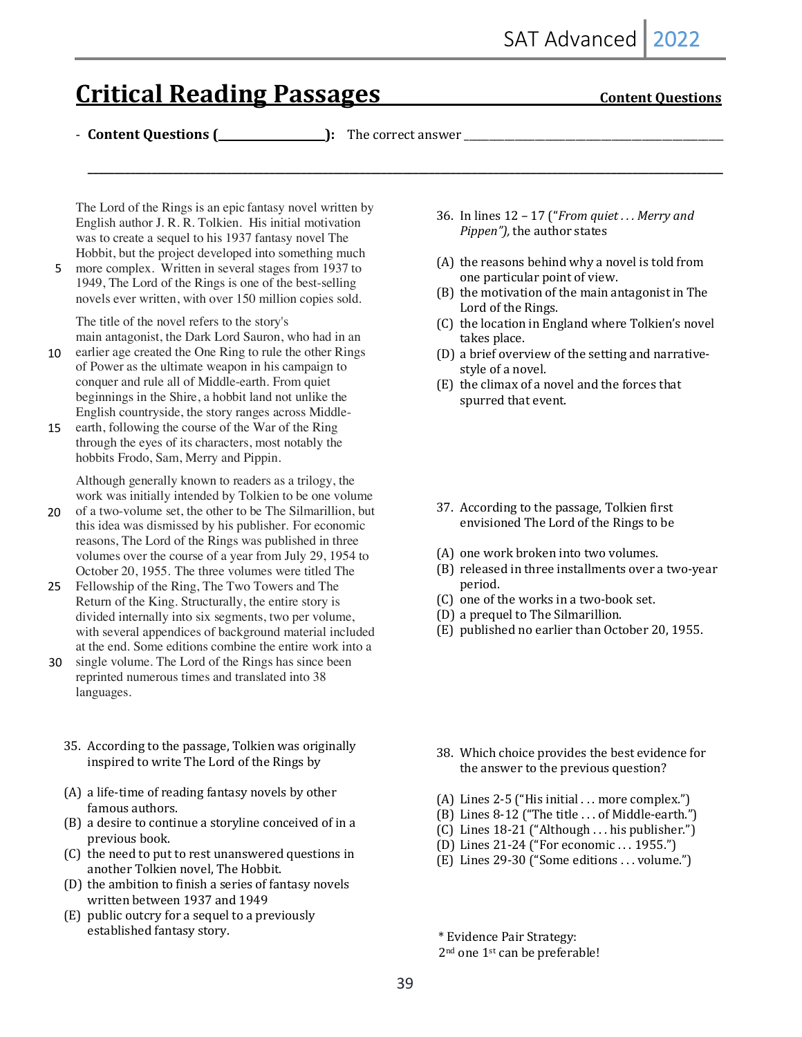# Critical Reading Passages

**Content Questions**

- **Content Questions (________________):** The correct answer ________________________________________

________________________________________________________________________________________________

The Lord of the Rings is an epic fantasy novel written by English author J. R. R. Tolkien. His initial motivation was to create a sequel to his 1937 fantasy novel The Hobbit, but the project developed into something much (5) more complex. Written in several stages from 1937 to 1949, The Lord of the Rings is one of the best-selling novels ever written, with over 150 million copies sold.

The title of the novel refers to the story's main antagonist, the Dark Lord Sauron, who had in an (10) earlier age created the One Ring to rule the other Rings of Power as the ultimate weapon in his campaign to conquer and rule all of Middle-earth. From quiet beginnings in the Shire, a hobbit land not unlike the English countryside, the story ranges across Middle- (15) earth, following the course of the War of the Ring through the eyes of its characters, most notably the hobbits Frodo, Sam, Merry and Pippin.

Although generally known to readers as a trilogy, the work was initially intended by Tolkien to be one volume (20) of a two-volume set, the other to be The Silmarillion, but this idea was dismissed by his publisher. For economic reasons, The Lord of the Rings was published in three volumes over the course of a year from July 29, 1954 to October 20, 1955. The three volumes were titled The (25) Fellowship of the Ring, The Two Towers and The Return of the King. Structurally, the entire story is divided internally into six segments, two per volume, with several appendices of background material included at the end. Some editions combine the entire work into a (30) single volume. The Lord of the Rings has since been reprinted numerous times and translated into 38 languages.

35. According to the passage, Tolkien was originally inspired to write The Lord of the Rings by

(A) a life-time of reading fantasy novels by other famous authors.
(B) a desire to continue a storyline conceived of in a previous book.
(C) the need to put to rest unanswered questions in another Tolkien novel, The Hobbit.
(D) the ambition to finish a series of fantasy novels written between 1937 and 1949
(E) public outcry for a sequel to a previously established fantasy story.

36. In lines 12 – 17 ("*From quiet . . . Merry and Pippen"),* the author states

(A) the reasons behind why a novel is told from one particular point of view.
(B) the motivation of the main antagonist in The Lord of the Rings.
(C) the location in England where Tolkien's novel takes place.
(D) a brief overview of the setting and narrative-style of a novel.
(E) the climax of a novel and the forces that spurred that event.

37. According to the passage, Tolkien first envisioned The Lord of the Rings to be

(A) one work broken into two volumes.
(B) released in three installments over a two-year period.
(C) one of the works in a two-book set.
(D) a prequel to The Silmarillion.
(E) published no earlier than October 20, 1955.

38. Which choice provides the best evidence for the answer to the previous question?

(A) Lines 2-5 ("His initial . . . more complex.")
(B) Lines 8-12 ("The title . . . of Middle-earth.")
(C) Lines 18-21 ("Although . . . his publisher.")
(D) Lines 21-24 ("For economic . . . 1955.")
(E) Lines 29-30 ("Some editions . . . volume.")

\* Evidence Pair Strategy:
2nd one 1st can be preferable!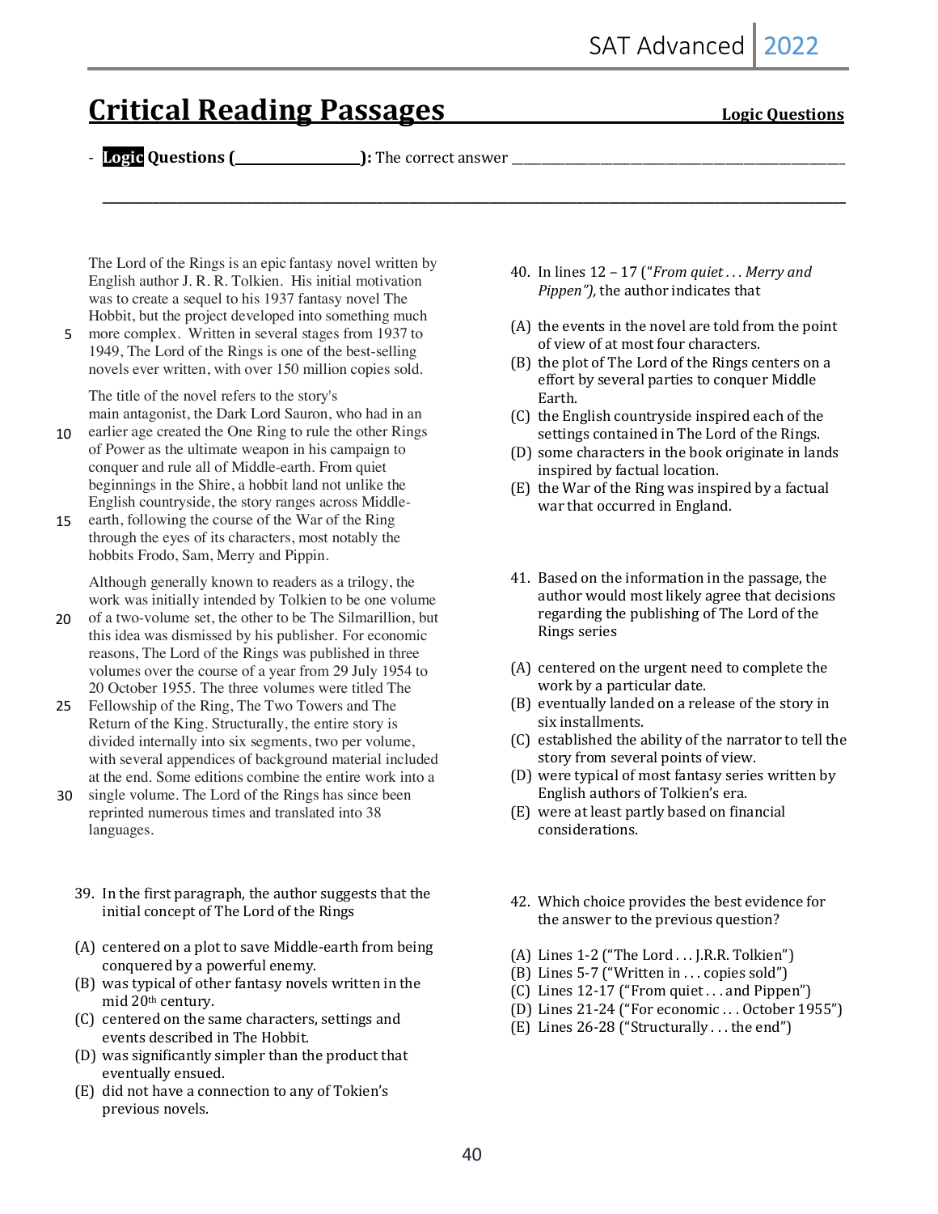# Critical Reading Passages

**Logic Questions**

- **Logic Questions (\_\_\_\_\_\_\_\_\_\_\_\_\_\_\_\_):** The correct answer \_\_\_\_\_\_\_\_\_\_\_\_\_\_\_\_\_\_\_\_\_\_\_\_\_\_\_\_\_\_\_\_\_\_\_\_\_\_\_\_\_\_\_\_\_\_\_\_\_\_\_\_\_\_\_\_\_\_\_\_

\_\_\_\_\_\_\_\_\_\_\_\_\_\_\_\_\_\_\_\_\_\_\_\_\_\_\_\_\_\_\_\_\_\_\_\_\_\_\_\_\_\_\_\_\_\_\_\_\_\_\_\_\_\_\_\_\_\_\_\_\_\_\_\_\_\_\_\_\_\_\_\_\_\_\_\_\_\_\_\_\_\_\_\_\_\_\_\_\_\_\_\_\_\_\_\_

The Lord of the Rings is an epic fantasy novel written by English author J. R. R. Tolkien. His initial motivation was to create a sequel to his 1937 fantasy novel The Hobbit, but the project developed into something much (5) more complex. Written in several stages from 1937 to 1949, The Lord of the Rings is one of the best-selling novels ever written, with over 150 million copies sold.

The title of the novel refers to the story's main antagonist, the Dark Lord Sauron, who had in an (10) earlier age created the One Ring to rule the other Rings of Power as the ultimate weapon in his campaign to conquer and rule all of Middle-earth. From quiet beginnings in the Shire, a hobbit land not unlike the English countryside, the story ranges across Middle- (15) earth, following the course of the War of the Ring through the eyes of its characters, most notably the hobbits Frodo, Sam, Merry and Pippin.

Although generally known to readers as a trilogy, the work was initially intended by Tolkien to be one volume (20) of a two-volume set, the other to be The Silmarillion, but this idea was dismissed by his publisher. For economic reasons, The Lord of the Rings was published in three volumes over the course of a year from 29 July 1954 to 20 October 1955. The three volumes were titled The (25) Fellowship of the Ring, The Two Towers and The Return of the King. Structurally, the entire story is divided internally into six segments, two per volume, with several appendices of background material included at the end. Some editions combine the entire work into a (30) single volume. The Lord of the Rings has since been reprinted numerous times and translated into 38 languages.

39. In the first paragraph, the author suggests that the initial concept of The Lord of the Rings

(A) centered on a plot to save Middle-earth from being conquered by a powerful enemy.
(B) was typical of other fantasy novels written in the mid 20th century.
(C) centered on the same characters, settings and events described in The Hobbit.
(D) was significantly simpler than the product that eventually ensued.
(E) did not have a connection to any of Tokien's previous novels.

40. In lines 12 – 17 ("*From quiet . . . Merry and Pippen"),* the author indicates that

(A) the events in the novel are told from the point of view of at most four characters.
(B) the plot of The Lord of the Rings centers on a effort by several parties to conquer Middle Earth.
(C) the English countryside inspired each of the settings contained in The Lord of the Rings.
(D) some characters in the book originate in lands inspired by factual location.
(E) the War of the Ring was inspired by a factual war that occurred in England.

41. Based on the information in the passage, the author would most likely agree that decisions regarding the publishing of The Lord of the Rings series

(A) centered on the urgent need to complete the work by a particular date.
(B) eventually landed on a release of the story in six installments.
(C) established the ability of the narrator to tell the story from several points of view.
(D) were typical of most fantasy series written by English authors of Tolkien's era.
(E) were at least partly based on financial considerations.

42. Which choice provides the best evidence for the answer to the previous question?

(A) Lines 1-2 ("The Lord . . . J.R.R. Tolkien")
(B) Lines 5-7 ("Written in . . . copies sold")
(C) Lines 12-17 ("From quiet . . . and Pippen")
(D) Lines 21-24 ("For economic . . . October 1955")
(E) Lines 26-28 ("Structurally . . . the end")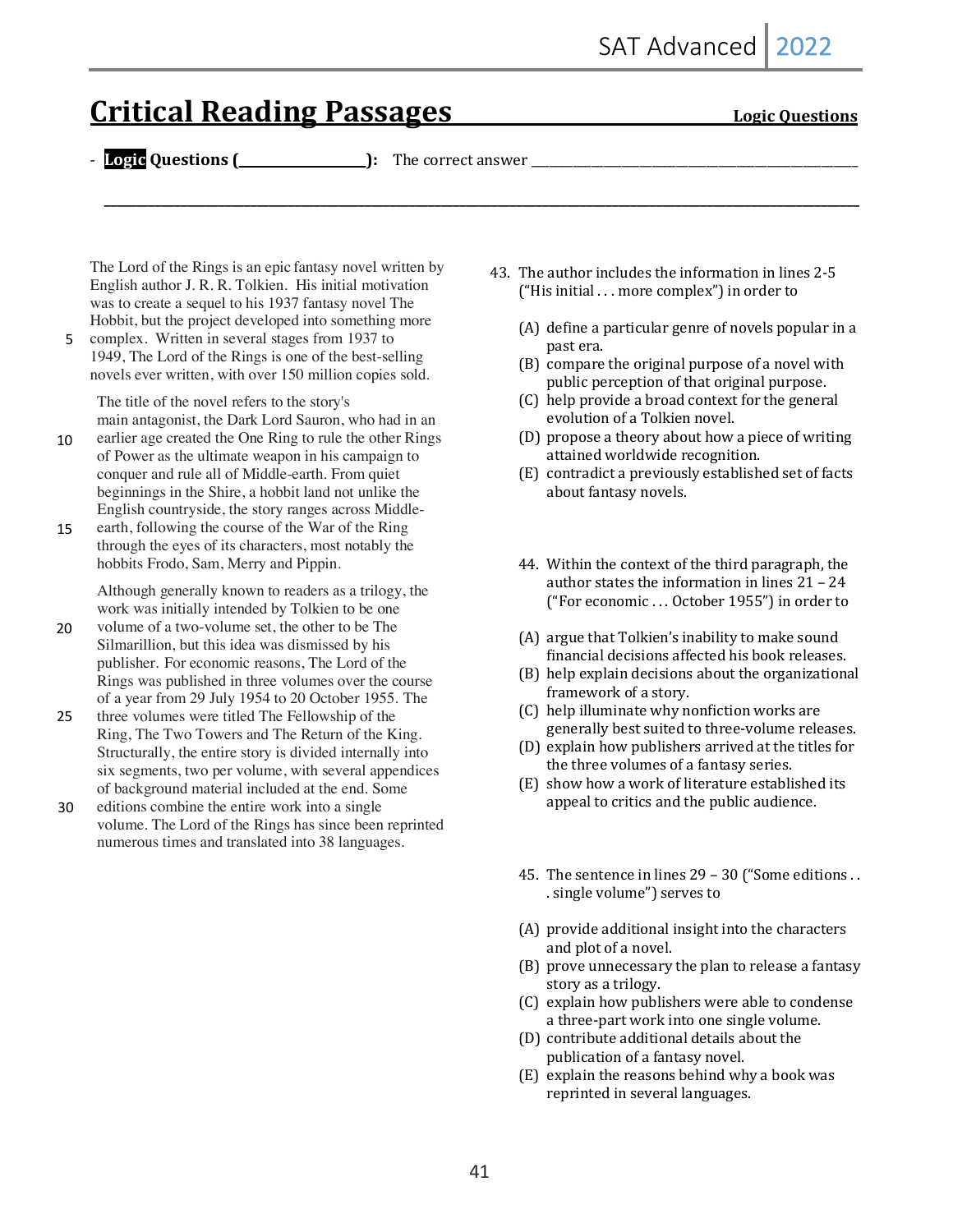# Critical Reading Passages

**Logic Questions**

- **Logic Questions (________________):** The correct answer ________________________________________________

________________________________________________________________________________

The Lord of the Rings is an epic fantasy novel written by English author J. R. R. Tolkien. His initial motivation was to create a sequel to his 1937 fantasy novel The Hobbit, but the project developed into something more complex. Written in several stages from 1937 to 1949, The Lord of the Rings is one of the best-selling novels ever written, with over 150 million copies sold.

The title of the novel refers to the story's main antagonist, the Dark Lord Sauron, who had in an earlier age created the One Ring to rule the other Rings of Power as the ultimate weapon in his campaign to conquer and rule all of Middle-earth. From quiet beginnings in the Shire, a hobbit land not unlike the English countryside, the story ranges across Middle-earth, following the course of the War of the Ring through the eyes of its characters, most notably the hobbits Frodo, Sam, Merry and Pippin.

Although generally known to readers as a trilogy, the work was initially intended by Tolkien to be one volume of a two-volume set, the other to be The Silmarillion, but this idea was dismissed by his publisher. For economic reasons, The Lord of the Rings was published in three volumes over the course of a year from 29 July 1954 to 20 October 1955. The three volumes were titled The Fellowship of the Ring, The Two Towers and The Return of the King. Structurally, the entire story is divided internally into six segments, two per volume, with several appendices of background material included at the end. Some editions combine the entire work into a single volume. The Lord of the Rings has since been reprinted numerous times and translated into 38 languages.

43. The author includes the information in lines 2-5 ("His initial . . . more complex") in order to

(A) define a particular genre of novels popular in a past era.
(B) compare the original purpose of a novel with public perception of that original purpose.
(C) help provide a broad context for the general evolution of a Tolkien novel.
(D) propose a theory about how a piece of writing attained worldwide recognition.
(E) contradict a previously established set of facts about fantasy novels.

44. Within the context of the third paragraph, the author states the information in lines 21 – 24 ("For economic . . . October 1955") in order to

(A) argue that Tolkien's inability to make sound financial decisions affected his book releases.
(B) help explain decisions about the organizational framework of a story.
(C) help illuminate why nonfiction works are generally best suited to three-volume releases.
(D) explain how publishers arrived at the titles for the three volumes of a fantasy series.
(E) show how a work of literature established its appeal to critics and the public audience.

45. The sentence in lines 29 – 30 ("Some editions . . . single volume") serves to

(A) provide additional insight into the characters and plot of a novel.
(B) prove unnecessary the plan to release a fantasy story as a trilogy.
(C) explain how publishers were able to condense a three-part work into one single volume.
(D) contribute additional details about the publication of a fantasy novel.
(E) explain the reasons behind why a book was reprinted in several languages.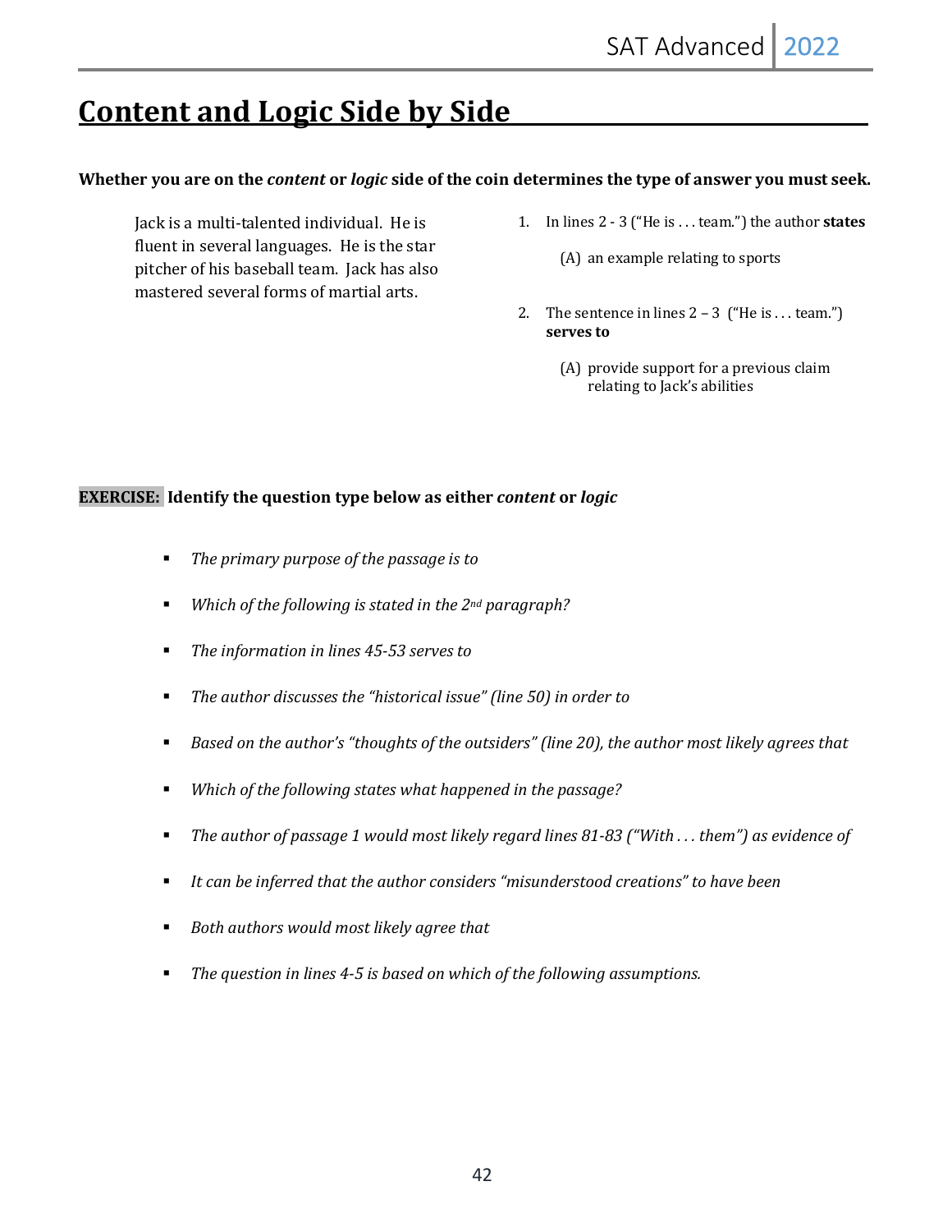# Content and Logic Side by Side

**Whether you are on the *content* or *logic* side of the coin determines the type of answer you must seek.**

Jack is a multi-talented individual. He is fluent in several languages. He is the star pitcher of his baseball team. Jack has also mastered several forms of martial arts.

1. In lines 2 - 3 ("He is . . . team.") the author **states**

   (A) an example relating to sports

2. The sentence in lines 2 – 3 ("He is . . . team.") **serves to**

   (A) provide support for a previous claim relating to Jack's abilities

**EXERCISE: Identify the question type below as either *content* or *logic***

- *The primary purpose of the passage is to*
- *Which of the following is stated in the 2nd paragraph?*
- *The information in lines 45-53 serves to*
- *The author discusses the "historical issue" (line 50) in order to*
- *Based on the author's "thoughts of the outsiders" (line 20), the author most likely agrees that*
- *Which of the following states what happened in the passage?*
- *The author of passage 1 would most likely regard lines 81-83 ("With . . . them") as evidence of*
- *It can be inferred that the author considers "misunderstood creations" to have been*
- *Both authors would most likely agree that*
- *The question in lines 4-5 is based on which of the following assumptions.*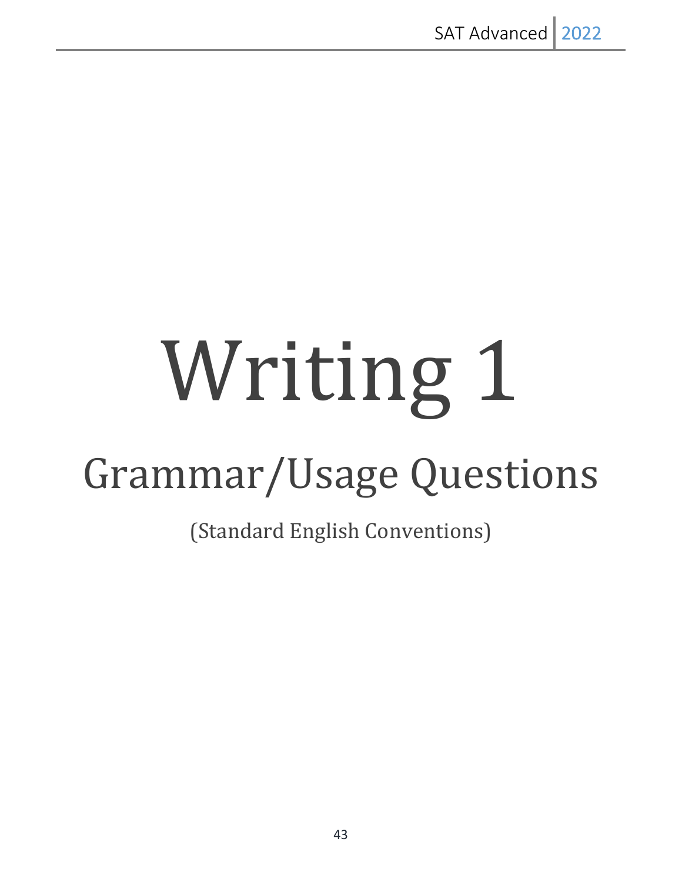# Writing 1

## Grammar/Usage Questions

(Standard English Conventions)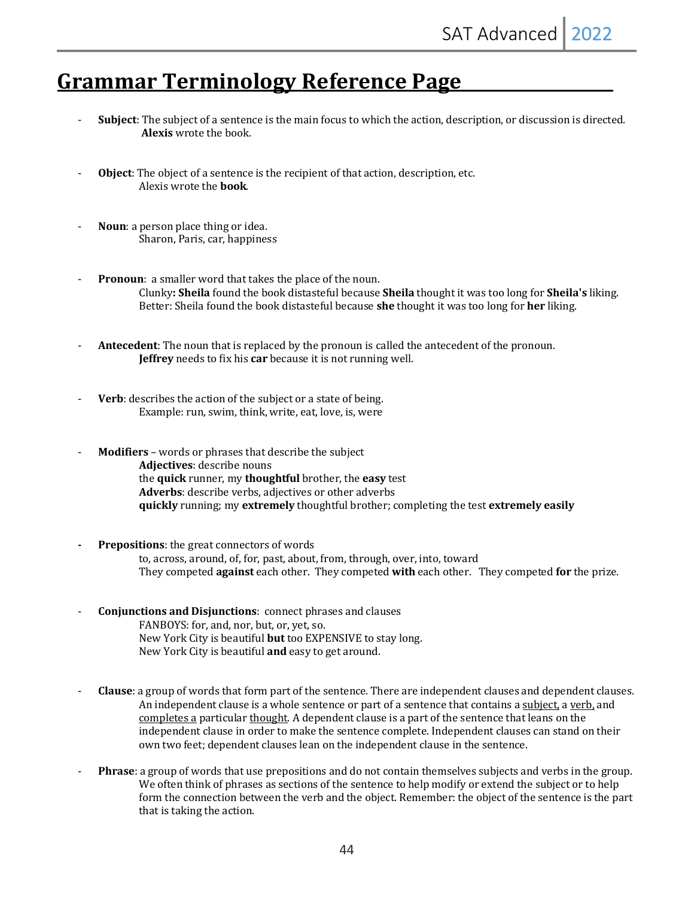# Grammar Terminology Reference Page

- **Subject**: The subject of a sentence is the main focus to which the action, description, or discussion is directed.
  **Alexis** wrote the book.

- **Object**: The object of a sentence is the recipient of that action, description, etc.
  Alexis wrote the **book**.

- **Noun**: a person place thing or idea.
  Sharon, Paris, car, happiness

- **Pronoun**: a smaller word that takes the place of the noun.
  Clunky**: Sheila** found the book distasteful because **Sheila** thought it was too long for **Sheila's** liking.
  Better: Sheila found the book distasteful because **she** thought it was too long for **her** liking.

- **Antecedent**: The noun that is replaced by the pronoun is called the antecedent of the pronoun.
  **Jeffrey** needs to fix his **car** because it is not running well.

- **Verb**: describes the action of the subject or a state of being.
  Example: run, swim, think, write, eat, love, is, were

- **Modifiers** – words or phrases that describe the subject
  **Adjectives**: describe nouns
  the **quick** runner, my **thoughtful** brother, the **easy** test
  **Adverbs**: describe verbs, adjectives or other adverbs
  **quickly** running; my **extremely** thoughtful brother; completing the test **extremely easily**

- **Prepositions**: the great connectors of words
  to, across, around, of, for, past, about, from, through, over, into, toward
  They competed **against** each other. They competed **with** each other. They competed **for** the prize.

- **Conjunctions and Disjunctions**: connect phrases and clauses
  FANBOYS: for, and, nor, but, or, yet, so.
  New York City is beautiful **but** too EXPENSIVE to stay long.
  New York City is beautiful **and** easy to get around.

- **Clause**: a group of words that form part of the sentence. There are independent clauses and dependent clauses. An independent clause is a whole sentence or part of a sentence that contains a <u>subject</u>, a <u>verb</u>, and <u>completes a</u> particular <u>thought</u>. A dependent clause is a part of the sentence that leans on the independent clause in order to make the sentence complete. Independent clauses can stand on their own two feet; dependent clauses lean on the independent clause in the sentence.

- **Phrase**: a group of words that use prepositions and do not contain themselves subjects and verbs in the group. We often think of phrases as sections of the sentence to help modify or extend the subject or to help form the connection between the verb and the object. Remember: the object of the sentence is the part that is taking the action.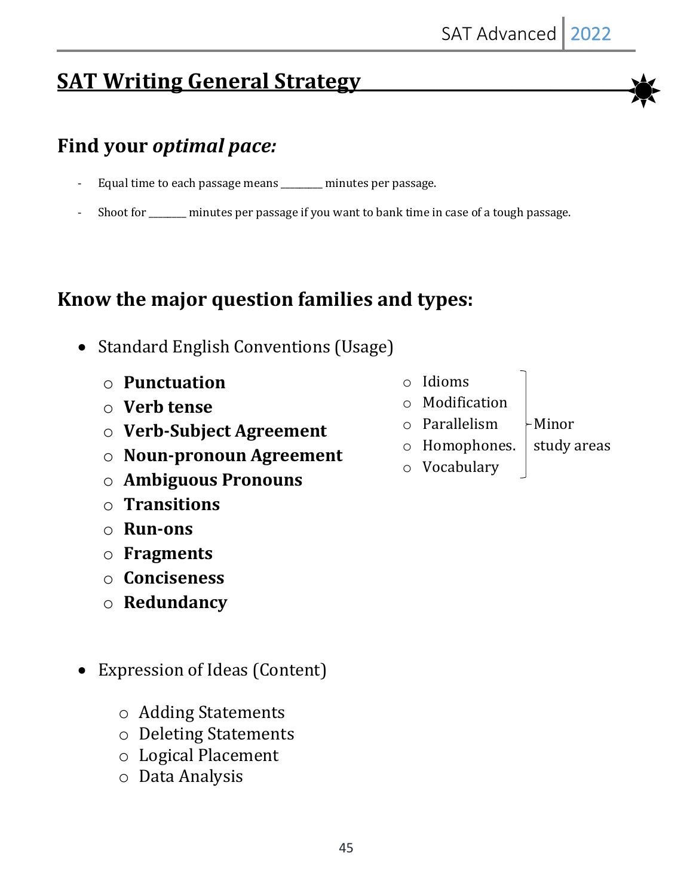## SAT Writing General Strategy

### Find your *optimal pace:*

- Equal time to each passage means ________ minutes per passage.
- Shoot for _______ minutes per passage if you want to bank time in case of a tough passage.

### Know the major question families and types:

- Standard English Conventions (Usage)
  - **Punctuation**
  - **Verb tense**
  - **Verb-Subject Agreement**
  - **Noun-pronoun Agreement**
  - **Ambiguous Pronouns**
  - **Transitions**
  - **Run-ons**
  - **Fragments**
  - **Conciseness**
  - **Redundancy**

  Minor study areas:
  - Idioms
  - Modification
  - Parallelism
  - Homophones.
  - Vocabulary

- Expression of Ideas (Content)
  - Adding Statements
  - Deleting Statements
  - Logical Placement
  - Data Analysis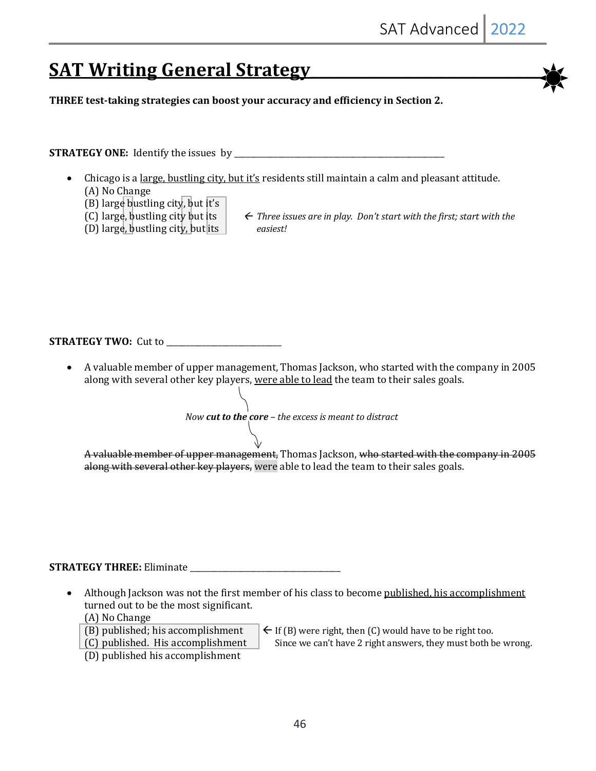# SAT Writing General Strategy

**THREE test-taking strategies can boost your accuracy and efficiency in Section 2.**

**STRATEGY ONE:** Identify the issues by \_\_\_\_\_\_\_\_\_\_\_\_\_\_\_\_\_\_\_\_\_\_\_\_\_\_\_\_\_\_\_\_\_\_\_\_\_\_\_\_\_\_\_\_\_\_\_\_\_\_

- Chicago is a <u>large, bustling city, but it's</u> residents still maintain a calm and pleasant attitude.
  (A) No Change
  (B) large bustling city, but it's
  (C) large, bustling city but its
  (D) large, bustling city, but its

  ← *Three issues are in play. Don't start with the first; start with the easiest!*

**STRATEGY TWO:** Cut to \_\_\_\_\_\_\_\_\_\_\_\_\_\_\_\_\_\_\_\_\_\_\_\_\_\_\_

- A valuable member of upper management, Thomas Jackson, who started with the company in 2005 along with several other key players, <u>were able to lead</u> the team to their sales goals.

  *Now **cut to the core** – the excess is meant to distract*

  ~~A valuable member of upper management,~~ Thomas Jackson, ~~who started with the company in 2005 along with several other key players,~~ were able to lead the team to their sales goals.

**STRATEGY THREE:** Eliminate \_\_\_\_\_\_\_\_\_\_\_\_\_\_\_\_\_\_\_\_\_\_\_\_\_\_\_\_\_\_\_\_\_\_\_\_

- Although Jackson was not the first member of his class to become <u>published, his accomplishment</u> turned out to be the most significant.
  (A) No Change
  (B) published; his accomplishment
  (C) published. His accomplishment
  (D) published his accomplishment

  ← If (B) were right, then (C) would have to be right too. Since we can't have 2 right answers, they must both be wrong.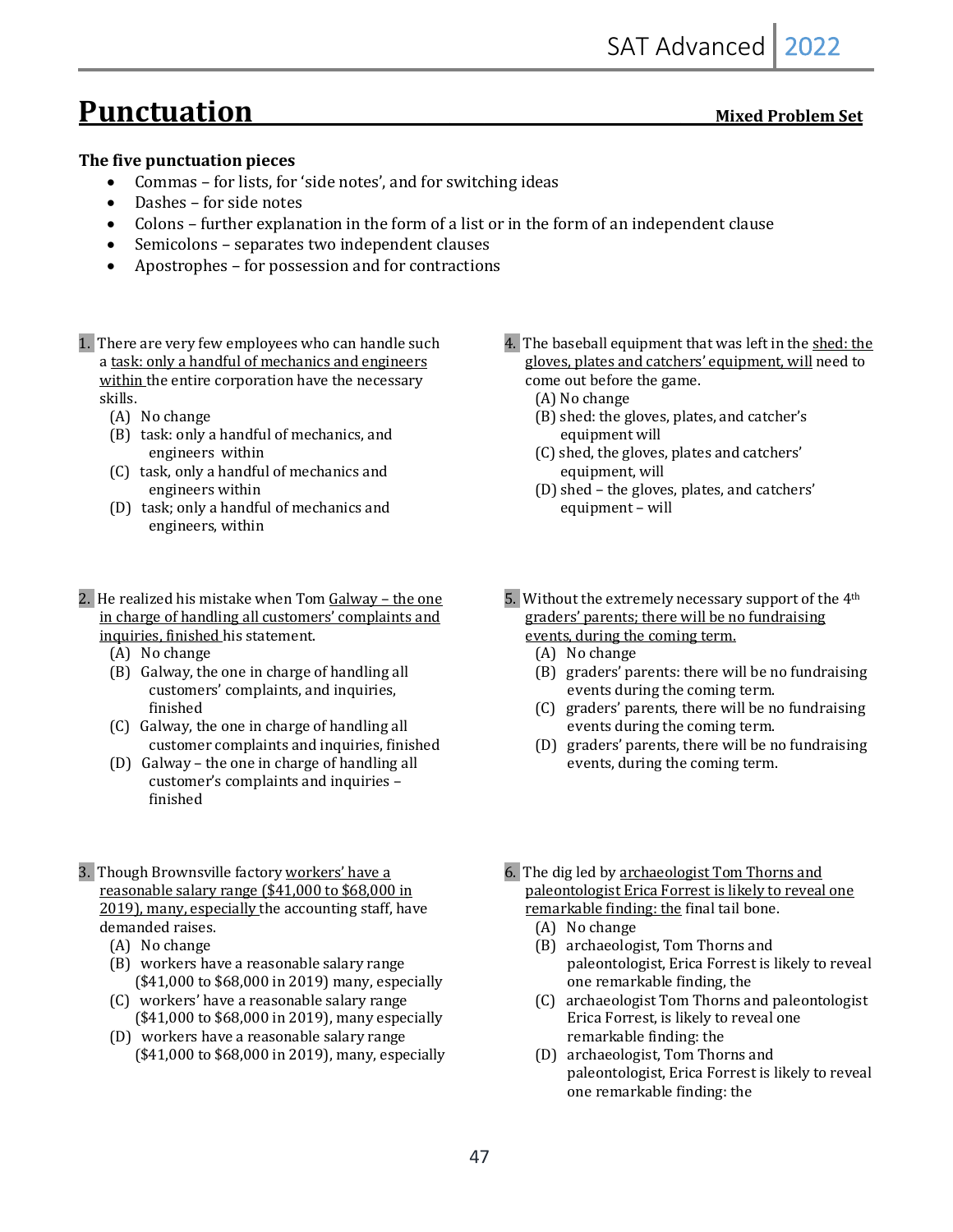# Punctuation

**Mixed Problem Set**

**The five punctuation pieces**

- Commas – for lists, for 'side notes', and for switching ideas
- Dashes – for side notes
- Colons – further explanation in the form of a list or in the form of an independent clause
- Semicolons – separates two independent clauses
- Apostrophes – for possession and for contractions

1. There are very few employees who can handle such a task: only a handful of mechanics and engineers within the entire corporation have the necessary skills.
   - (A) No change
   - (B) task: only a handful of mechanics, and engineers within
   - (C) task, only a handful of mechanics and engineers within
   - (D) task; only a handful of mechanics and engineers, within

2. He realized his mistake when Tom Galway – the one in charge of handling all customers' complaints and inquiries, finished his statement.
   - (A) No change
   - (B) Galway, the one in charge of handling all customers' complaints, and inquiries, finished
   - (C) Galway, the one in charge of handling all customer complaints and inquiries, finished
   - (D) Galway – the one in charge of handling all customer's complaints and inquiries – finished

3. Though Brownsville factory workers' have a reasonable salary range ($41,000 to $68,000 in 2019), many, especially the accounting staff, have demanded raises.
   - (A) No change
   - (B) workers have a reasonable salary range ($41,000 to $68,000 in 2019) many, especially
   - (C) workers' have a reasonable salary range ($41,000 to $68,000 in 2019), many especially
   - (D) workers have a reasonable salary range ($41,000 to $68,000 in 2019), many, especially

4. The baseball equipment that was left in the shed: the gloves, plates and catchers' equipment, will need to come out before the game.
   - (A) No change
   - (B) shed: the gloves, plates, and catcher's equipment will
   - (C) shed, the gloves, plates and catchers' equipment, will
   - (D) shed – the gloves, plates, and catchers' equipment – will

5. Without the extremely necessary support of the 4th graders' parents; there will be no fundraising events, during the coming term.
   - (A) No change
   - (B) graders' parents: there will be no fundraising events during the coming term.
   - (C) graders' parents, there will be no fundraising events during the coming term.
   - (D) graders' parents, there will be no fundraising events, during the coming term.

6. The dig led by archaeologist Tom Thorns and paleontologist Erica Forrest is likely to reveal one remarkable finding: the final tail bone.
   - (A) No change
   - (B) archaeologist, Tom Thorns and paleontologist, Erica Forrest is likely to reveal one remarkable finding, the
   - (C) archaeologist Tom Thorns and paleontologist Erica Forrest, is likely to reveal one remarkable finding: the
   - (D) archaeologist, Tom Thorns and paleontologist, Erica Forrest is likely to reveal one remarkable finding: the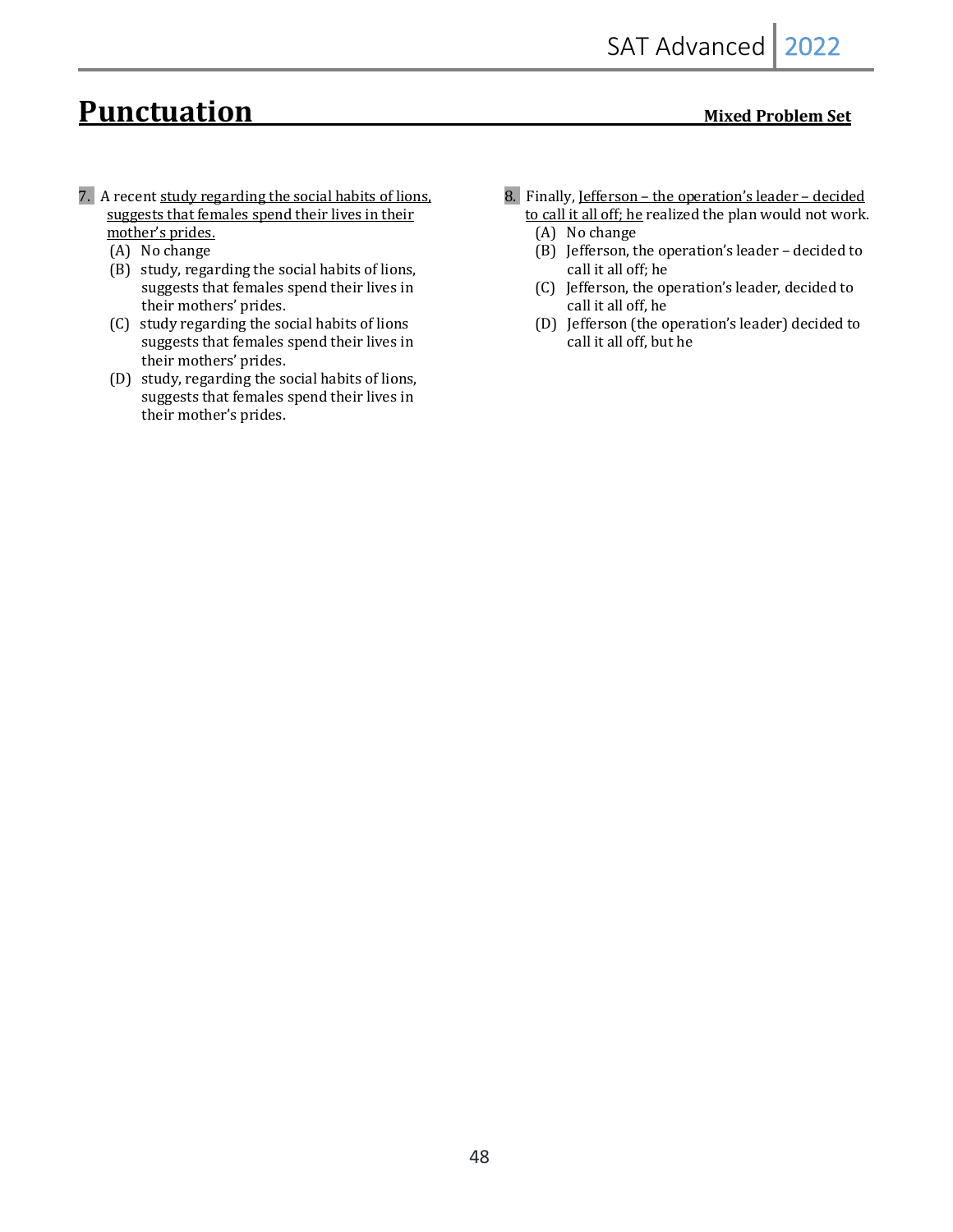# Punctuation

**Mixed Problem Set**

7. A recent <u>study regarding the social habits of lions, suggests that females spend their lives in their mother's prides.</u>
   - (A) No change
   - (B) study, regarding the social habits of lions, suggests that females spend their lives in their mothers' prides.
   - (C) study regarding the social habits of lions suggests that females spend their lives in their mothers' prides.
   - (D) study, regarding the social habits of lions, suggests that females spend their lives in their mother's prides.

8. Finally, <u>Jefferson – the operation's leader – decided to call it all off; he</u> realized the plan would not work.
   - (A) No change
   - (B) Jefferson, the operation's leader – decided to call it all off; he
   - (C) Jefferson, the operation's leader, decided to call it all off, he
   - (D) Jefferson (the operation's leader) decided to call it all off, but he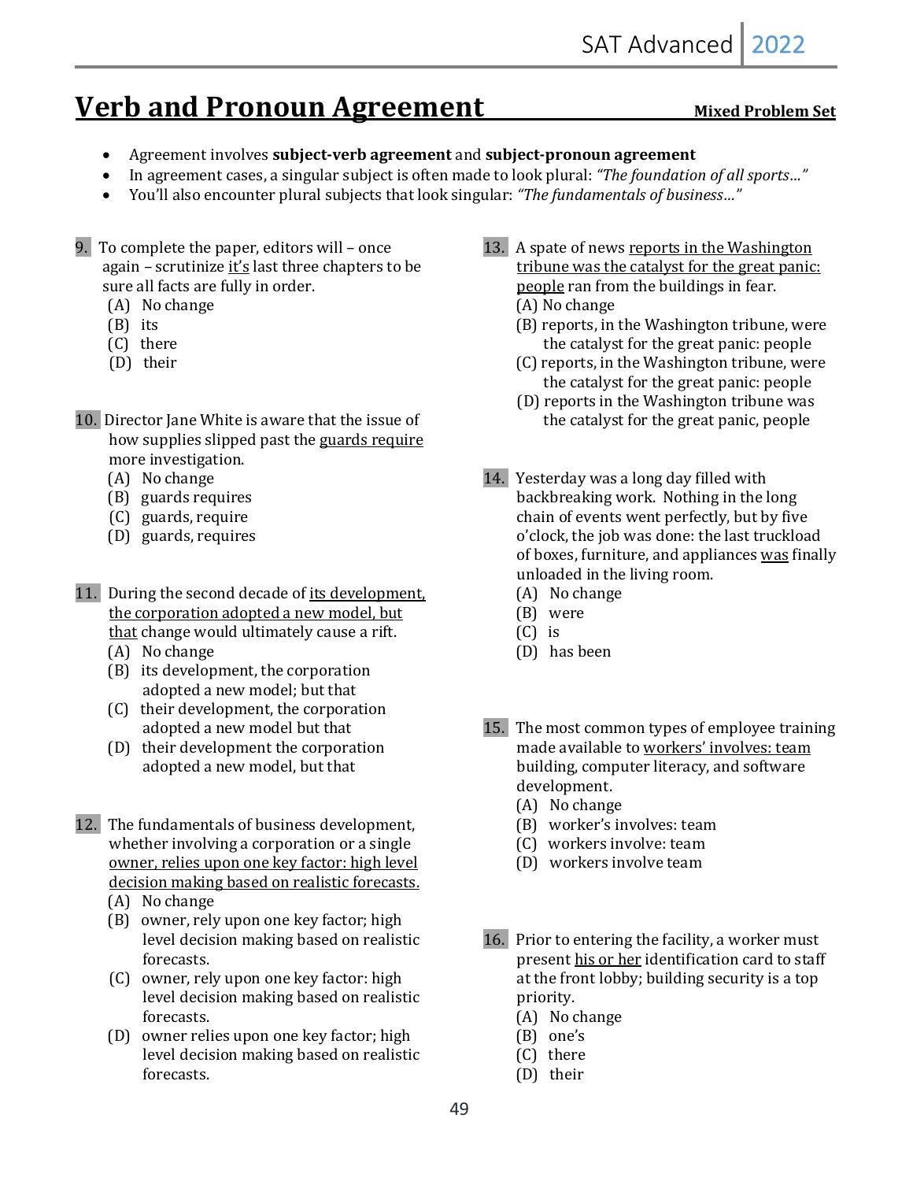# Verb and Pronoun Agreement

**Mixed Problem Set**

- Agreement involves **subject-verb agreement** and **subject-pronoun agreement**
- In agreement cases, a singular subject is often made to look plural: *"The foundation of all sports…"*
- You'll also encounter plural subjects that look singular: *"The fundamentals of business…"*

9. To complete the paper, editors will – once again – scrutinize <u>it's</u> last three chapters to be sure all facts are fully in order.
   (A) No change
   (B) its
   (C) there
   (D) their

10. Director Jane White is aware that the issue of how supplies slipped past the <u>guards require</u> more investigation.
   (A) No change
   (B) guards requires
   (C) guards, require
   (D) guards, requires

11. During the second decade of <u>its development, the corporation adopted a new model, but that</u> change would ultimately cause a rift.
   (A) No change
   (B) its development, the corporation adopted a new model; but that
   (C) their development, the corporation adopted a new model but that
   (D) their development the corporation adopted a new model, but that

12. The fundamentals of business development, whether involving a corporation or a single <u>owner, relies upon one key factor: high level decision making based on realistic forecasts.</u>
   (A) No change
   (B) owner, rely upon one key factor; high level decision making based on realistic forecasts.
   (C) owner, rely upon one key factor: high level decision making based on realistic forecasts.
   (D) owner relies upon one key factor; high level decision making based on realistic forecasts.

13. A spate of news <u>reports in the Washington tribune was the catalyst for the great panic: people</u> ran from the buildings in fear.
   (A) No change
   (B) reports, in the Washington tribune, were the catalyst for the great panic: people
   (C) reports, in the Washington tribune, were the catalyst for the great panic: people
   (D) reports in the Washington tribune was the catalyst for the great panic, people

14. Yesterday was a long day filled with backbreaking work. Nothing in the long chain of events went perfectly, but by five o'clock, the job was done: the last truckload of boxes, furniture, and appliances <u>was</u> finally unloaded in the living room.
   (A) No change
   (B) were
   (C) is
   (D) has been

15. The most common types of employee training made available to <u>workers' involves: team</u> building, computer literacy, and software development.
   (A) No change
   (B) worker's involves: team
   (C) workers involve: team
   (D) workers involve team

16. Prior to entering the facility, a worker must present <u>his or her</u> identification card to staff at the front lobby; building security is a top priority.
   (A) No change
   (B) one's
   (C) there
   (D) their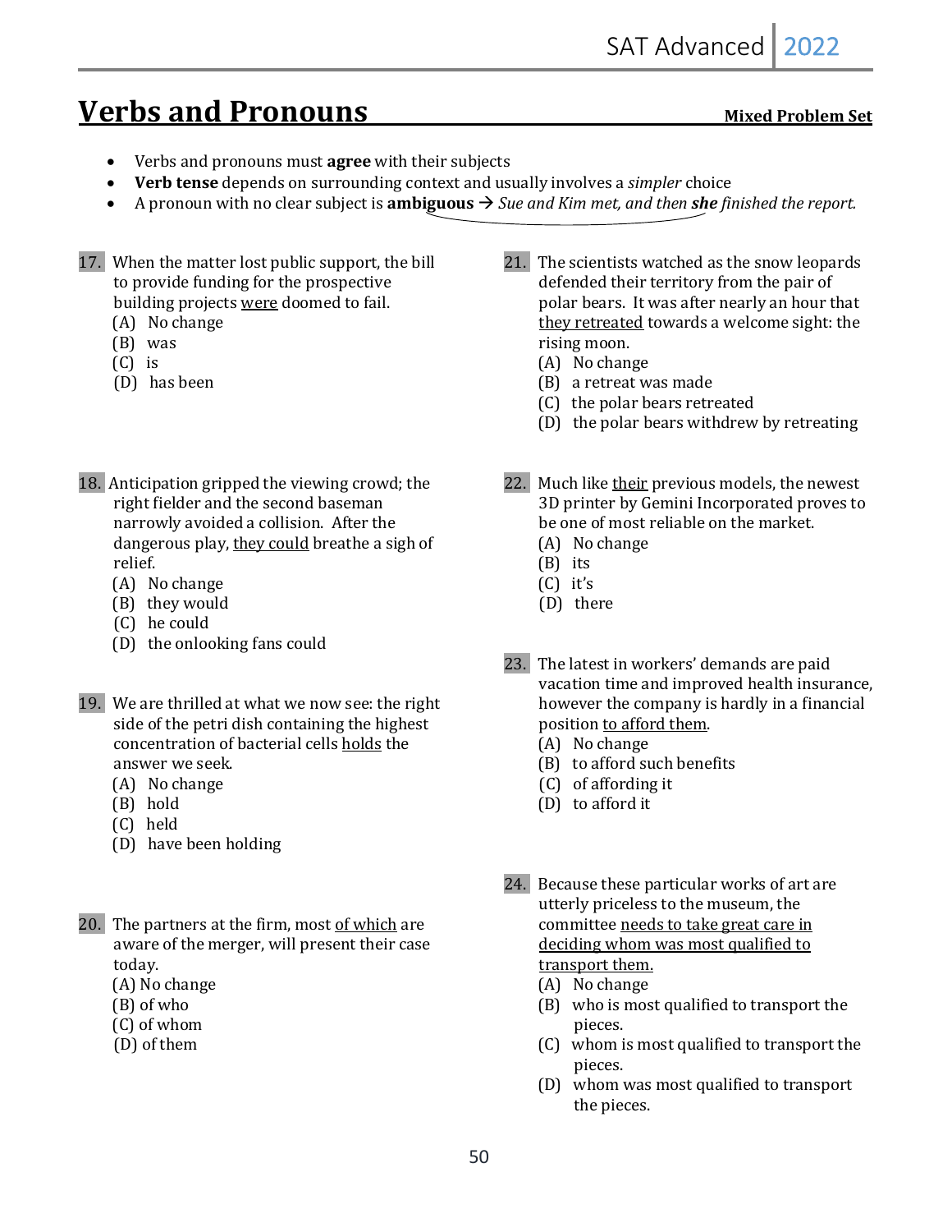# Verbs and Pronouns

**Mixed Problem Set**

- Verbs and pronouns must **agree** with their subjects
- **Verb tense** depends on surrounding context and usually involves a *simpler* choice
- A pronoun with no clear subject is **ambiguous** → *Sue and Kim met, and then **she** finished the report.*

17. When the matter lost public support, the bill to provide funding for the prospective building projects <u>were</u> doomed to fail.
    (A) No change
    (B) was
    (C) is
    (D) has been

18. Anticipation gripped the viewing crowd; the right fielder and the second baseman narrowly avoided a collision. After the dangerous play, <u>they could</u> breathe a sigh of relief.
    (A) No change
    (B) they would
    (C) he could
    (D) the onlooking fans could

19. We are thrilled at what we now see: the right side of the petri dish containing the highest concentration of bacterial cells <u>holds</u> the answer we seek.
    (A) No change
    (B) hold
    (C) held
    (D) have been holding

20. The partners at the firm, most <u>of which</u> are aware of the merger, will present their case today.
    (A) No change
    (B) of who
    (C) of whom
    (D) of them

21. The scientists watched as the snow leopards defended their territory from the pair of polar bears. It was after nearly an hour that <u>they retreated</u> towards a welcome sight: the rising moon.
    (A) No change
    (B) a retreat was made
    (C) the polar bears retreated
    (D) the polar bears withdrew by retreating

22. Much like <u>their</u> previous models, the newest 3D printer by Gemini Incorporated proves to be one of most reliable on the market.
    (A) No change
    (B) its
    (C) it's
    (D) there

23. The latest in workers' demands are paid vacation time and improved health insurance, however the company is hardly in a financial position <u>to afford them</u>.
    (A) No change
    (B) to afford such benefits
    (C) of affording it
    (D) to afford it

24. Because these particular works of art are utterly priceless to the museum, the committee <u>needs to take great care in deciding whom was most qualified to transport them.</u>
    (A) No change
    (B) who is most qualified to transport the pieces.
    (C) whom is most qualified to transport the pieces.
    (D) whom was most qualified to transport the pieces.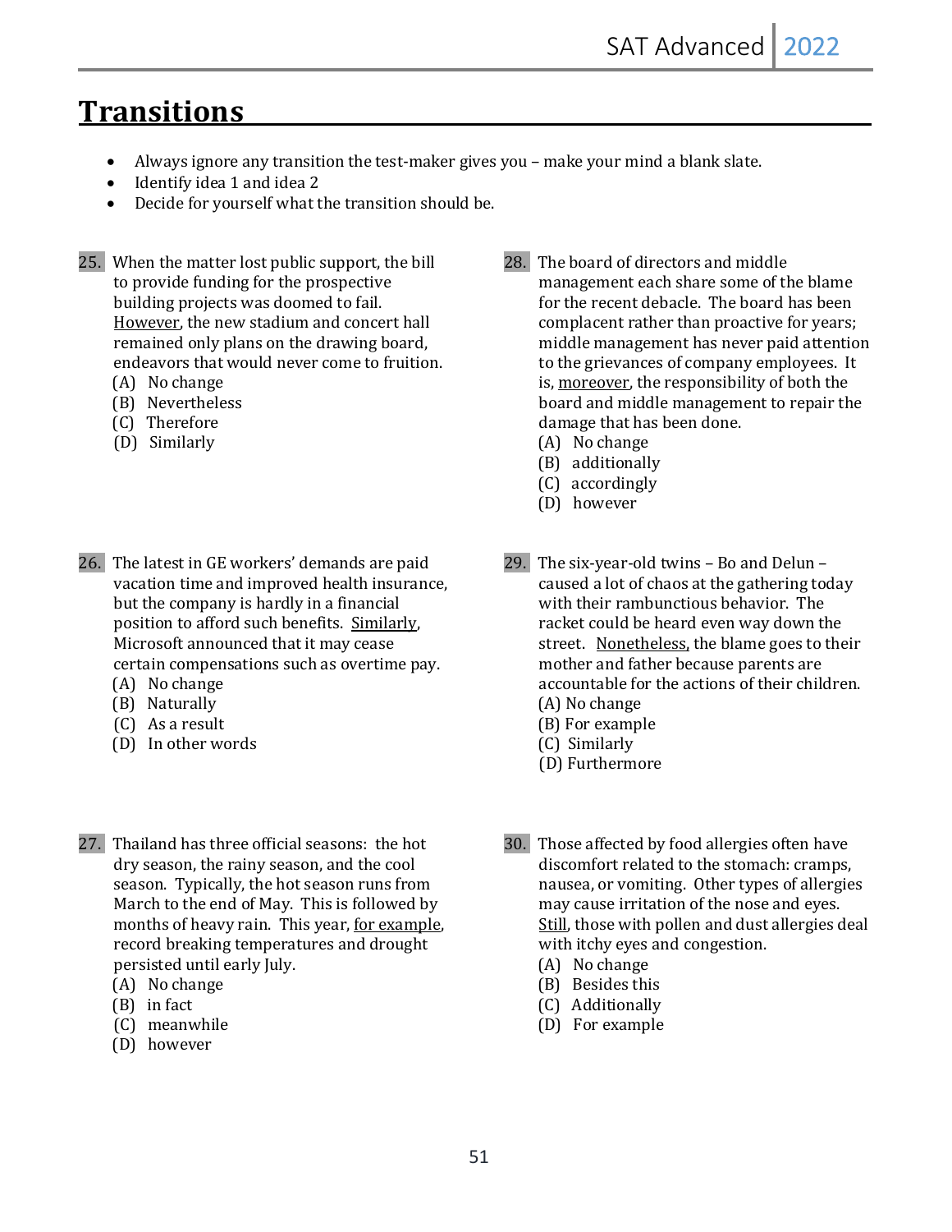# Transitions

- Always ignore any transition the test-maker gives you – make your mind a blank slate.
- Identify idea 1 and idea 2
- Decide for yourself what the transition should be.

**25.** When the matter lost public support, the bill to provide funding for the prospective building projects was doomed to fail. <u>However</u>, the new stadium and concert hall remained only plans on the drawing board, endeavors that would never come to fruition.

(A) No change
(B) Nevertheless
(C) Therefore
(D) Similarly

**26.** The latest in GE workers' demands are paid vacation time and improved health insurance, but the company is hardly in a financial position to afford such benefits. <u>Similarly</u>, Microsoft announced that it may cease certain compensations such as overtime pay.

(A) No change
(B) Naturally
(C) As a result
(D) In other words

**27.** Thailand has three official seasons: the hot dry season, the rainy season, and the cool season. Typically, the hot season runs from March to the end of May. This is followed by months of heavy rain. This year, <u>for example</u>, record breaking temperatures and drought persisted until early July.

(A) No change
(B) in fact
(C) meanwhile
(D) however

**28.** The board of directors and middle management each share some of the blame for the recent debacle. The board has been complacent rather than proactive for years; middle management has never paid attention to the grievances of company employees. It is, <u>moreover</u>, the responsibility of both the board and middle management to repair the damage that has been done.

(A) No change
(B) additionally
(C) accordingly
(D) however

**29.** The six-year-old twins – Bo and Delun – caused a lot of chaos at the gathering today with their rambunctious behavior. The racket could be heard even way down the street. <u>Nonetheless</u>, the blame goes to their mother and father because parents are accountable for the actions of their children.

(A) No change
(B) For example
(C) Similarly
(D) Furthermore

**30.** Those affected by food allergies often have discomfort related to the stomach: cramps, nausea, or vomiting. Other types of allergies may cause irritation of the nose and eyes. <u>Still</u>, those with pollen and dust allergies deal with itchy eyes and congestion.

(A) No change
(B) Besides this
(C) Additionally
(D) For example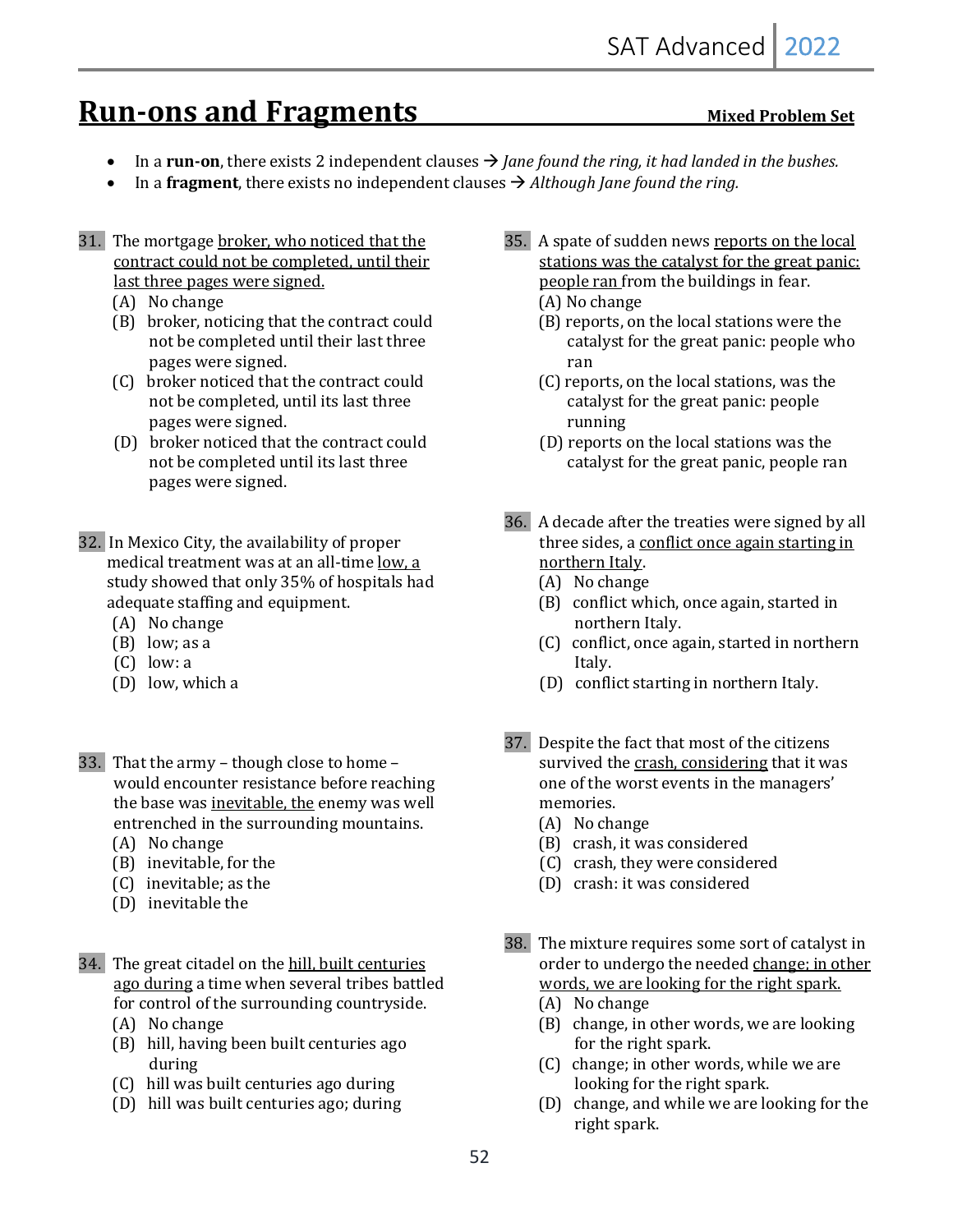# Run-ons and Fragments

**Mixed Problem Set**

- In a **run-on**, there exists 2 independent clauses → *Jane found the ring, it had landed in the bushes.*
- In a **fragment**, there exists no independent clauses → *Although Jane found the ring.*

31. The mortgage broker, who noticed that the contract could not be completed, until their last three pages were signed.
    (A) No change
    (B) broker, noticing that the contract could not be completed until their last three pages were signed.
    (C) broker noticed that the contract could not be completed, until its last three pages were signed.
    (D) broker noticed that the contract could not be completed until its last three pages were signed.

32. In Mexico City, the availability of proper medical treatment was at an all-time low, a study showed that only 35% of hospitals had adequate staffing and equipment.
    (A) No change
    (B) low; as a
    (C) low: a
    (D) low, which a

33. That the army – though close to home – would encounter resistance before reaching the base was inevitable, the enemy was well entrenched in the surrounding mountains.
    (A) No change
    (B) inevitable, for the
    (C) inevitable; as the
    (D) inevitable the

34. The great citadel on the hill, built centuries ago during a time when several tribes battled for control of the surrounding countryside.
    (A) No change
    (B) hill, having been built centuries ago during
    (C) hill was built centuries ago during
    (D) hill was built centuries ago; during

35. A spate of sudden news reports on the local stations was the catalyst for the great panic: people ran from the buildings in fear.
    (A) No change
    (B) reports, on the local stations were the catalyst for the great panic: people who ran
    (C) reports, on the local stations, was the catalyst for the great panic: people running
    (D) reports on the local stations was the catalyst for the great panic, people ran

36. A decade after the treaties were signed by all three sides, a conflict once again starting in northern Italy.
    (A) No change
    (B) conflict which, once again, started in northern Italy.
    (C) conflict, once again, started in northern Italy.
    (D) conflict starting in northern Italy.

37. Despite the fact that most of the citizens survived the crash, considering that it was one of the worst events in the managers' memories.
    (A) No change
    (B) crash, it was considered
    (C) crash, they were considered
    (D) crash: it was considered

38. The mixture requires some sort of catalyst in order to undergo the needed change; in other words, we are looking for the right spark.
    (A) No change
    (B) change, in other words, we are looking for the right spark.
    (C) change; in other words, while we are looking for the right spark.
    (D) change, and while we are looking for the right spark.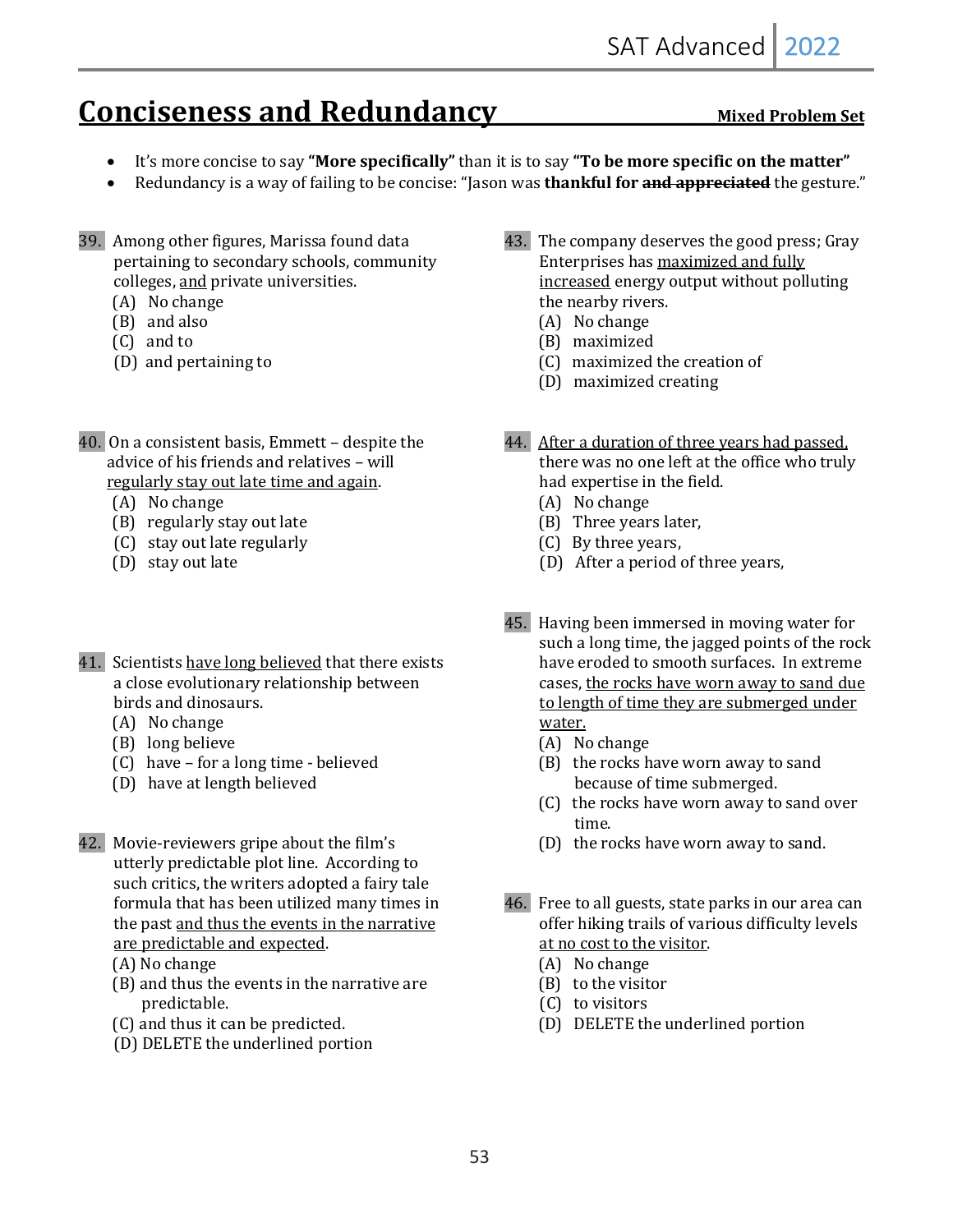# Conciseness and Redundancy

**Mixed Problem Set**

- It's more concise to say **"More specifically"** than it is to say **"To be more specific on the matter"**
- Redundancy is a way of failing to be concise: "Jason was **thankful for** ~~**and appreciated**~~ the gesture."

39. Among other figures, Marissa found data pertaining to secondary schools, community colleges, <u>and</u> private universities.
    (A) No change
    (B) and also
    (C) and to
    (D) and pertaining to

40. On a consistent basis, Emmett – despite the advice of his friends and relatives – will <u>regularly stay out late time and again</u>.
    (A) No change
    (B) regularly stay out late
    (C) stay out late regularly
    (D) stay out late

41. Scientists <u>have long believed</u> that there exists a close evolutionary relationship between birds and dinosaurs.
    (A) No change
    (B) long believe
    (C) have – for a long time - believed
    (D) have at length believed

42. Movie-reviewers gripe about the film's utterly predictable plot line. According to such critics, the writers adopted a fairy tale formula that has been utilized many times in the past <u>and thus the events in the narrative are predictable and expected</u>.
    (A) No change
    (B) and thus the events in the narrative are predictable.
    (C) and thus it can be predicted.
    (D) DELETE the underlined portion

43. The company deserves the good press; Gray Enterprises has <u>maximized and fully increased</u> energy output without polluting the nearby rivers.
    (A) No change
    (B) maximized
    (C) maximized the creation of
    (D) maximized creating

44. <u>After a duration of three years had passed,</u> there was no one left at the office who truly had expertise in the field.
    (A) No change
    (B) Three years later,
    (C) By three years,
    (D) After a period of three years,

45. Having been immersed in moving water for such a long time, the jagged points of the rock have eroded to smooth surfaces. In extreme cases, <u>the rocks have worn away to sand due to length of time they are submerged under water.</u>
    (A) No change
    (B) the rocks have worn away to sand because of time submerged.
    (C) the rocks have worn away to sand over time.
    (D) the rocks have worn away to sand.

46. Free to all guests, state parks in our area can offer hiking trails of various difficulty levels <u>at no cost to the visitor</u>.
    (A) No change
    (B) to the visitor
    (C) to visitors
    (D) DELETE the underlined portion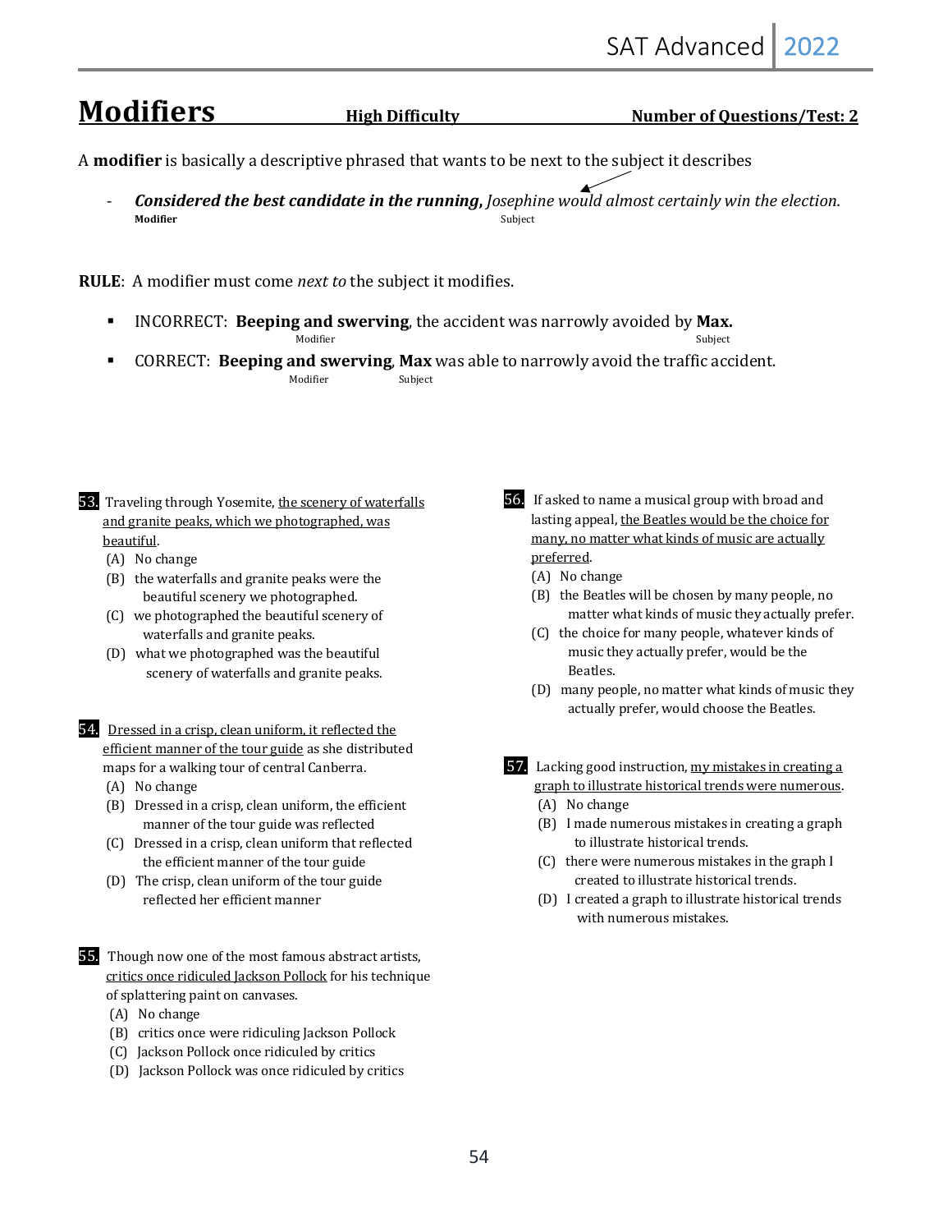# Modifiers

**High Difficulty** **Number of Questions/Test: 2**

A **modifier** is basically a descriptive phrased that wants to be next to the subject it describes

- ***Considered the best candidate in the running,*** *Josephine would almost certainly win the election.*
  **Modifier** Subject

**RULE**: A modifier must come *next to* the subject it modifies.

- INCORRECT: **Beeping and swerving**, the accident was narrowly avoided by **Max.**
  Modifier Subject
- CORRECT: **Beeping and swerving**, **Max** was able to narrowly avoid the traffic accident.
  Modifier Subject

**53.** Traveling through Yosemite, <u>the scenery of waterfalls and granite peaks, which we photographed, was beautiful</u>.

(A) No change
(B) the waterfalls and granite peaks were the beautiful scenery we photographed.
(C) we photographed the beautiful scenery of waterfalls and granite peaks.
(D) what we photographed was the beautiful scenery of waterfalls and granite peaks.

**54.** <u>Dressed in a crisp, clean uniform, it reflected the efficient manner of the tour guide</u> as she distributed maps for a walking tour of central Canberra.

(A) No change
(B) Dressed in a crisp, clean uniform, the efficient manner of the tour guide was reflected
(C) Dressed in a crisp, clean uniform that reflected the efficient manner of the tour guide
(D) The crisp, clean uniform of the tour guide reflected her efficient manner

**55.** Though now one of the most famous abstract artists, <u>critics once ridiculed Jackson Pollock</u> for his technique of splattering paint on canvases.

(A) No change
(B) critics once were ridiculing Jackson Pollock
(C) Jackson Pollock once ridiculed by critics
(D) Jackson Pollock was once ridiculed by critics

**56.** If asked to name a musical group with broad and lasting appeal, <u>the Beatles would be the choice for many, no matter what kinds of music are actually preferred</u>.

(A) No change
(B) the Beatles will be chosen by many people, no matter what kinds of music they actually prefer.
(C) the choice for many people, whatever kinds of music they actually prefer, would be the Beatles.
(D) many people, no matter what kinds of music they actually prefer, would choose the Beatles.

**57.** Lacking good instruction, <u>my mistakes in creating a graph to illustrate historical trends were numerous</u>.

(A) No change
(B) I made numerous mistakes in creating a graph to illustrate historical trends.
(C) there were numerous mistakes in the graph I created to illustrate historical trends.
(D) I created a graph to illustrate historical trends with numerous mistakes.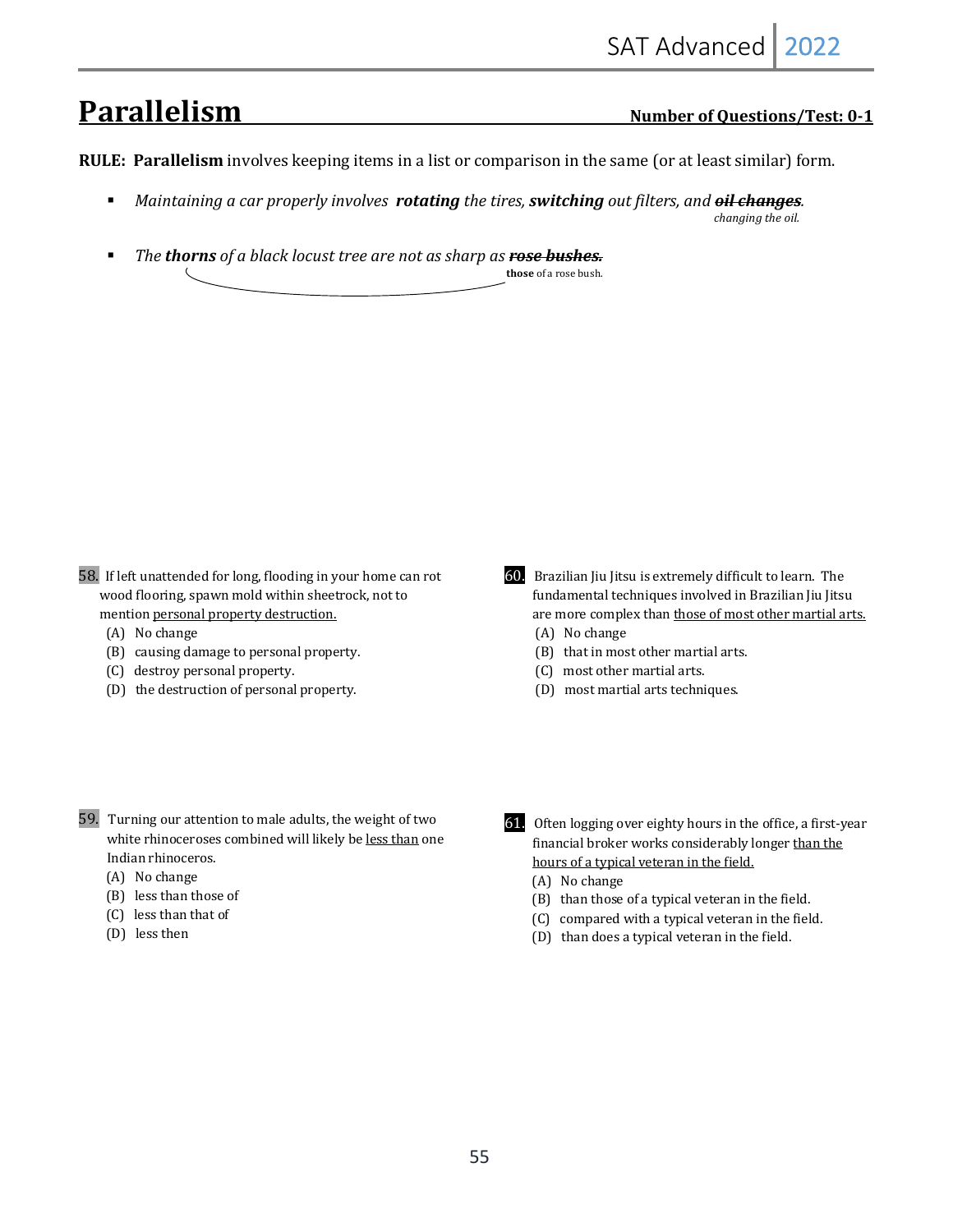# Parallelism

**Number of Questions/Test: 0-1**

**RULE: Parallelism** involves keeping items in a list or comparison in the same (or at least similar) form.

- *Maintaining a car properly involves* ***rotating*** *the tires,* ***switching*** *out filters, and* ~~***oil changes***~~*.*
  *changing the oil.*

- *The* ***thorns*** *of a black locust tree are not as sharp as* ~~***rose bushes.***~~
  **those** of a rose bush.

58. If left unattended for long, flooding in your home can rot wood flooring, spawn mold within sheetrock, not to mention <u>personal property destruction.</u>
    (A) No change
    (B) causing damage to personal property.
    (C) destroy personal property.
    (D) the destruction of personal property.

59. Turning our attention to male adults, the weight of two white rhinoceroses combined will likely be <u>less than</u> one Indian rhinoceros.
    (A) No change
    (B) less than those of
    (C) less than that of
    (D) less then

60. Brazilian Jiu Jitsu is extremely difficult to learn. The fundamental techniques involved in Brazilian Jiu Jitsu are more complex than <u>those of most other martial arts.</u>
    (A) No change
    (B) that in most other martial arts.
    (C) most other martial arts.
    (D) most martial arts techniques.

61. Often logging over eighty hours in the office, a first-year financial broker works considerably longer <u>than the hours of a typical veteran in the field.</u>
    (A) No change
    (B) than those of a typical veteran in the field.
    (C) compared with a typical veteran in the field.
    (D) than does a typical veteran in the field.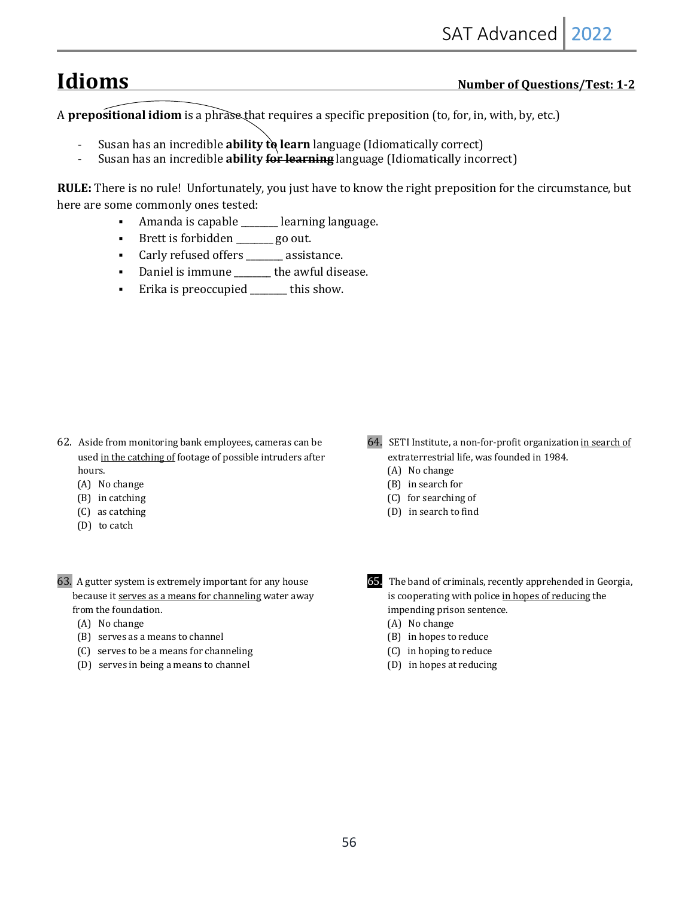# Idioms

**Number of Questions/Test: 1-2**

A **prepositional idiom** is a phrase that requires a specific preposition (to, for, in, with, by, etc.)

- Susan has an incredible **ability to learn** language (Idiomatically correct)
- Susan has an incredible **ability ~~for learning~~** language (Idiomatically incorrect)

**RULE:** There is no rule! Unfortunately, you just have to know the right preposition for the circumstance, but here are some commonly ones tested:

- Amanda is capable ________ learning language.
- Brett is forbidden ________ go out.
- Carly refused offers ________ assistance.
- Daniel is immune ________ the awful disease.
- Erika is preoccupied ________ this show.

62. Aside from monitoring bank employees, cameras can be used <u>in the catching of</u> footage of possible intruders after hours.
    (A) No change
    (B) in catching
    (C) as catching
    (D) to catch

63. A gutter system is extremely important for any house because it <u>serves as a means for channeling</u> water away from the foundation.
    (A) No change
    (B) serves as a means to channel
    (C) serves to be a means for channeling
    (D) serves in being a means to channel

64. SETI Institute, a non-for-profit organization <u>in search of</u> extraterrestrial life, was founded in 1984.
    (A) No change
    (B) in search for
    (C) for searching of
    (D) in search to find

65. The band of criminals, recently apprehended in Georgia, is cooperating with police <u>in hopes of reducing</u> the impending prison sentence.
    (A) No change
    (B) in hopes to reduce
    (C) in hoping to reduce
    (D) in hopes at reducing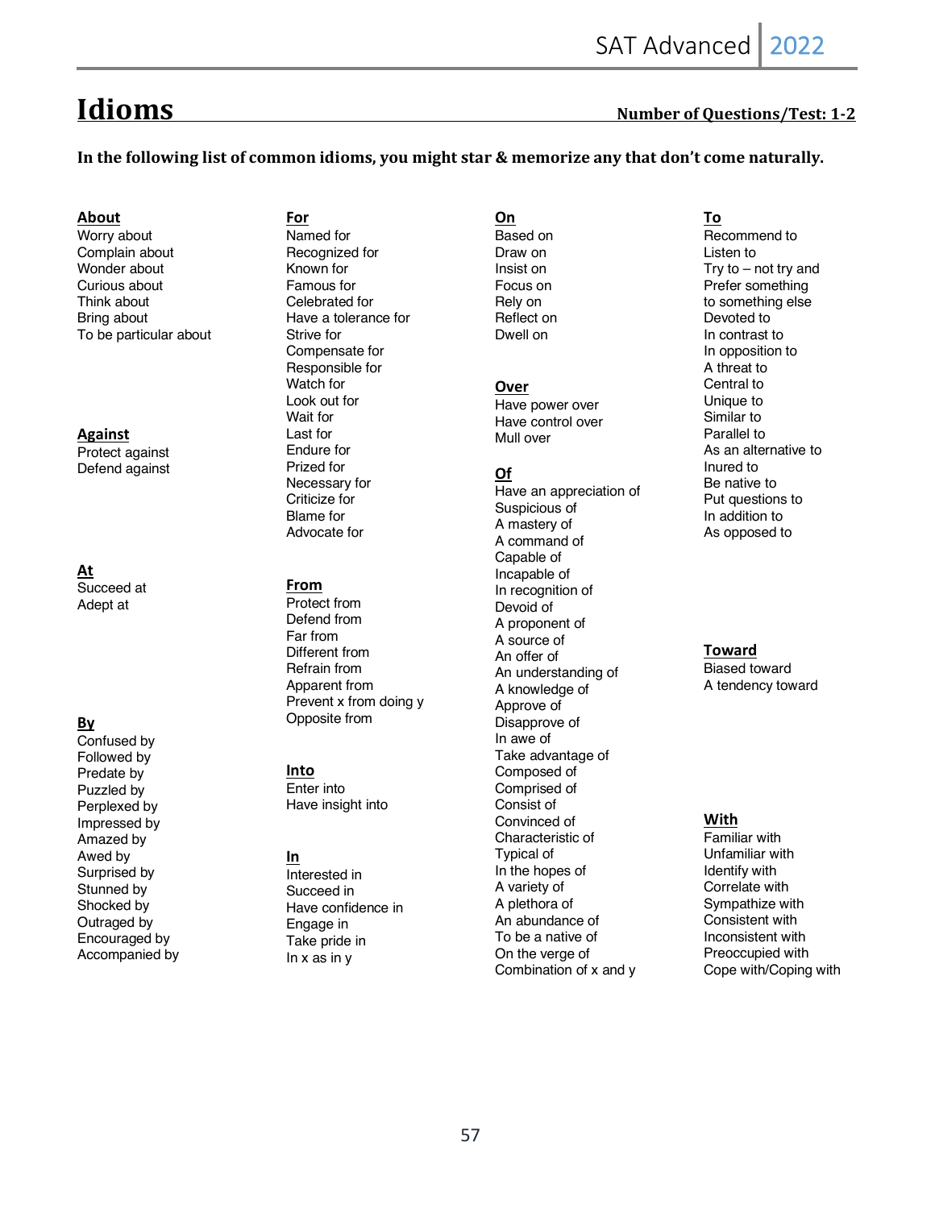# Idioms

**Number of Questions/Test: 1-2**

**In the following list of common idioms, you might star & memorize any that don't come naturally.**

**About**

Worry about
Complain about
Wonder about
Curious about
Think about
Bring about
To be particular about

**Against**

Protect against
Defend against

**At**

Succeed at
Adept at

**By**

Confused by
Followed by
Predate by
Puzzled by
Perplexed by
Impressed by
Amazed by
Awed by
Surprised by
Stunned by
Shocked by
Outraged by
Encouraged by
Accompanied by

**For**

Named for
Recognized for
Known for
Famous for
Celebrated for
Have a tolerance for
Strive for
Compensate for
Responsible for
Watch for
Look out for
Wait for
Last for
Endure for
Prized for
Necessary for
Criticize for
Blame for
Advocate for

**From**

Protect from
Defend from
Far from
Different from
Refrain from
Apparent from
Prevent x from doing y
Opposite from

**Into**

Enter into
Have insight into

**In**

Interested in
Succeed in
Have confidence in
Engage in
Take pride in
In x as in y

**On**

Based on
Draw on
Insist on
Focus on
Rely on
Reflect on
Dwell on

**Over**

Have power over
Have control over
Mull over

**Of**

Have an appreciation of
Suspicious of
A mastery of
A command of
Capable of
Incapable of
In recognition of
Devoid of
A proponent of
A source of
An offer of
An understanding of
A knowledge of
Approve of
Disapprove of
In awe of
Take advantage of
Composed of
Comprised of
Consist of
Convinced of
Characteristic of
Typical of
In the hopes of
A variety of
A plethora of
An abundance of
To be a native of
On the verge of
Combination of x and y

**To**

Recommend to
Listen to
Try to – not try and
Prefer something to something else
Devoted to
In contrast to
In opposition to
A threat to
Central to
Unique to
Similar to
Parallel to
As an alternative to
Inured to
Be native to
Put questions to
In addition to
As opposed to

**Toward**

Biased toward
A tendency toward

**With**

Familiar with
Unfamiliar with
Identify with
Correlate with
Sympathize with
Consistent with
Inconsistent with
Preoccupied with
Cope with/Coping with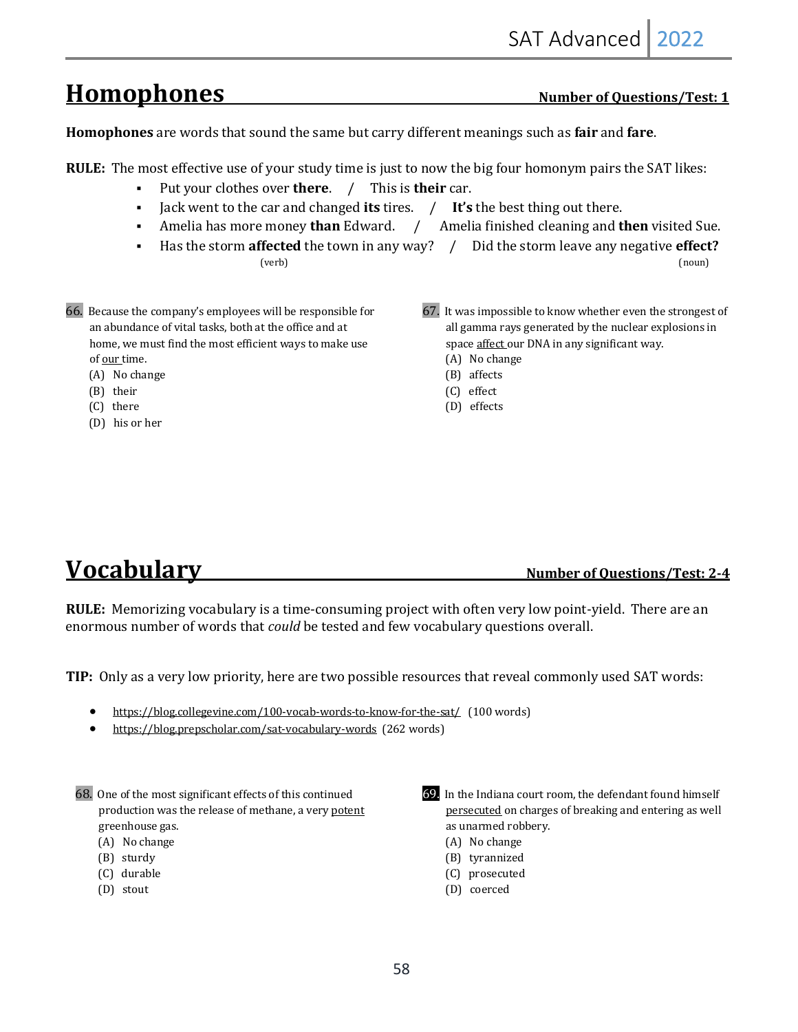## Homophones

**Number of Questions/Test: 1**

**Homophones** are words that sound the same but carry different meanings such as **fair** and **fare**.

**RULE:** The most effective use of your study time is just to now the big four homonym pairs the SAT likes:

- Put your clothes over **there**. / This is **their** car.
- Jack went to the car and changed **its** tires. / **It's** the best thing out there.
- Amelia has more money **than** Edward. / Amelia finished cleaning and **then** visited Sue.
- Has the storm **affected** the town in any way? (verb) / Did the storm leave any negative **effect?** (noun)

66. Because the company's employees will be responsible for an abundance of vital tasks, both at the office and at home, we must find the most efficient ways to make use of our time.
    (A) No change
    (B) their
    (C) there
    (D) his or her

67. It was impossible to know whether even the strongest of all gamma rays generated by the nuclear explosions in space affect our DNA in any significant way.
    (A) No change
    (B) affects
    (C) effect
    (D) effects

## Vocabulary

**Number of Questions/Test: 2-4**

**RULE:** Memorizing vocabulary is a time-consuming project with often very low point-yield. There are an enormous number of words that *could* be tested and few vocabulary questions overall.

**TIP:** Only as a very low priority, here are two possible resources that reveal commonly used SAT words:

- https://blog.collegevine.com/100-vocab-words-to-know-for-the-sat/ (100 words)
- https://blog.prepscholar.com/sat-vocabulary-words (262 words)

68. One of the most significant effects of this continued production was the release of methane, a very potent greenhouse gas.
    (A) No change
    (B) sturdy
    (C) durable
    (D) stout

69. In the Indiana court room, the defendant found himself persecuted on charges of breaking and entering as well as unarmed robbery.
    (A) No change
    (B) tyrannized
    (C) prosecuted
    (D) coerced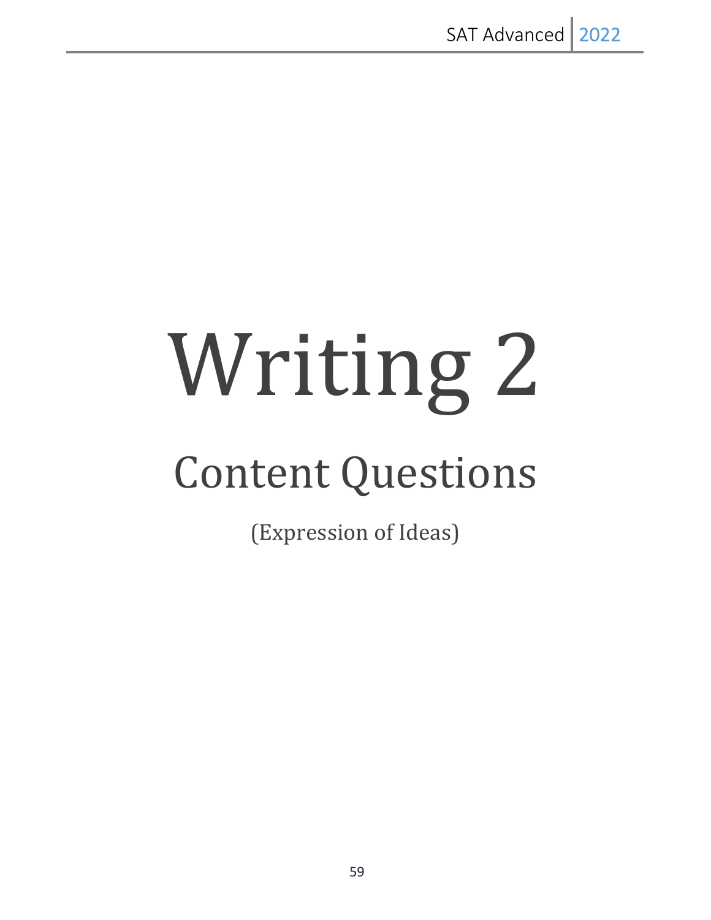# Writing 2

## Content Questions

(Expression of Ideas)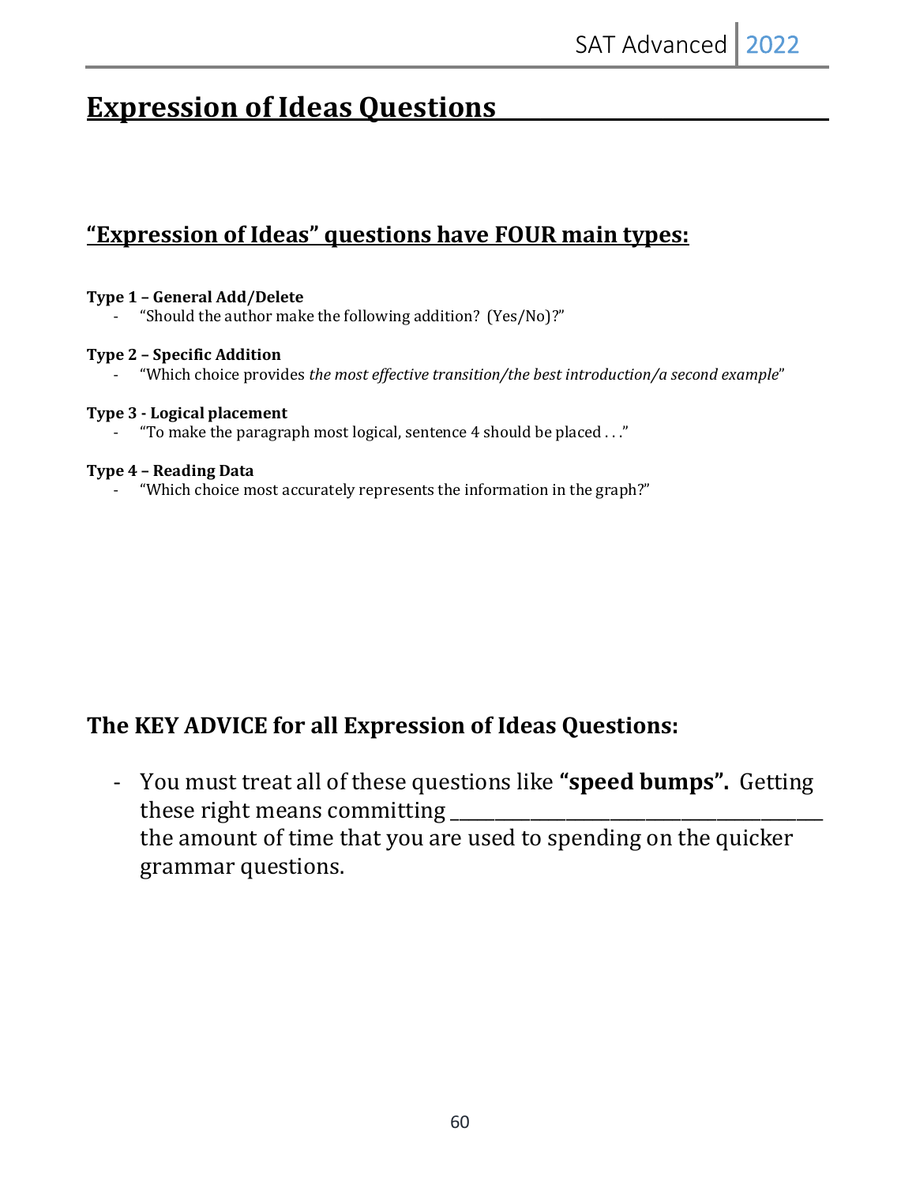# Expression of Ideas Questions

## “Expression of Ideas” questions have FOUR main types:

**Type 1 – General Add/Delete**

- “Should the author make the following addition? (Yes/No)?”

**Type 2 – Specific Addition**

- “Which choice provides *the most effective transition/the best introduction/a second example*”

**Type 3 - Logical placement**

- “To make the paragraph most logical, sentence 4 should be placed . . .”

**Type 4 – Reading Data**

- “Which choice most accurately represents the information in the graph?”

## The KEY ADVICE for all Expression of Ideas Questions:

- You must treat all of these questions like **“speed bumps”.** Getting these right means committing ______________________________ the amount of time that you are used to spending on the quicker grammar questions.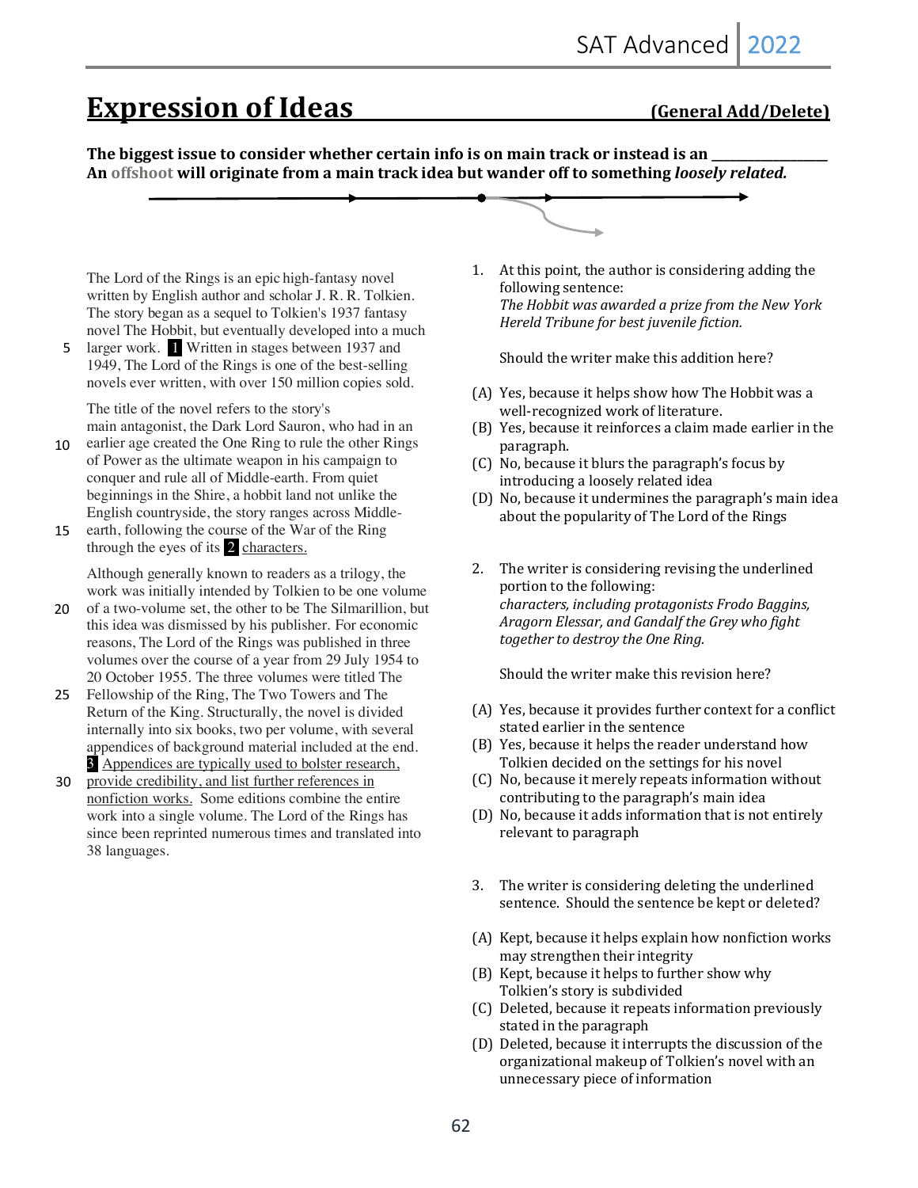# Expression of Ideas (General Add/Delete)

**The biggest issue to consider whether certain info is on main track or instead is an _______________**
**An offshoot will originate from a main track idea but wander off to something *loosely related.***

The Lord of the Rings is an epic high-fantasy novel written by English author and scholar J. R. R. Tolkien. The story began as a sequel to Tolkien's 1937 fantasy novel The Hobbit, but eventually developed into a much larger work. **[1]** Written in stages between 1937 and 1949, The Lord of the Rings is one of the best-selling novels ever written, with over 150 million copies sold.

The title of the novel refers to the story's main antagonist, the Dark Lord Sauron, who had in an earlier age created the One Ring to rule the other Rings of Power as the ultimate weapon in his campaign to conquer and rule all of Middle-earth. From quiet beginnings in the Shire, a hobbit land not unlike the English countryside, the story ranges across Middle-earth, following the course of the War of the Ring through the eyes of its **[2]** characters.

Although generally known to readers as a trilogy, the work was initially intended by Tolkien to be one volume of a two-volume set, the other to be The Silmarillion, but this idea was dismissed by his publisher. For economic reasons, The Lord of the Rings was published in three volumes over the course of a year from 29 July 1954 to 20 October 1955. The three volumes were titled The Fellowship of the Ring, The Two Towers and The Return of the King. Structurally, the novel is divided internally into six books, two per volume, with several appendices of background material included at the end. **[3]** Appendices are typically used to bolster research, provide credibility, and list further references in nonfiction works. Some editions combine the entire work into a single volume. The Lord of the Rings has since been reprinted numerous times and translated into 38 languages.

1. At this point, the author is considering adding the following sentence:
*The Hobbit was awarded a prize from the New York Hereld Tribune for best juvenile fiction.*

   Should the writer make this addition here?

   (A) Yes, because it helps show how The Hobbit was a well-recognized work of literature.
   (B) Yes, because it reinforces a claim made earlier in the paragraph.
   (C) No, because it blurs the paragraph's focus by introducing a loosely related idea
   (D) No, because it undermines the paragraph's main idea about the popularity of The Lord of the Rings

2. The writer is considering revising the underlined portion to the following:
*characters, including protagonists Frodo Baggins, Aragorn Elessar, and Gandalf the Grey who fight together to destroy the One Ring.*

   Should the writer make this revision here?

   (A) Yes, because it provides further context for a conflict stated earlier in the sentence
   (B) Yes, because it helps the reader understand how Tolkien decided on the settings for his novel
   (C) No, because it merely repeats information without contributing to the paragraph's main idea
   (D) No, because it adds information that is not entirely relevant to paragraph

3. The writer is considering deleting the underlined sentence. Should the sentence be kept or deleted?

   (A) Kept, because it helps explain how nonfiction works may strengthen their integrity
   (B) Kept, because it helps to further show why Tolkien's story is subdivided
   (C) Deleted, because it repeats information previously stated in the paragraph
   (D) Deleted, because it interrupts the discussion of the organizational makeup of Tolkien's novel with an unnecessary piece of information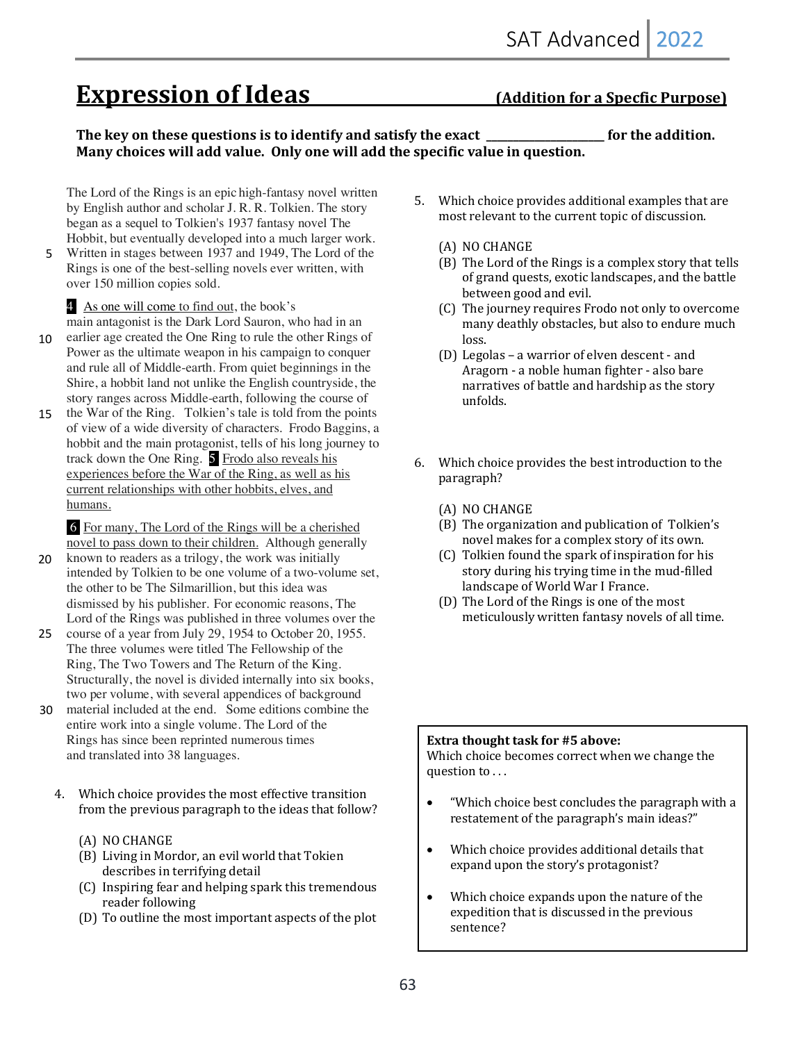# Expression of Ideas

**(Addition for a Specfic Purpose)**

**The key on these questions is to identify and satisfy the exact \_\_\_\_\_\_\_\_\_\_\_\_\_\_\_\_\_\_\_\_ for the addition. Many choices will add value. Only one will add the specific value in question.**

The Lord of the Rings is an epic high-fantasy novel written by English author and scholar J. R. R. Tolkien. The story began as a sequel to Tolkien's 1937 fantasy novel The Hobbit, but eventually developed into a much larger work. Written in stages between 1937 and 1949, The Lord of the Rings is one of the best-selling novels ever written, with over 150 million copies sold.

**4** <u>As one will come to find out</u>, the book's main antagonist is the Dark Lord Sauron, who had in an earlier age created the One Ring to rule the other Rings of Power as the ultimate weapon in his campaign to conquer and rule all of Middle-earth. From quiet beginnings in the Shire, a hobbit land not unlike the English countryside, the story ranges across Middle-earth, following the course of the War of the Ring. Tolkien's tale is told from the points of view of a wide diversity of characters. Frodo Baggins, a hobbit and the main protagonist, tells of his long journey to track down the One Ring. **5** <u>Frodo also reveals his experiences before the War of the Ring, as well as his current relationships with other hobbits, elves, and humans.</u>

**6** <u>For many, The Lord of the Rings will be a cherished novel to pass down to their children.</u> Although generally known to readers as a trilogy, the work was initially intended by Tolkien to be one volume of a two-volume set, the other to be The Silmarillion, but this idea was dismissed by his publisher. For economic reasons, The Lord of the Rings was published in three volumes over the course of a year from July 29, 1954 to October 20, 1955. The three volumes were titled The Fellowship of the Ring, The Two Towers and The Return of the King. Structurally, the novel is divided internally into six books, two per volume, with several appendices of background material included at the end. Some editions combine the entire work into a single volume. The Lord of the Rings has since been reprinted numerous times and translated into 38 languages.

4. Which choice provides the most effective transition from the previous paragraph to the ideas that follow?

   (A) NO CHANGE
   (B) Living in Mordor, an evil world that Tokien describes in terrifying detail
   (C) Inspiring fear and helping spark this tremendous reader following
   (D) To outline the most important aspects of the plot

5. Which choice provides additional examples that are most relevant to the current topic of discussion.

   (A) NO CHANGE
   (B) The Lord of the Rings is a complex story that tells of grand quests, exotic landscapes, and the battle between good and evil.
   (C) The journey requires Frodo not only to overcome many deathly obstacles, but also to endure much loss.
   (D) Legolas – a warrior of elven descent - and Aragorn - a noble human fighter - also bare narratives of battle and hardship as the story unfolds.

6. Which choice provides the best introduction to the paragraph?

   (A) NO CHANGE
   (B) The organization and publication of Tolkien's novel makes for a complex story of its own.
   (C) Tolkien found the spark of inspiration for his story during his trying time in the mud-filled landscape of World War I France.
   (D) The Lord of the Rings is one of the most meticulously written fantasy novels of all time.

**Extra thought task for #5 above:**
Which choice becomes correct when we change the question to . . .

- "Which choice best concludes the paragraph with a restatement of the paragraph's main ideas?"
- Which choice provides additional details that expand upon the story's protagonist?
- Which choice expands upon the nature of the expedition that is discussed in the previous sentence?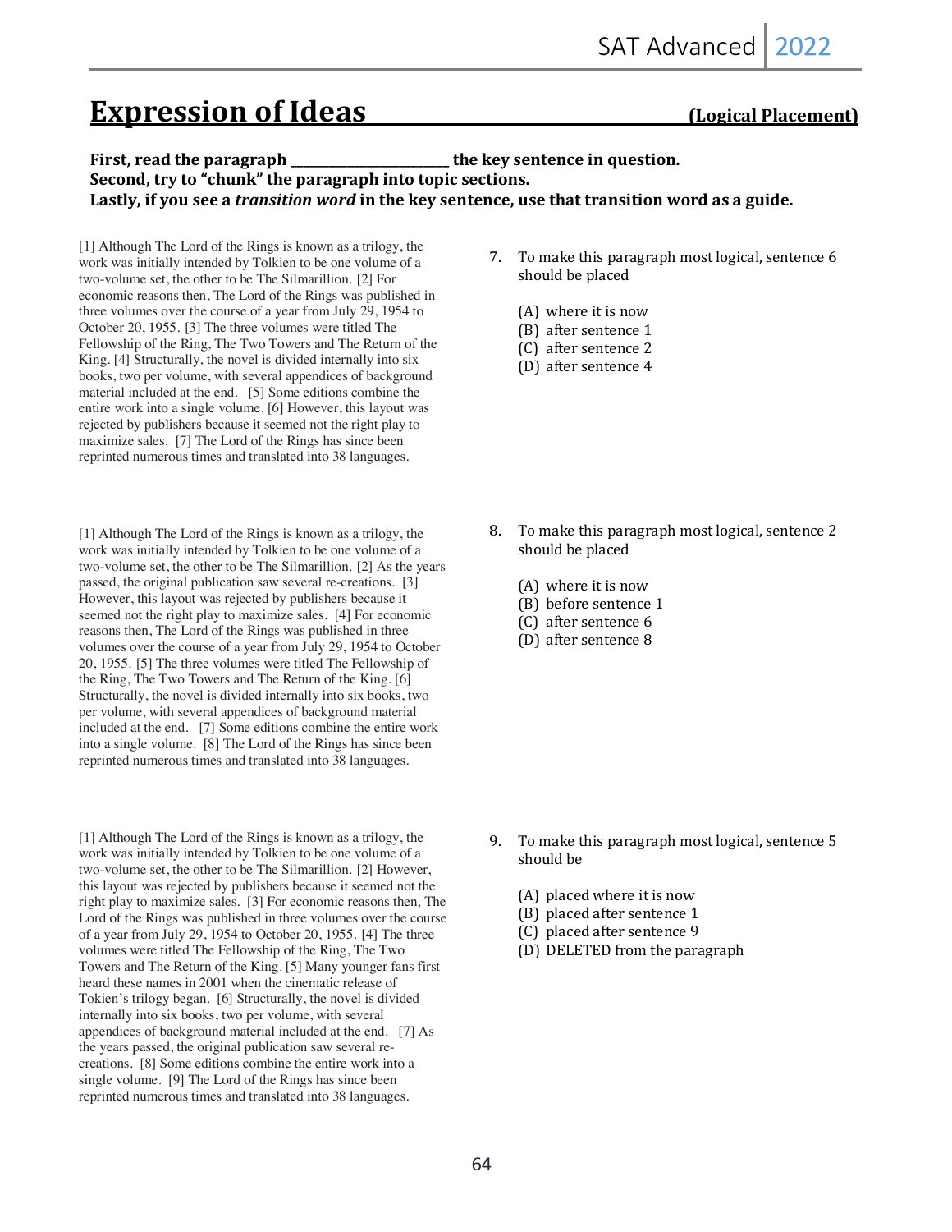# Expression of Ideas **(Logical Placement)**

**First, read the paragraph ______________________ the key sentence in question.**
**Second, try to "chunk" the paragraph into topic sections.**
**Lastly, if you see a *transition word* in the key sentence, use that transition word as a guide.**

[1] Although The Lord of the Rings is known as a trilogy, the work was initially intended by Tolkien to be one volume of a two-volume set, the other to be The Silmarillion. [2] For economic reasons then, The Lord of the Rings was published in three volumes over the course of a year from July 29, 1954 to October 20, 1955. [3] The three volumes were titled The Fellowship of the Ring, The Two Towers and The Return of the King. [4] Structurally, the novel is divided internally into six books, two per volume, with several appendices of background material included at the end. [5] Some editions combine the entire work into a single volume. [6] However, this layout was rejected by publishers because it seemed not the right play to maximize sales. [7] The Lord of the Rings has since been reprinted numerous times and translated into 38 languages.

7. To make this paragraph most logical, sentence 6 should be placed

   (A) where it is now
   (B) after sentence 1
   (C) after sentence 2
   (D) after sentence 4

[1] Although The Lord of the Rings is known as a trilogy, the work was initially intended by Tolkien to be one volume of a two-volume set, the other to be The Silmarillion. [2] As the years passed, the original publication saw several re-creations. [3] However, this layout was rejected by publishers because it seemed not the right play to maximize sales. [4] For economic reasons then, The Lord of the Rings was published in three volumes over the course of a year from July 29, 1954 to October 20, 1955. [5] The three volumes were titled The Fellowship of the Ring, The Two Towers and The Return of the King. [6] Structurally, the novel is divided internally into six books, two per volume, with several appendices of background material included at the end. [7] Some editions combine the entire work into a single volume. [8] The Lord of the Rings has since been reprinted numerous times and translated into 38 languages.

8. To make this paragraph most logical, sentence 2 should be placed

   (A) where it is now
   (B) before sentence 1
   (C) after sentence 6
   (D) after sentence 8

[1] Although The Lord of the Rings is known as a trilogy, the work was initially intended by Tolkien to be one volume of a two-volume set, the other to be The Silmarillion. [2] However, this layout was rejected by publishers because it seemed not the right play to maximize sales. [3] For economic reasons then, The Lord of the Rings was published in three volumes over the course of a year from July 29, 1954 to October 20, 1955. [4] The three volumes were titled The Fellowship of the Ring, The Two Towers and The Return of the King. [5] Many younger fans first heard these names in 2001 when the cinematic release of Tokien's trilogy began. [6] Structurally, the novel is divided internally into six books, two per volume, with several appendices of background material included at the end. [7] As the years passed, the original publication saw several re-creations. [8] Some editions combine the entire work into a single volume. [9] The Lord of the Rings has since been reprinted numerous times and translated into 38 languages.

9. To make this paragraph most logical, sentence 5 should be

   (A) placed where it is now
   (B) placed after sentence 1
   (C) placed after sentence 9
   (D) DELETED from the paragraph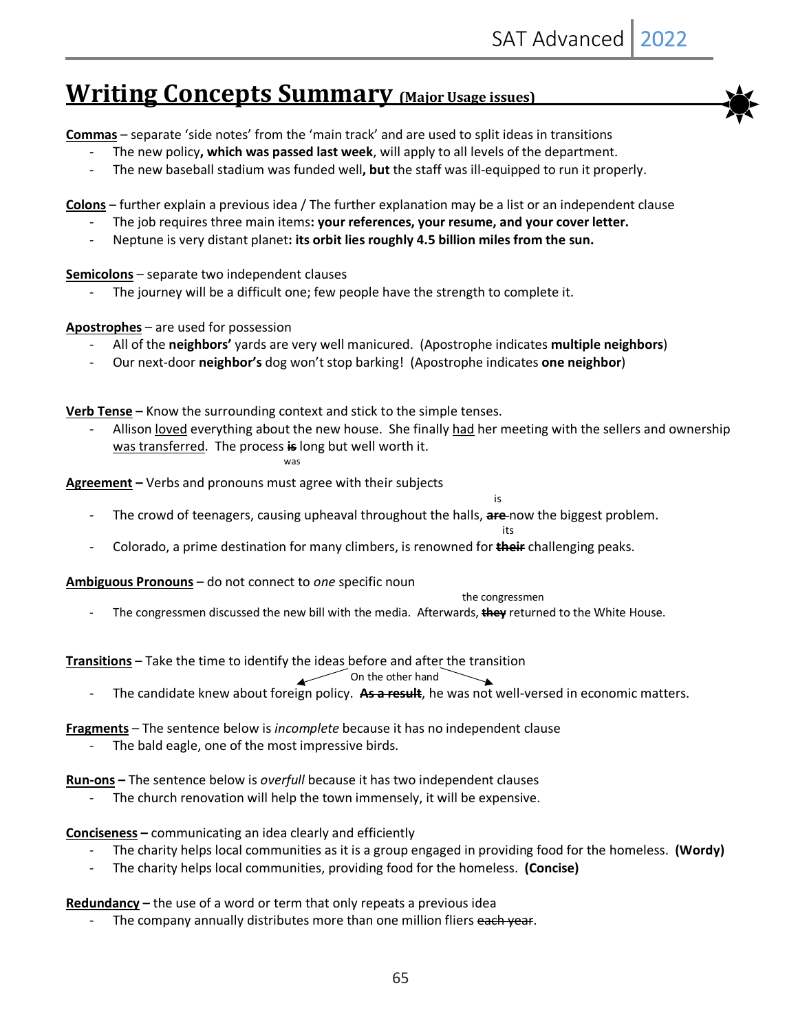# Writing Concepts Summary (Major Usage issues)

**Commas** – separate 'side notes' from the 'main track' and are used to split ideas in transitions

- The new policy**, which was passed last week**, will apply to all levels of the department.
- The new baseball stadium was funded well**, but** the staff was ill-equipped to run it properly.

**Colons** – further explain a previous idea / The further explanation may be a list or an independent clause

- The job requires three main items**: your references, your resume, and your cover letter.**
- Neptune is very distant planet**: its orbit lies roughly 4.5 billion miles from the sun.**

**Semicolons** – separate two independent clauses

- The journey will be a difficult one; few people have the strength to complete it.

**Apostrophes** – are used for possession

- All of the **neighbors'** yards are very well manicured. (Apostrophe indicates **multiple neighbors**)
- Our next-door **neighbor's** dog won't stop barking! (Apostrophe indicates **one neighbor**)

**Verb Tense** – Know the surrounding context and stick to the simple tenses.

- Allison loved everything about the new house. She finally had her meeting with the sellers and ownership was transferred. The process ~~**is**~~ was long but well worth it.

**Agreement** – Verbs and pronouns must agree with their subjects

- The crowd of teenagers, causing upheaval throughout the halls, ~~**are**~~ is now the biggest problem.
- Colorado, a prime destination for many climbers, is renowned for ~~**their**~~ its challenging peaks.

**Ambiguous Pronouns** – do not connect to *one* specific noun

- The congressmen discussed the new bill with the media. Afterwards, ~~**they**~~ the congressmen returned to the White House.

**Transitions** – Take the time to identify the ideas before and after the transition

- The candidate knew about foreign policy. ~~**As a result**~~ On the other hand, he was not well-versed in economic matters.

**Fragments** – The sentence below is *incomplete* because it has no independent clause

- The bald eagle, one of the most impressive birds.

**Run-ons** – The sentence below is *overfull* because it has two independent clauses

- The church renovation will help the town immensely, it will be expensive.

**Conciseness** – communicating an idea clearly and efficiently

- The charity helps local communities as it is a group engaged in providing food for the homeless. **(Wordy)**
- The charity helps local communities, providing food for the homeless. **(Concise)**

**Redundancy** – the use of a word or term that only repeats a previous idea

- The company annually distributes more than one million fliers ~~each year~~.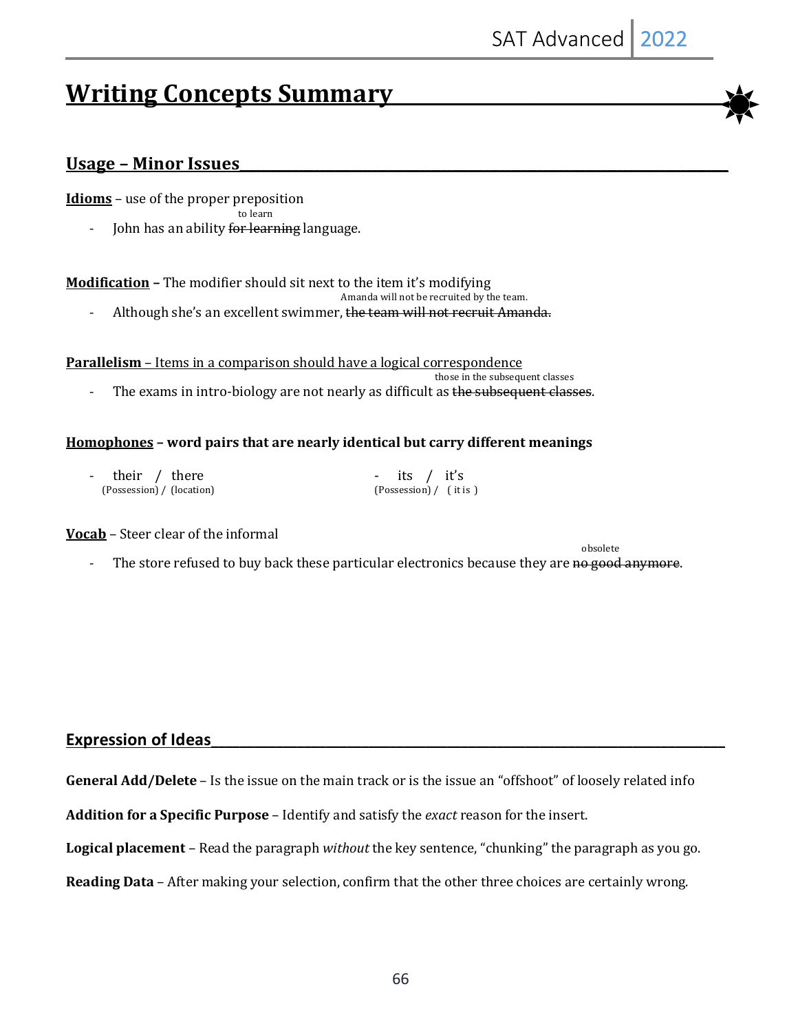# Writing Concepts Summary

## Usage – Minor Issues

**Idioms** – use of the proper preposition

- John has an ability ~~for learning~~ to learn language.

**Modification** – The modifier should sit next to the item it's modifying

- Although she's an excellent swimmer, ~~the team will not recruit Amanda.~~ Amanda will not be recruited by the team.

**Parallelism** – Items in a comparison should have a logical correspondence

- The exams in intro-biology are not nearly as difficult as ~~the subsequent classes~~ those in the subsequent classes.

**Homophones – word pairs that are nearly identical but carry different meanings**

- their / there
  (Possession) / (location)
- its / it's
  (Possession) / ( it is )

**Vocab** – Steer clear of the informal

- The store refused to buy back these particular electronics because they are ~~no good anymore~~ obsolete.

## Expression of Ideas

**General Add/Delete** – Is the issue on the main track or is the issue an "offshoot" of loosely related info

**Addition for a Specific Purpose** – Identify and satisfy the *exact* reason for the insert.

**Logical placement** – Read the paragraph *without* the key sentence, "chunking" the paragraph as you go.

**Reading Data** – After making your selection, confirm that the other three choices are certainly wrong.